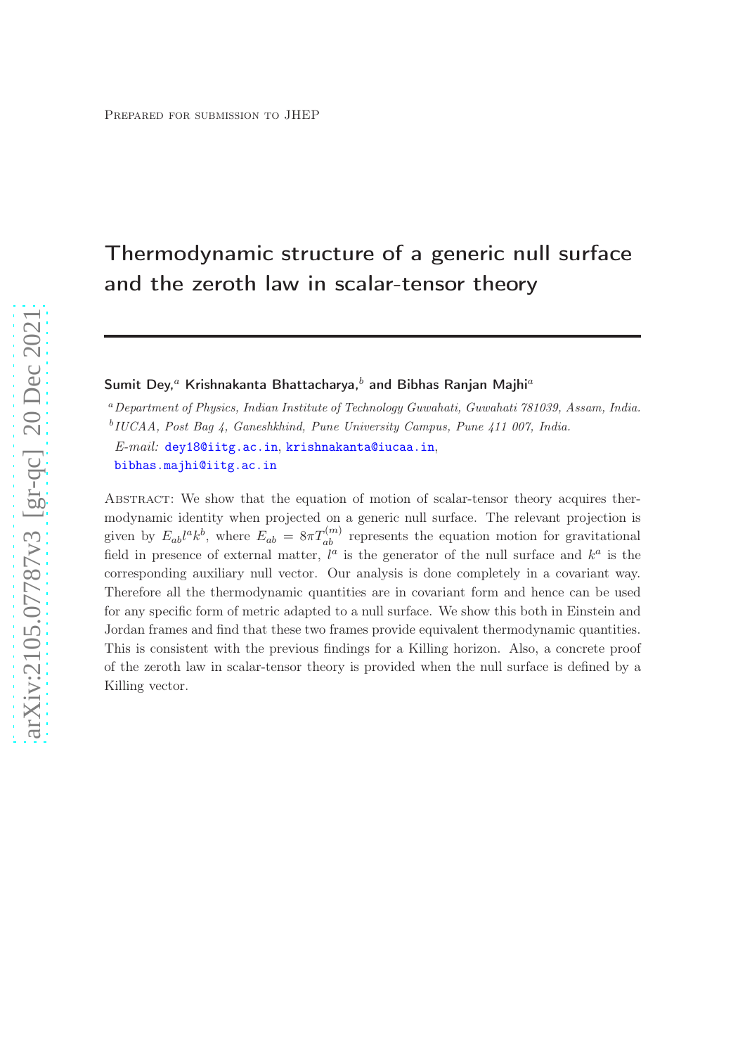Prepared for submission to JHEP

# Thermodynamic structure of a generic null surface and the zeroth law in scalar-tensor theory

**Sumit Dey,[a] Krishnakanta Bhattacharya,[b] and Bibhas Ranjan Majhi[a]**

[a] *Department of Physics, Indian Institute of Technology Guwahati, Guwahati 781039, Assam, India.*

[b] *IUCAA, Post Bag 4, Ganeshkhind, Pune University Campus, Pune 411 007, India.*

*E-mail:* dey18@iitg.ac.in, krishnakanta@iucaa.in, bibhas.majhi@iitg.ac.in

Abstract: We show that the equation of motion of scalar-tensor theory acquires thermodynamic identity when projected on a generic null surface. The relevant projection is given by $E_{ab}l^ak^b$, where $E_{ab} = 8\pi T^{(m)}_{ab}$ represents the equation motion for gravitational field in presence of external matter, $l^a$ is the generator of the null surface and $k^a$ is the corresponding auxiliary null vector. Our analysis is done completely in a covariant way. Therefore all the thermodynamic quantities are in covariant form and hence can be used for any specific form of metric adapted to a null surface. We show this both in Einstein and Jordan frames and find that these two frames provide equivalent thermodynamic quantities. This is consistent with the previous findings for a Killing horizon. Also, a concrete proof of the zeroth law in scalar-tensor theory is provided when the null surface is defined by a Killing vector.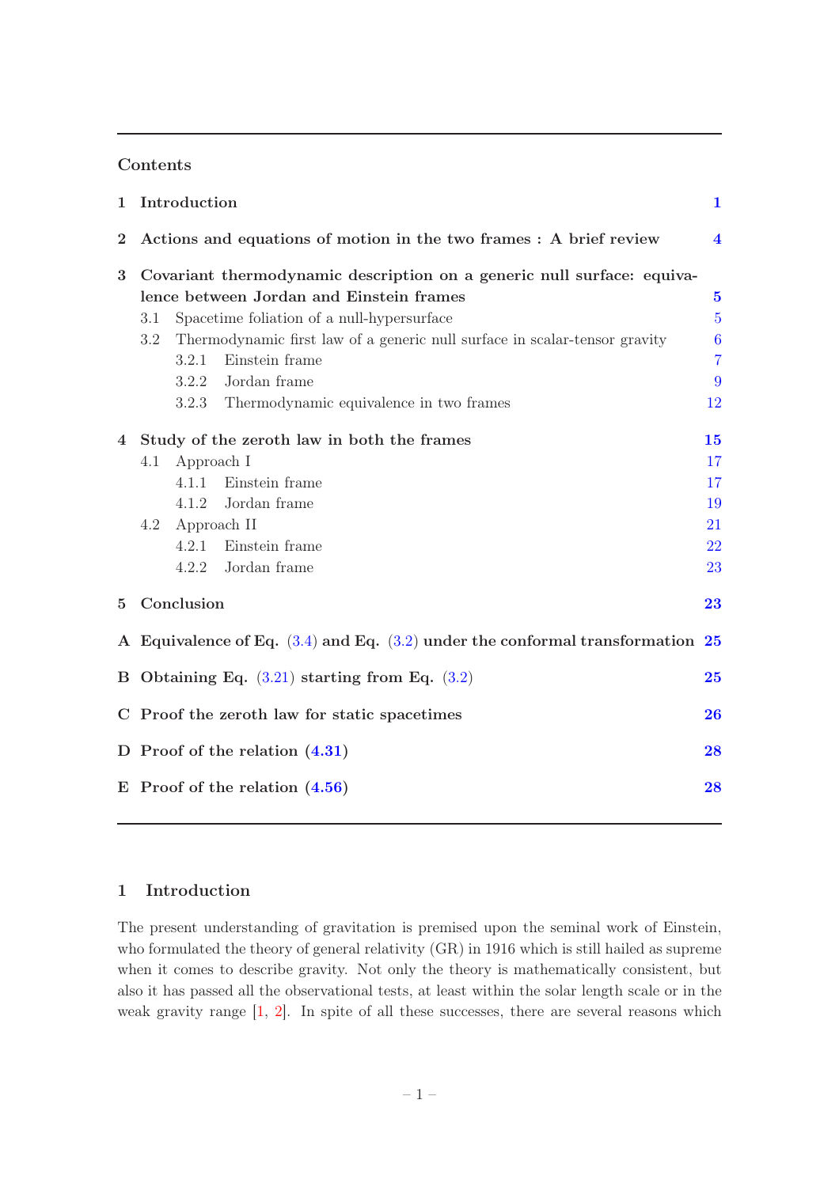## Contents

| | | |
|---|---|---|
| **1** | **Introduction** | **1** |
| **2** | **Actions and equations of motion in the two frames : A brief review** | **4** |
| **3** | **Covariant thermodynamic description on a generic null surface: equivalence between Jordan and Einstein frames** | **5** |
| | 3.1 Spacetime foliation of a null-hypersurface | 5 |
| | 3.2 Thermodynamic first law of a generic null surface in scalar-tensor gravity | 6 |
| | 3.2.1 Einstein frame | 7 |
| | 3.2.2 Jordan frame | 9 |
| | 3.2.3 Thermodynamic equivalence in two frames | 12 |
| **4** | **Study of the zeroth law in both the frames** | **15** |
| | 4.1 Approach I | 17 |
| | 4.1.1 Einstein frame | 17 |
| | 4.1.2 Jordan frame | 19 |
| | 4.2 Approach II | 21 |
| | 4.2.1 Einstein frame | 22 |
| | 4.2.2 Jordan frame | 23 |
| **5** | **Conclusion** | **23** |
| **A** | **Equivalence of Eq. (3.4) and Eq. (3.2) under the conformal transformation** | **25** |
| **B** | **Obtaining Eq. (3.21) starting from Eq. (3.2)** | **25** |
| **C** | **Proof the zeroth law for static spacetimes** | **26** |
| **D** | **Proof of the relation (4.31)** | **28** |
| **E** | **Proof of the relation (4.56)** | **28** |

## 1 Introduction

The present understanding of gravitation is premised upon the seminal work of Einstein, who formulated the theory of general relativity (GR) in 1916 which is still hailed as supreme when it comes to describe gravity. Not only the theory is mathematically consistent, but also it has passed all the observational tests, at least within the solar length scale or in the weak gravity range [1, 2]. In spite of all these successes, there are several reasons which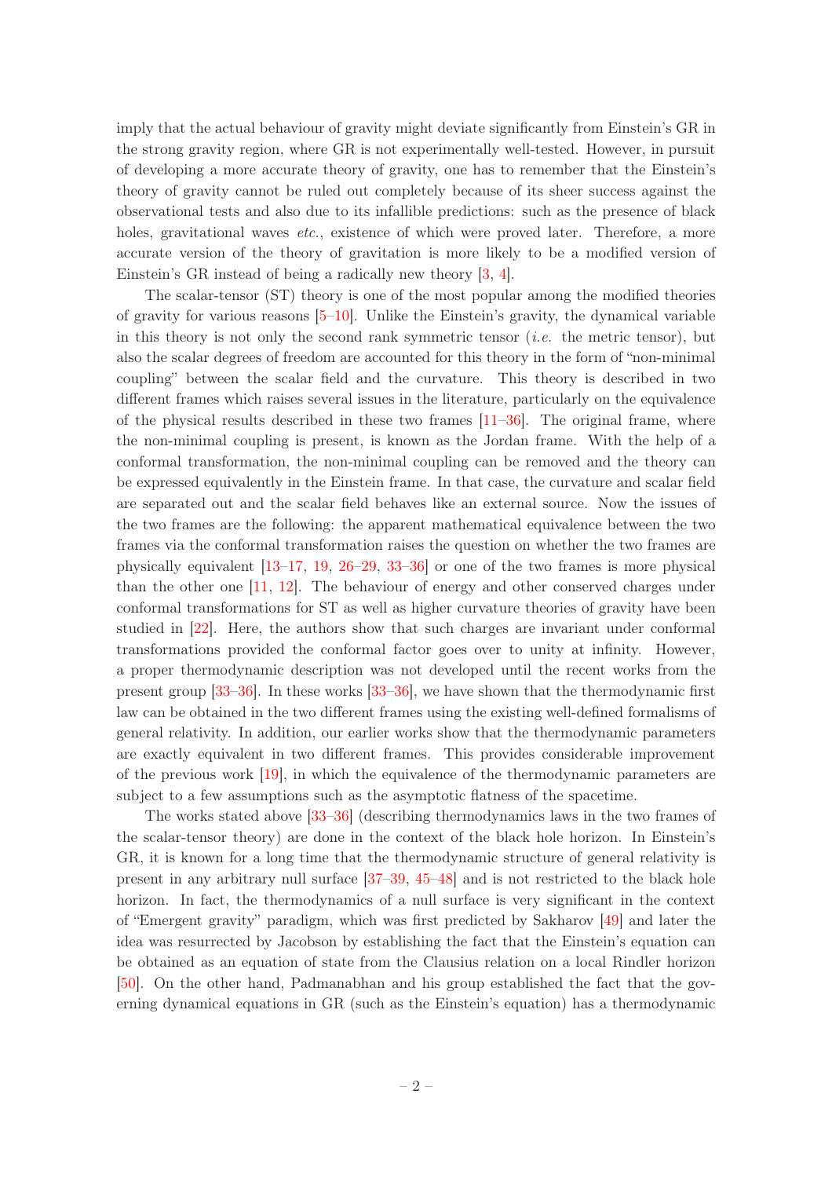imply that the actual behaviour of gravity might deviate significantly from Einstein's GR in the strong gravity region, where GR is not experimentally well-tested. However, in pursuit of developing a more accurate theory of gravity, one has to remember that the Einstein's theory of gravity cannot be ruled out completely because of its sheer success against the observational tests and also due to its infallible predictions: such as the presence of black holes, gravitational waves *etc.*, existence of which were proved later. Therefore, a more accurate version of the theory of gravitation is more likely to be a modified version of Einstein's GR instead of being a radically new theory [3, 4].

The scalar-tensor (ST) theory is one of the most popular among the modified theories of gravity for various reasons [5–10]. Unlike the Einstein's gravity, the dynamical variable in this theory is not only the second rank symmetric tensor (*i.e.* the metric tensor), but also the scalar degrees of freedom are accounted for this theory in the form of "non-minimal coupling" between the scalar field and the curvature. This theory is described in two different frames which raises several issues in the literature, particularly on the equivalence of the physical results described in these two frames [11–36]. The original frame, where the non-minimal coupling is present, is known as the Jordan frame. With the help of a conformal transformation, the non-minimal coupling can be removed and the theory can be expressed equivalently in the Einstein frame. In that case, the curvature and scalar field are separated out and the scalar field behaves like an external source. Now the issues of the two frames are the following: the apparent mathematical equivalence between the two frames via the conformal transformation raises the question on whether the two frames are physically equivalent [13–17, 19, 26–29, 33–36] or one of the two frames is more physical than the other one [11, 12]. The behaviour of energy and other conserved charges under conformal transformations for ST as well as higher curvature theories of gravity have been studied in [22]. Here, the authors show that such charges are invariant under conformal transformations provided the conformal factor goes over to unity at infinity. However, a proper thermodynamic description was not developed until the recent works from the present group [33–36]. In these works [33–36], we have shown that the thermodynamic first law can be obtained in the two different frames using the existing well-defined formalisms of general relativity. In addition, our earlier works show that the thermodynamic parameters are exactly equivalent in two different frames. This provides considerable improvement of the previous work [19], in which the equivalence of the thermodynamic parameters are subject to a few assumptions such as the asymptotic flatness of the spacetime.

The works stated above [33–36] (describing thermodynamics laws in the two frames of the scalar-tensor theory) are done in the context of the black hole horizon. In Einstein's GR, it is known for a long time that the thermodynamic structure of general relativity is present in any arbitrary null surface [37–39, 45–48] and is not restricted to the black hole horizon. In fact, the thermodynamics of a null surface is very significant in the context of "Emergent gravity" paradigm, which was first predicted by Sakharov [49] and later the idea was resurrected by Jacobson by establishing the fact that the Einstein's equation can be obtained as an equation of state from the Clausius relation on a local Rindler horizon [50]. On the other hand, Padmanabhan and his group established the fact that the governing dynamical equations in GR (such as the Einstein's equation) has a thermodynamic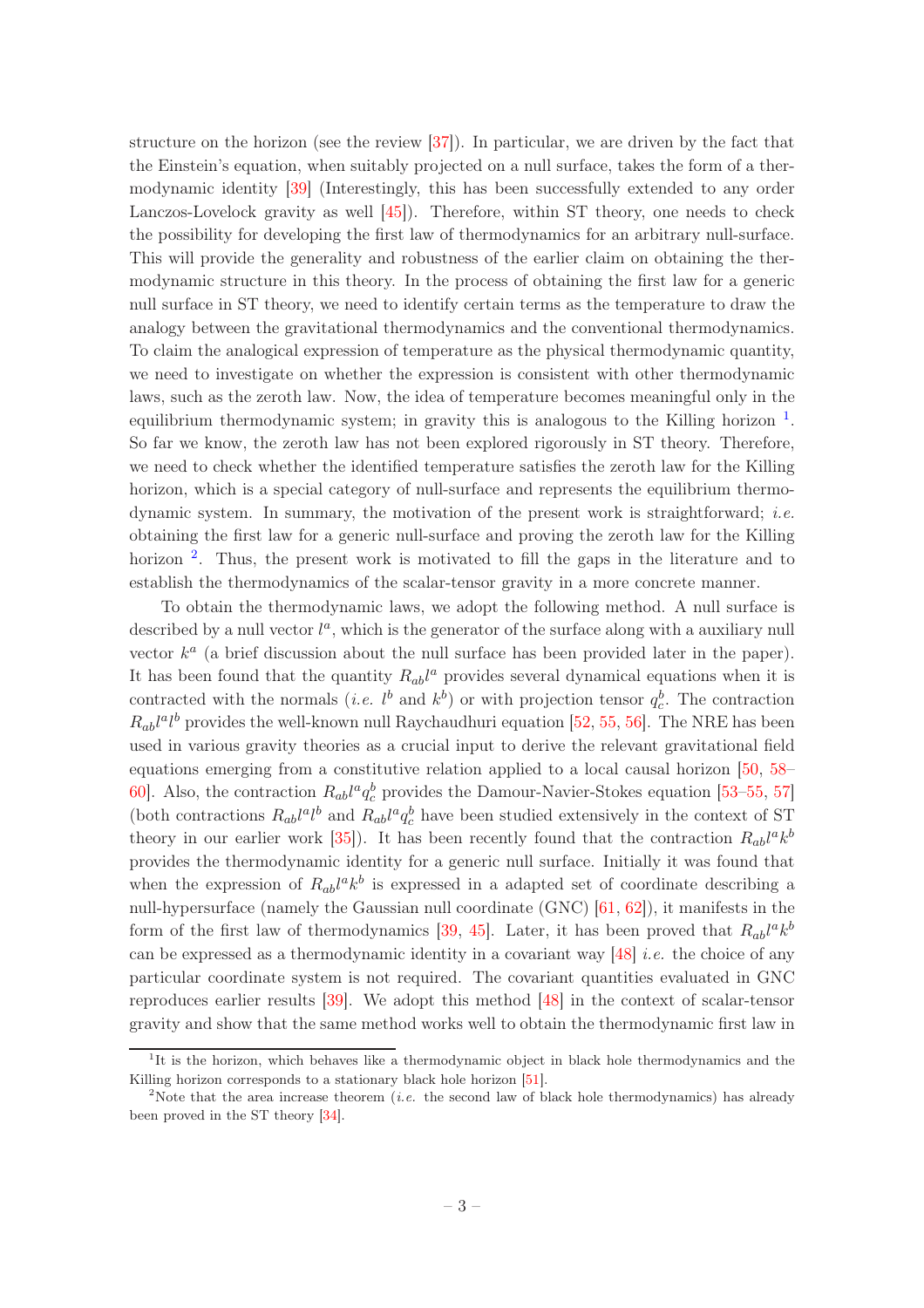structure on the horizon (see the review [37]). In particular, we are driven by the fact that the Einstein's equation, when suitably projected on a null surface, takes the form of a thermodynamic identity [39] (Interestingly, this has been successfully extended to any order Lanczos-Lovelock gravity as well [45]). Therefore, within ST theory, one needs to check the possibility for developing the first law of thermodynamics for an arbitrary null-surface. This will provide the generality and robustness of the earlier claim on obtaining the thermodynamic structure in this theory. In the process of obtaining the first law for a generic null surface in ST theory, we need to identify certain terms as the temperature to draw the analogy between the gravitational thermodynamics and the conventional thermodynamics. To claim the analogical expression of temperature as the physical thermodynamic quantity, we need to investigate on whether the expression is consistent with other thermodynamic laws, such as the zeroth law. Now, the idea of temperature becomes meaningful only in the equilibrium thermodynamic system; in gravity this is analogous to the Killing horizon [1]. So far we know, the zeroth law has not been explored rigorously in ST theory. Therefore, we need to check whether the identified temperature satisfies the zeroth law for the Killing horizon, which is a special category of null-surface and represents the equilibrium thermodynamic system. In summary, the motivation of the present work is straightforward; *i.e.* obtaining the first law for a generic null-surface and proving the zeroth law for the Killing horizon [2]. Thus, the present work is motivated to fill the gaps in the literature and to establish the thermodynamics of the scalar-tensor gravity in a more concrete manner.

To obtain the thermodynamic laws, we adopt the following method. A null surface is described by a null vector $l^a$, which is the generator of the surface along with a auxiliary null vector $k^a$ (a brief discussion about the null surface has been provided later in the paper). It has been found that the quantity $R_{ab}l^a$ provides several dynamical equations when it is contracted with the normals (*i.e.* $l^b$ and $k^b$) or with projection tensor $q^b_c$. The contraction $R_{ab}l^al^b$ provides the well-known null Raychaudhuri equation [52, 55, 56]. The NRE has been used in various gravity theories as a crucial input to derive the relevant gravitational field equations emerging from a constitutive relation applied to a local causal horizon [50, 58–60]. Also, the contraction $R_{ab}l^aq^b_c$ provides the Damour-Navier-Stokes equation [53–55, 57] (both contractions $R_{ab}l^al^b$ and $R_{ab}l^aq^b_c$ have been studied extensively in the context of ST theory in our earlier work [35]). It has been recently found that the contraction $R_{ab}l^ak^b$ provides the thermodynamic identity for a generic null surface. Initially it was found that when the expression of $R_{ab}l^ak^b$ is expressed in a adapted set of coordinate describing a null-hypersurface (namely the Gaussian null coordinate (GNC) [61, 62]), it manifests in the form of the first law of thermodynamics [39, 45]. Later, it has been proved that $R_{ab}l^ak^b$ can be expressed as a thermodynamic identity in a covariant way [48] *i.e.* the choice of any particular coordinate system is not required. The covariant quantities evaluated in GNC reproduces earlier results [39]. We adopt this method [48] in the context of scalar-tensor gravity and show that the same method works well to obtain the thermodynamic first law in

[1] It is the horizon, which behaves like a thermodynamic object in black hole thermodynamics and the Killing horizon corresponds to a stationary black hole horizon [51].

[2] Note that the area increase theorem (*i.e.* the second law of black hole thermodynamics) has already been proved in the ST theory [34].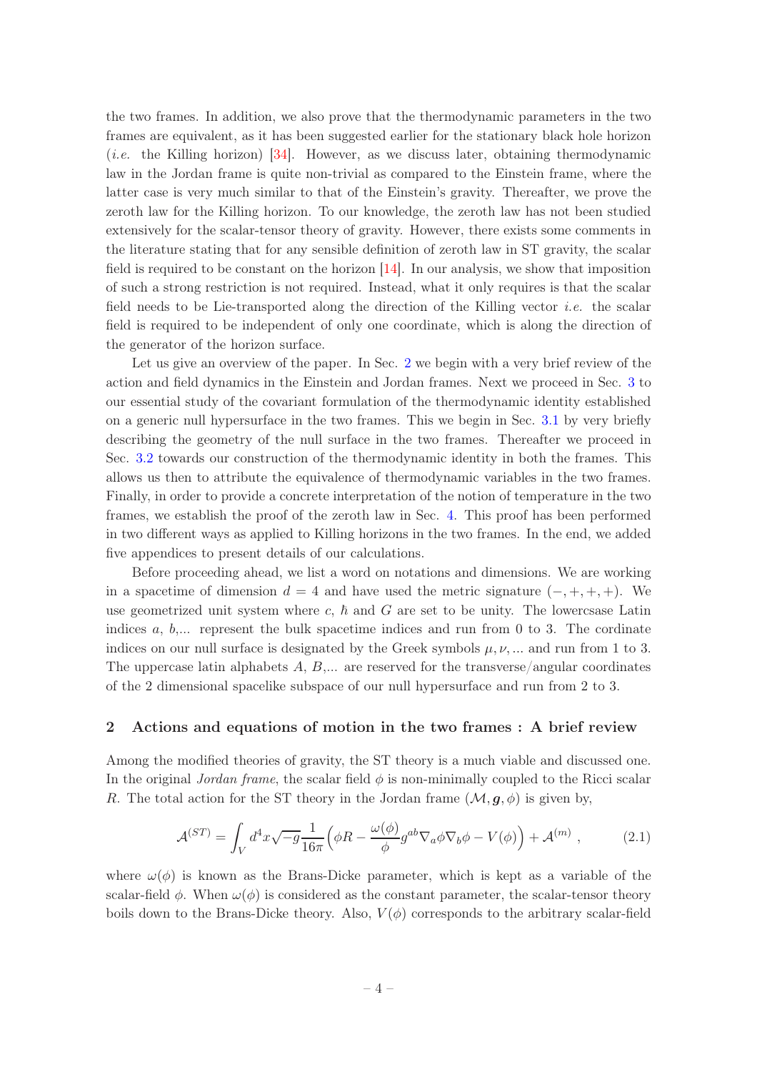the two frames. In addition, we also prove that the thermodynamic parameters in the two frames are equivalent, as it has been suggested earlier for the stationary black hole horizon (*i.e.* the Killing horizon) [34]. However, as we discuss later, obtaining thermodynamic law in the Jordan frame is quite non-trivial as compared to the Einstein frame, where the latter case is very much similar to that of the Einstein's gravity. Thereafter, we prove the zeroth law for the Killing horizon. To our knowledge, the zeroth law has not been studied extensively for the scalar-tensor theory of gravity. However, there exists some comments in the literature stating that for any sensible definition of zeroth law in ST gravity, the scalar field is required to be constant on the horizon [14]. In our analysis, we show that imposition of such a strong restriction is not required. Instead, what it only requires is that the scalar field needs to be Lie-transported along the direction of the Killing vector *i.e.* the scalar field is required to be independent of only one coordinate, which is along the direction of the generator of the horizon surface.

Let us give an overview of the paper. In Sec. 2 we begin with a very brief review of the action and field dynamics in the Einstein and Jordan frames. Next we proceed in Sec. 3 to our essential study of the covariant formulation of the thermodynamic identity established on a generic null hypersurface in the two frames. This we begin in Sec. 3.1 by very briefly describing the geometry of the null surface in the two frames. Thereafter we proceed in Sec. 3.2 towards our construction of the thermodynamic identity in both the frames. This allows us then to attribute the equivalence of thermodynamic variables in the two frames. Finally, in order to provide a concrete interpretation of the notion of temperature in the two frames, we establish the proof of the zeroth law in Sec. 4. This proof has been performed in two different ways as applied to Killing horizons in the two frames. In the end, we added five appendices to present details of our calculations.

Before proceeding ahead, we list a word on notations and dimensions. We are working in a spacetime of dimension $d = 4$ and have used the metric signature $(-,+,+,+)$. We use geometrized unit system where $c$, $\hbar$ and $G$ are set to be unity. The lowercsase Latin indices $a$, $b$,... represent the bulk spacetime indices and run from 0 to 3. The cordinate indices on our null surface is designated by the Greek symbols $\mu, \nu, ...$ and run from 1 to 3. The uppercase latin alphabets $A$, $B$,... are reserved for the transverse/angular coordinates of the 2 dimensional spacelike subspace of our null hypersurface and run from 2 to 3.

## 2 Actions and equations of motion in the two frames : A brief review

Among the modified theories of gravity, the ST theory is a much viable and discussed one. In the original *Jordan frame*, the scalar field $\phi$ is non-minimally coupled to the Ricci scalar $R$. The total action for the ST theory in the Jordan frame $(\mathcal{M}, \boldsymbol{g}, \phi)$ is given by,

$$
\mathcal{A}^{(ST)} = \int_V d^4x\sqrt{-g}\frac{1}{16\pi}\Big(\phi R - \frac{\omega(\phi)}{\phi}g^{ab}\nabla_a\phi\nabla_b\phi - V(\phi)\Big) + \mathcal{A}^{(m)} \, , \tag{2.1}
$$

where $\omega(\phi)$ is known as the Brans-Dicke parameter, which is kept as a variable of the scalar-field $\phi$. When $\omega(\phi)$ is considered as the constant parameter, the scalar-tensor theory boils down to the Brans-Dicke theory. Also, $V(\phi)$ corresponds to the arbitrary scalar-field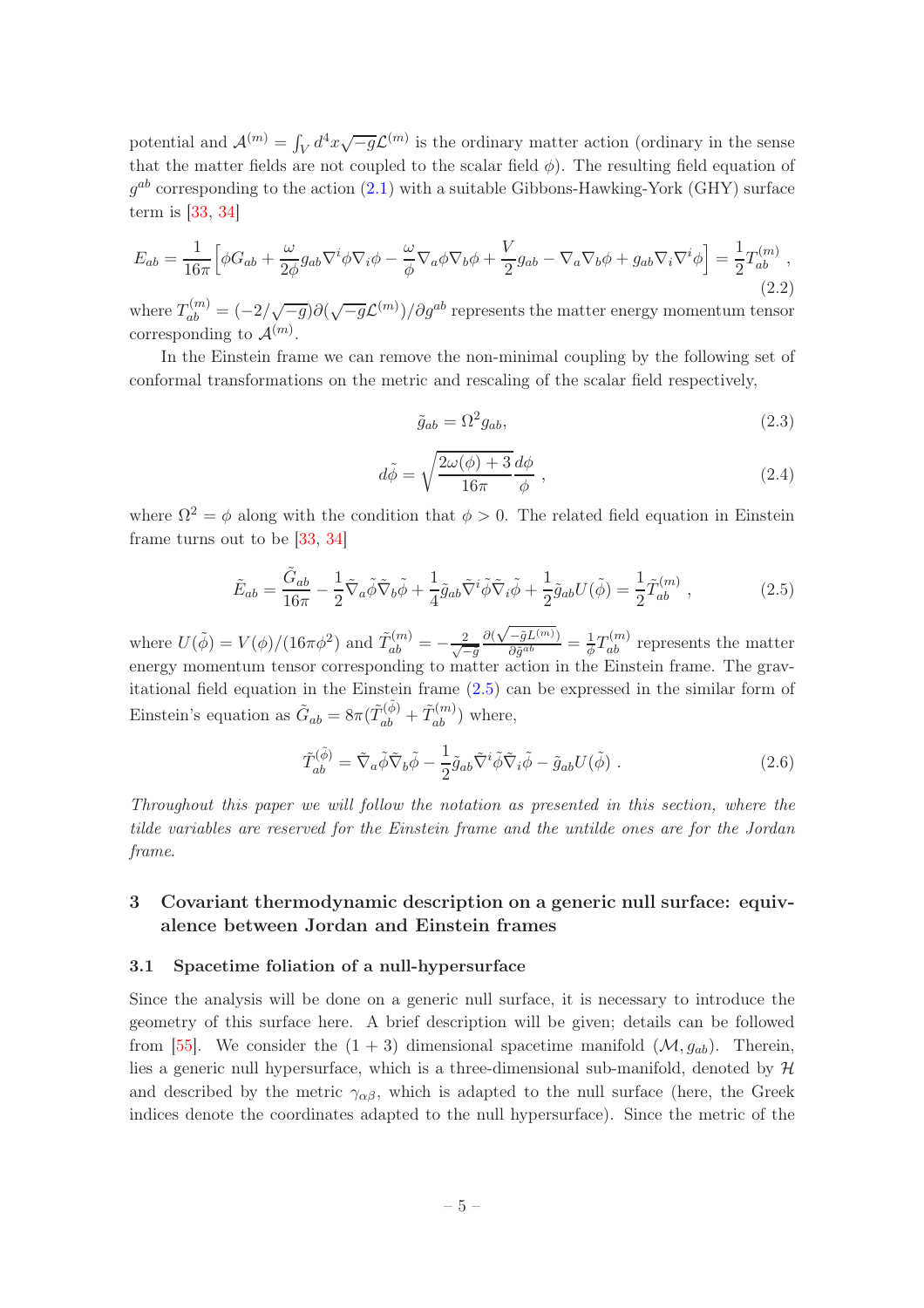potential and $\mathcal{A}^{(m)} = \int_V d^4x\sqrt{-g}\mathcal{L}^{(m)}$ is the ordinary matter action (ordinary in the sense that the matter fields are not coupled to the scalar field $\phi$). The resulting field equation of $g^{ab}$ corresponding to the action (2.1) with a suitable Gibbons-Hawking-York (GHY) surface term is [33, 34]

$$E_{ab} = \frac{1}{16\pi}\Big[\phi G_{ab} + \frac{\omega}{2\phi}g_{ab}\nabla^i\phi\nabla_i\phi - \frac{\omega}{\phi}\nabla_a\phi\nabla_b\phi + \frac{V}{2}g_{ab} - \nabla_a\nabla_b\phi + g_{ab}\nabla_i\nabla^i\phi\Big] = \frac{1}{2}T^{(m)}_{ab}\ , \tag{2.2}$$

where $T^{(m)}_{ab} = (-2/\sqrt{-g})\partial(\sqrt{-g}\mathcal{L}^{(m)})/\partial g^{ab}$ represents the matter energy momentum tensor corresponding to $\mathcal{A}^{(m)}$.

In the Einstein frame we can remove the non-minimal coupling by the following set of conformal transformations on the metric and rescaling of the scalar field respectively,

$$\tilde{g}_{ab} = \Omega^2 g_{ab}, \tag{2.3}$$

$$d\tilde{\phi} = \sqrt{\frac{2\omega(\phi)+3}{16\pi}}\frac{d\phi}{\phi}\ , \tag{2.4}$$

where $\Omega^2 = \phi$ along with the condition that $\phi > 0$. The related field equation in Einstein frame turns out to be [33, 34]

$$\tilde{E}_{ab} = \frac{\tilde{G}_{ab}}{16\pi} - \frac{1}{2}\tilde{\nabla}_a\tilde{\phi}\tilde{\nabla}_b\tilde{\phi} + \frac{1}{4}\tilde{g}_{ab}\tilde{\nabla}^i\tilde{\phi}\tilde{\nabla}_i\tilde{\phi} + \frac{1}{2}\tilde{g}_{ab}U(\tilde{\phi}) = \frac{1}{2}\tilde{T}^{(m)}_{ab}\ , \tag{2.5}$$

where $U(\tilde{\phi}) = V(\phi)/(16\pi\phi^2)$ and $\tilde{T}^{(m)}_{ab} = -\frac{2}{\sqrt{-\tilde{g}}}\frac{\partial(\sqrt{-\tilde{g}L^{(m)}})}{\partial\tilde{g}^{ab}} = \frac{1}{\phi}T^{(m)}_{ab}$ represents the matter energy momentum tensor corresponding to matter action in the Einstein frame. The gravitational field equation in the Einstein frame (2.5) can be expressed in the similar form of Einstein's equation as $\tilde{G}_{ab} = 8\pi(\tilde{T}^{(\tilde{\phi})}_{ab} + \tilde{T}^{(m)}_{ab})$ where,

$$\tilde{T}^{(\tilde{\phi})}_{ab} = \tilde{\nabla}_a\tilde{\phi}\tilde{\nabla}_b\tilde{\phi} - \frac{1}{2}\tilde{g}_{ab}\tilde{\nabla}^i\tilde{\phi}\tilde{\nabla}_i\tilde{\phi} - \tilde{g}_{ab}U(\tilde{\phi})\ . \tag{2.6}$$

*Throughout this paper we will follow the notation as presented in this section, where the tilde variables are reserved for the Einstein frame and the untilde ones are for the Jordan frame.*

## 3 Covariant thermodynamic description on a generic null surface: equivalence between Jordan and Einstein frames

### 3.1 Spacetime foliation of a null-hypersurface

Since the analysis will be done on a generic null surface, it is necessary to introduce the geometry of this surface here. A brief description will be given; details can be followed from [55]. We consider the $(1+3)$ dimensional spacetime manifold $(\mathcal{M}, g_{ab})$. Therein, lies a generic null hypersurface, which is a three-dimensional sub-manifold, denoted by $\mathcal{H}$ and described by the metric $\gamma_{\alpha\beta}$, which is adapted to the null surface (here, the Greek indices denote the coordinates adapted to the null hypersurface). Since the metric of the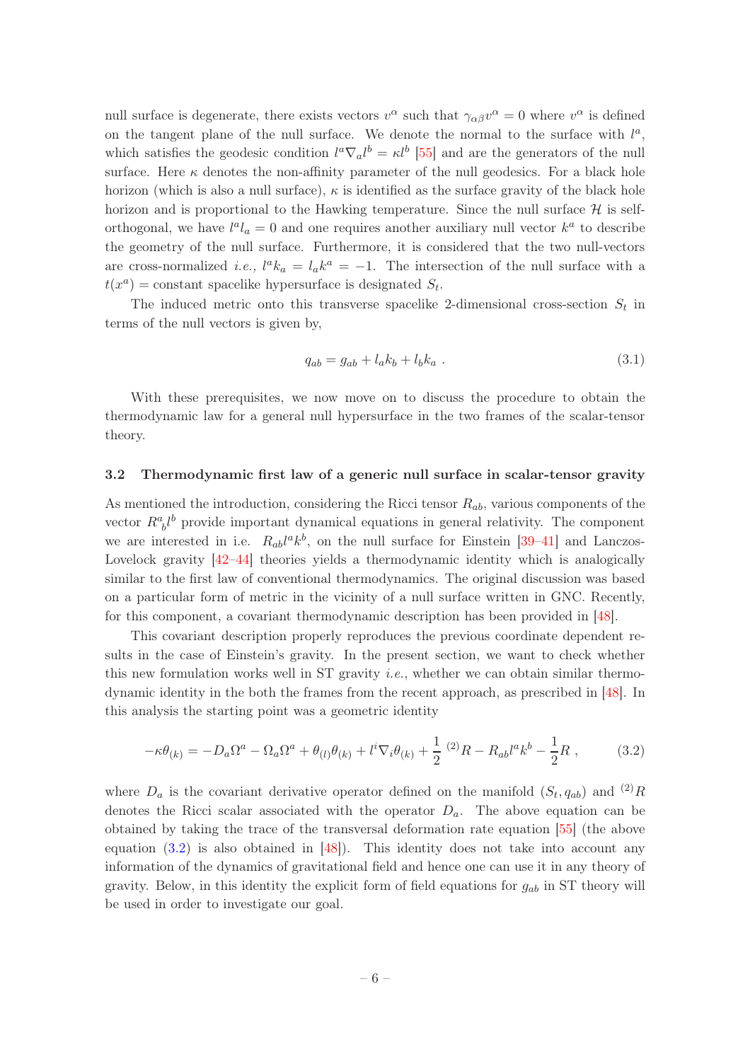null surface is degenerate, there exists vectors $v^\alpha$ such that $\gamma_{\alpha\beta}v^\alpha = 0$ where $v^\alpha$ is defined on the tangent plane of the null surface. We denote the normal to the surface with $l^a$, which satisfies the geodesic condition $l^a\nabla_a l^b = \kappa l^b$ [55] and are the generators of the null surface. Here $\kappa$ denotes the non-affinity parameter of the null geodesics. For a black hole horizon (which is also a null surface), $\kappa$ is identified as the surface gravity of the black hole horizon and is proportional to the Hawking temperature. Since the null surface $\mathcal{H}$ is self-orthogonal, we have $l^a l_a = 0$ and one requires another auxiliary null vector $k^a$ to describe the geometry of the null surface. Furthermore, it is considered that the two null-vectors are cross-normalized *i.e.,* $l^a k_a = l_a k^a = -1$. The intersection of the null surface with a $t(x^a) =$ constant spacelike hypersurface is designated $S_t$.

The induced metric onto this transverse spacelike 2-dimensional cross-section $S_t$ in terms of the null vectors is given by,

$$q_{ab} = g_{ab} + l_a k_b + l_b k_a \ . \tag{3.1}$$

With these prerequisites, we now move on to discuss the procedure to obtain the thermodynamic law for a general null hypersurface in the two frames of the scalar-tensor theory.

### 3.2 Thermodynamic first law of a generic null surface in scalar-tensor gravity

As mentioned the introduction, considering the Ricci tensor $R_{ab}$, various components of the vector $R^a_{\ b}l^b$ provide important dynamical equations in general relativity. The component we are interested in i.e. $R_{ab}l^a k^b$, on the null surface for Einstein [39–41] and Lanczos-Lovelock gravity [42–44] theories yields a thermodynamic identity which is analogically similar to the first law of conventional thermodynamics. The original discussion was based on a particular form of metric in the vicinity of a null surface written in GNC. Recently, for this component, a covariant thermodynamic description has been provided in [48].

This covariant description properly reproduces the previous coordinate dependent results in the case of Einstein's gravity. In the present section, we want to check whether this new formulation works well in ST gravity *i.e.*, whether we can obtain similar thermodynamic identity in the both the frames from the recent approach, as prescribed in [48]. In this analysis the starting point was a geometric identity

$$-\kappa\theta_{(k)} = -D_a\Omega^a - \Omega_a\Omega^a + \theta_{(l)}\theta_{(k)} + l^i\nabla_i\theta_{(k)} + \frac{1}{2}\ {}^{(2)}R - R_{ab}l^a k^b - \frac{1}{2}R \ , \tag{3.2}$$

where $D_a$ is the covariant derivative operator defined on the manifold $(S_t, q_{ab})$ and ${}^{(2)}R$ denotes the Ricci scalar associated with the operator $D_a$. The above equation can be obtained by taking the trace of the transversal deformation rate equation [55] (the above equation (3.2) is also obtained in [48]). This identity does not take into account any information of the dynamics of gravitational field and hence one can use it in any theory of gravity. Below, in this identity the explicit form of field equations for $g_{ab}$ in ST theory will be used in order to investigate our goal.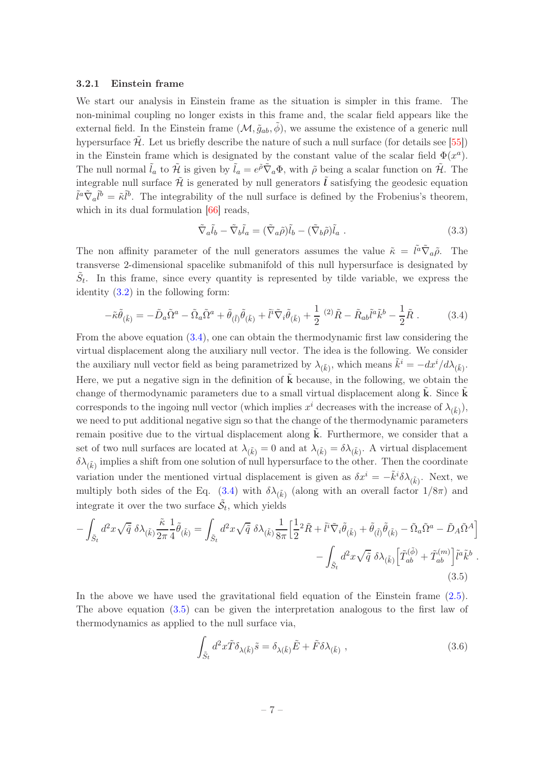#### 3.2.1 Einstein frame

We start our analysis in Einstein frame as the situation is simpler in this frame. The non-minimal coupling no longer exists in this frame and, the scalar field appears like the external field. In the Einstein frame $(\mathcal{M}, \tilde{g}_{ab}, \tilde{\phi})$, we assume the existence of a generic null hypersurface $\tilde{\mathcal{H}}$. Let us briefly describe the nature of such a null surface (for details see [55]) in the Einstein frame which is designated by the constant value of the scalar field $\Phi(x^a)$. The null normal $\tilde{l}_a$ to $\tilde{\mathcal{H}}$ is given by $\tilde{l}_a = e^{\tilde{\rho}}\tilde{\nabla}_a\Phi$, with $\tilde{\rho}$ being a scalar function on $\tilde{\mathcal{H}}$. The integrable null surface $\tilde{\mathcal{H}}$ is generated by null generators $\tilde{\boldsymbol{l}}$ satisfying the geodesic equation $\tilde{l}^a\tilde{\nabla}_a\tilde{l}^b = \tilde{\kappa}\tilde{l}^b$. The integrability of the null surface is defined by the Frobenius's theorem, which in its dual formulation [66] reads,

$$\tilde{\nabla}_a\tilde{l}_b - \tilde{\nabla}_b\tilde{l}_a = (\tilde{\nabla}_a\tilde{\rho})\tilde{l}_b - (\tilde{\nabla}_b\tilde{\rho})\tilde{l}_a \ . \tag{3.3}$$

The non affinity parameter of the null generators assumes the value $\tilde{\kappa} = \tilde{l}^a\tilde{\nabla}_a\tilde{\rho}$. The transverse 2-dimensional spacelike submanifold of this null hypersurface is designated by $\tilde{S}_t$. In this frame, since every quantity is represented by tilde variable, we express the identity (3.2) in the following form:

$$-\tilde{\kappa}\tilde{\theta}_{(\tilde{k})} = -\tilde{D}_a\tilde{\Omega}^a - \tilde{\Omega}_a\tilde{\Omega}^a + \tilde{\theta}_{(\tilde{l})}\tilde{\theta}_{(\tilde{k})} + \tilde{l}^i\tilde{\nabla}_i\tilde{\theta}_{(\tilde{k})} + \frac{1}{2}\ {}^{(2)}\tilde{R} - \tilde{R}_{ab}\tilde{l}^a\tilde{k}^b - \frac{1}{2}\tilde{R} \ . \tag{3.4}$$

From the above equation (3.4), one can obtain the thermodynamic first law considering the virtual displacement along the auxiliary null vector. The idea is the following. We consider the auxiliary null vector field as being parametrized by $\lambda_{(\tilde{k})}$, which means $\tilde{k}^i = -dx^i/d\lambda_{(\tilde{k})}$. Here, we put a negative sign in the definition of $\tilde{\mathbf{k}}$ because, in the following, we obtain the change of thermodynamic parameters due to a small virtual displacement along $\tilde{\mathbf{k}}$. Since $\tilde{\mathbf{k}}$ corresponds to the ingoing null vector (which implies $x^i$ decreases with the increase of $\lambda_{(\tilde{k})}$), we need to put additional negative sign so that the change of the thermodynamic parameters remain positive due to the virtual displacement along $\tilde{\mathbf{k}}$. Furthermore, we consider that a set of two null surfaces are located at $\lambda_{(\tilde{k})} = 0$ and at $\lambda_{(\tilde{k})} = \delta\lambda_{(\tilde{k})}$. A virtual displacement $\delta\lambda_{(\tilde{k})}$ implies a shift from one solution of null hypersurface to the other. Then the coordinate variation under the mentioned virtual displacement is given as $\delta x^i = -\tilde{k}^i\delta\lambda_{(\tilde{k})}$. Next, we multiply both sides of the Eq. (3.4) with $\delta\lambda_{(\tilde{k})}$ (along with an overall factor $1/8\pi$) and integrate it over the two surface $\tilde{\mathcal{S}}_t$, which yields

$$
\begin{aligned}
-\int_{\tilde{S}_t} d^2x\sqrt{\tilde{q}}\ \delta\lambda_{(\tilde{k})}\frac{\tilde{\kappa}}{2\pi}\frac{1}{4}\tilde{\theta}_{(\tilde{k})} = \int_{\tilde{S}_t} d^2x\sqrt{\tilde{q}}\ \delta\lambda_{(\tilde{k})}\frac{1}{8\pi}\Big[\frac{1}{2}{}^2\tilde{R} + \tilde{l}^i\tilde{\nabla}_i\tilde{\theta}_{(\tilde{k})} + \tilde{\theta}_{(\tilde{l})}\tilde{\theta}_{(\tilde{k})} - \tilde{\Omega}_a\tilde{\Omega}^a - \tilde{D}_A\tilde{\Omega}^A\Big] \\
- \int_{\tilde{S}_t} d^2x\sqrt{\tilde{q}}\ \delta\lambda_{(\tilde{k})}\Big[\tilde{T}^{(\tilde{\phi})}_{ab} + \tilde{T}^{(m)}_{ab}\Big]\tilde{l}^a\tilde{k}^b \ .
\end{aligned}
\tag{3.5}
$$

In the above we have used the gravitational field equation of the Einstein frame (2.5). The above equation (3.5) can be given the interpretation analogous to the first law of thermodynamics as applied to the null surface via,

$$\int_{\tilde{S}_t} d^2x\tilde{T}\delta_{\lambda(\tilde{k})}\tilde{s} = \delta_{\lambda(\tilde{k})}\tilde{E} + \tilde{F}\delta\lambda_{(\tilde{k})} \ , \tag{3.6}$$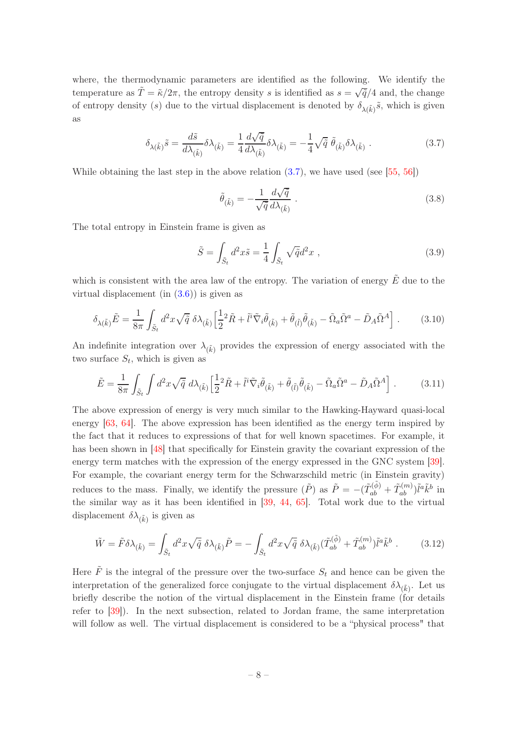where, the thermodynamic parameters are identified as the following. We identify the temperature as $\tilde{T} = \tilde{\kappa}/2\pi$, the entropy density $s$ is identified as $s = \sqrt{\tilde{q}}/4$ and, the change of entropy density ($s$) due to the virtual displacement is denoted by $\delta_{\lambda(\tilde{k})}\tilde{s}$, which is given as

$$
\delta_{\lambda(\tilde{k})}\tilde{s} = \frac{d\tilde{s}}{d\lambda_{(\tilde{k})}}\delta\lambda_{(\tilde{k})} = \frac{1}{4}\frac{d\sqrt{\tilde{q}}}{d\lambda_{(\tilde{k})}}\delta\lambda_{(\tilde{k})} = -\frac{1}{4}\sqrt{\tilde{q}}\;\tilde{\theta}_{(\tilde{k})}\delta\lambda_{(\tilde{k})} \; . \tag{3.7}
$$

While obtaining the last step in the above relation (3.7), we have used (see [55, 56])

$$
\tilde{\theta}_{(\tilde{k})} = -\frac{1}{\sqrt{\tilde{q}}}\frac{d\sqrt{\tilde{q}}}{d\lambda_{(\tilde{k})}} \; . \tag{3.8}
$$

The total entropy in Einstein frame is given as

$$
\tilde{S} = \int_{\tilde{S}_t} d^2x\tilde{s} = \frac{1}{4}\int_{\tilde{S}_t}\sqrt{\tilde{q}}d^2x \; , \tag{3.9}
$$

which is consistent with the area law of the entropy. The variation of energy $\tilde{E}$ due to the virtual displacement (in (3.6)) is given as

$$
\delta_{\lambda(\tilde{k})}\tilde{E} = \frac{1}{8\pi}\int_{\tilde{S}_t} d^2x\sqrt{\tilde{q}}\;\delta\lambda_{(\tilde{k})}\Big[\frac{1}{2}{}^2\tilde{R} + \tilde{l}^i\tilde{\nabla}_i\tilde{\theta}_{(\tilde{k})} + \tilde{\theta}_{(\tilde{l})}\tilde{\theta}_{(\tilde{k})} - \tilde{\Omega}_a\tilde{\Omega}^a - \tilde{D}_A\tilde{\Omega}^A\Big] \; . \tag{3.10}
$$

An indefinite integration over $\lambda_{(\tilde{k})}$ provides the expression of energy associated with the two surface $S_t$, which is given as

$$
\tilde{E} = \frac{1}{8\pi}\int_{\tilde{S}_t}\int d^2x\sqrt{\tilde{q}}\;d\lambda_{(\tilde{k})}\Big[\frac{1}{2}{}^2\tilde{R} + \tilde{l}^i\tilde{\nabla}_i\tilde{\theta}_{(\tilde{k})} + \tilde{\theta}_{(\tilde{l})}\tilde{\theta}_{(\tilde{k})} - \tilde{\Omega}_a\tilde{\Omega}^a - \tilde{D}_A\tilde{\Omega}^A\Big] \; . \tag{3.11}
$$

The above expression of energy is very much similar to the Hawking-Hayward quasi-local energy [63, 64]. The above expression has been identified as the energy term inspired by the fact that it reduces to expressions of that for well known spacetimes. For example, it has been shown in [48] that specifically for Einstein gravity the covariant expression of the energy term matches with the expression of the energy expressed in the GNC system [39]. For example, the covariant energy term for the Schwarzschild metric (in Einstein gravity) reduces to the mass. Finally, we identify the pressure ($\tilde{P}$) as $\tilde{P} = -(\tilde{T}^{(\tilde{\phi})}_{ab} + \tilde{T}^{(m)}_{ab})\tilde{l}^a\tilde{k}^b$ in the similar way as it has been identified in [39, 44, 65]. Total work due to the virtual displacement $\delta\lambda_{(\tilde{k})}$ is given as

$$
\tilde{W} = \tilde{F}\delta\lambda_{(\tilde{k})} = \int_{\tilde{S}_t} d^2x\sqrt{\tilde{q}}\;\delta\lambda_{(\tilde{k})}\tilde{P} = -\int_{\tilde{S}_t} d^2x\sqrt{\tilde{q}}\;\delta\lambda_{(\tilde{k})}(\tilde{T}^{(\tilde{\phi})}_{ab} + \tilde{T}^{(m)}_{ab})\tilde{l}^a\tilde{k}^b \; . \tag{3.12}
$$

Here $\tilde{F}$ is the integral of the pressure over the two-surface $S_t$ and hence can be given the interpretation of the generalized force conjugate to the virtual displacement $\delta\lambda_{(\tilde{k})}$. Let us briefly describe the notion of the virtual displacement in the Einstein frame (for details refer to [39]). In the next subsection, related to Jordan frame, the same interpretation will follow as well. The virtual displacement is considered to be a "physical process" that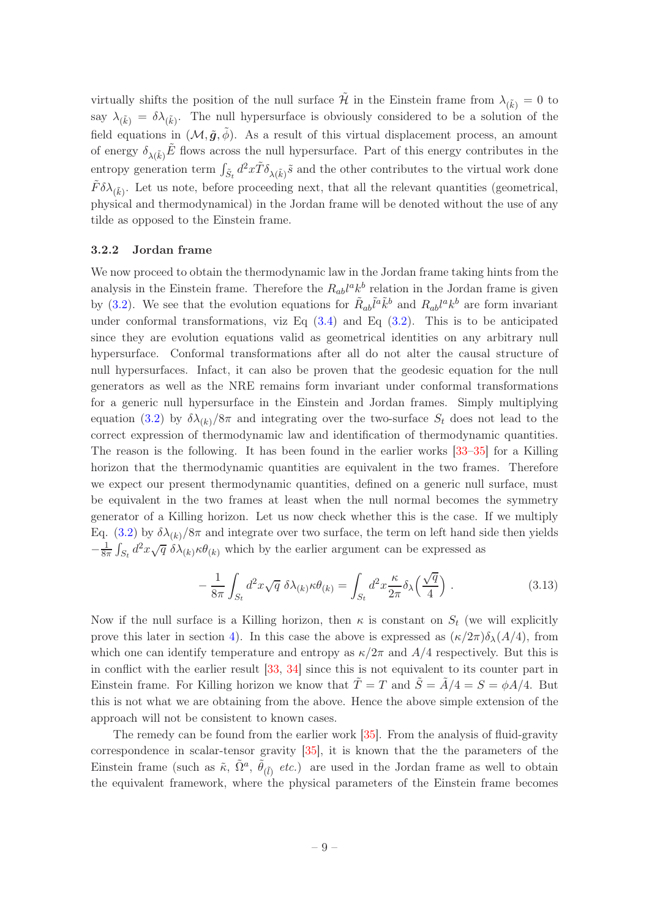virtually shifts the position of the null surface $\tilde{\mathcal{H}}$ in the Einstein frame from $\lambda_{(\tilde{k})} = 0$ to say $\lambda_{(\tilde{k})} = \delta\lambda_{(\tilde{k})}$. The null hypersurface is obviously considered to be a solution of the field equations in $(\mathcal{M}, \tilde{\boldsymbol{g}}, \tilde{\phi})$. As a result of this virtual displacement process, an amount of energy $\delta_{\lambda(\tilde{k})}\tilde{E}$ flows across the null hypersurface. Part of this energy contributes in the entropy generation term $\int_{\tilde{S}_t} d^2x \tilde{T}\delta_{\lambda(\tilde{k})}\tilde{s}$ and the other contributes to the virtual work done $\tilde{F}\delta\lambda_{(\tilde{k})}$. Let us note, before proceeding next, that all the relevant quantities (geometrical, physical and thermodynamical) in the Jordan frame will be denoted without the use of any tilde as opposed to the Einstein frame.

### 3.2.2 Jordan frame

We now proceed to obtain the thermodynamic law in the Jordan frame taking hints from the analysis in the Einstein frame. Therefore the $R_{ab}l^ak^b$ relation in the Jordan frame is given by (3.2). We see that the evolution equations for $\tilde{R}_{ab}\tilde{l}^a\tilde{k}^b$ and $R_{ab}l^ak^b$ are form invariant under conformal transformations, viz Eq (3.4) and Eq (3.2). This is to be anticipated since they are evolution equations valid as geometrical identities on any arbitrary null hypersurface. Conformal transformations after all do not alter the causal structure of null hypersurfaces. Infact, it can also be proven that the geodesic equation for the null generators as well as the NRE remains form invariant under conformal transformations for a generic null hypersurface in the Einstein and Jordan frames. Simply multiplying equation (3.2) by $\delta\lambda_{(k)}/8\pi$ and integrating over the two-surface $S_t$ does not lead to the correct expression of thermodynamic law and identification of thermodynamic quantities. The reason is the following. It has been found in the earlier works [33–35] for a Killing horizon that the thermodynamic quantities are equivalent in the two frames. Therefore we expect our present thermodynamic quantities, defined on a generic null surface, must be equivalent in the two frames at least when the null normal becomes the symmetry generator of a Killing horizon. Let us now check whether this is the case. If we multiply Eq. (3.2) by $\delta\lambda_{(k)}/8\pi$ and integrate over two surface, the term on left hand side then yields $-\frac{1}{8\pi}\int_{S_t} d^2x\sqrt{q}\;\delta\lambda_{(k)}\kappa\theta_{(k)}$ which by the earlier argument can be expressed as

$$
-\frac{1}{8\pi}\int_{S_t} d^2x\sqrt{q}\;\delta\lambda_{(k)}\kappa\theta_{(k)} = \int_{S_t} d^2x \frac{\kappa}{2\pi}\delta_\lambda\Big(\frac{\sqrt{q}}{4}\Big)\;. \tag{3.13}
$$

Now if the null surface is a Killing horizon, then $\kappa$ is constant on $S_t$ (we will explicitly prove this later in section 4). In this case the above is expressed as $(\kappa/2\pi)\delta_\lambda(A/4)$, from which one can identify temperature and entropy as $\kappa/2\pi$ and $A/4$ respectively. But this is in conflict with the earlier result [33, 34] since this is not equivalent to its counter part in Einstein frame. For Killing horizon we know that $\tilde{T} = T$ and $\tilde{S} = \tilde{A}/4 = S = \phi A/4$. But this is not what we are obtaining from the above. Hence the above simple extension of the approach will not be consistent to known cases.

The remedy can be found from the earlier work [35]. From the analysis of fluid-gravity correspondence in scalar-tensor gravity [35], it is known that the the parameters of the Einstein frame (such as $\tilde{\kappa}$, $\tilde{\Omega}^a$, $\tilde{\theta}_{(\tilde{l})}$ *etc.*) are used in the Jordan frame as well to obtain the equivalent framework, where the physical parameters of the Einstein frame becomes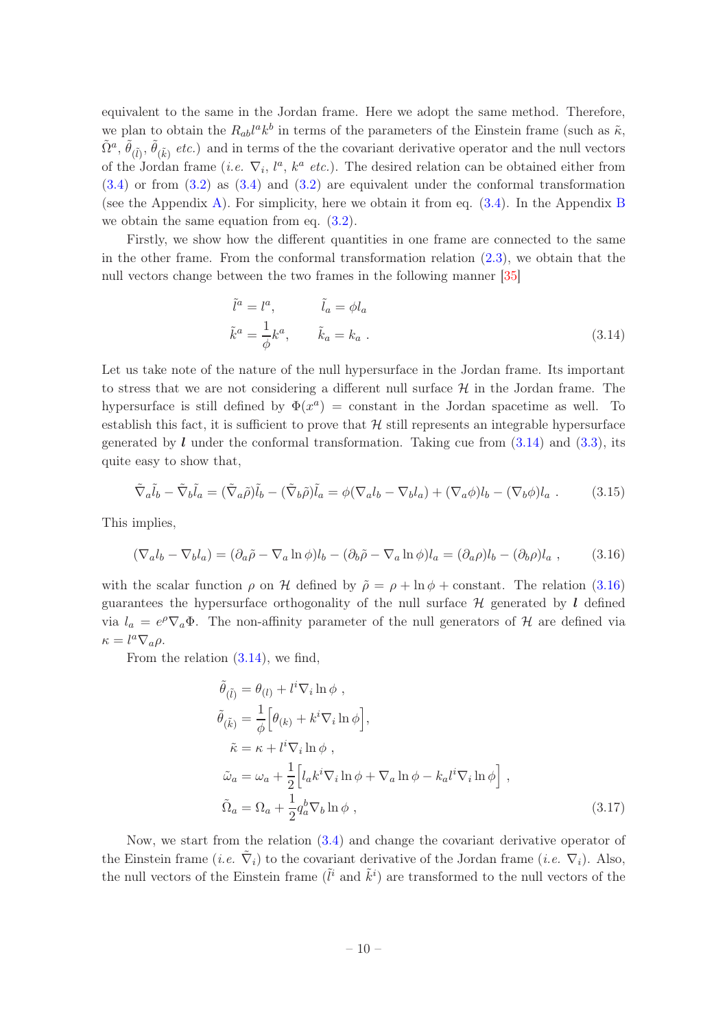equivalent to the same in the Jordan frame. Here we adopt the same method. Therefore, we plan to obtain the $R_{ab}l^a k^b$ in terms of the parameters of the Einstein frame (such as $\tilde{\kappa}$, $\tilde{\Omega}^a$, $\tilde{\theta}_{(\tilde{l})}$, $\tilde{\theta}_{(\tilde{k})}$ *etc.*) and in terms of the the covariant derivative operator and the null vectors of the Jordan frame (*i.e.* $\nabla_i$, $l^a$, $k^a$ *etc.*). The desired relation can be obtained either from (3.4) or from (3.2) as (3.4) and (3.2) are equivalent under the conformal transformation (see the Appendix A). For simplicity, here we obtain it from eq. (3.4). In the Appendix B we obtain the same equation from eq. (3.2).

Firstly, we show how the different quantities in one frame are connected to the same in the other frame. From the conformal transformation relation (2.3), we obtain that the null vectors change between the two frames in the following manner [35]

$$
\begin{aligned}
\tilde{l}^a &= l^a, \qquad \tilde{l}_a = \phi l_a \\
\tilde{k}^a &= \frac{1}{\phi}k^a, \qquad \tilde{k}_a = k_a \ .
\end{aligned} \tag{3.14}
$$

Let us take note of the nature of the null hypersurface in the Jordan frame. Its important to stress that we are not considering a different null surface $\mathcal{H}$ in the Jordan frame. The hypersurface is still defined by $\Phi(x^a)$ = constant in the Jordan spacetime as well. To establish this fact, it is sufficient to prove that $\mathcal{H}$ still represents an integrable hypersurface generated by $\boldsymbol{l}$ under the conformal transformation. Taking cue from (3.14) and (3.3), its quite easy to show that,

$$
\tilde{\nabla}_a\tilde{l}_b - \tilde{\nabla}_b\tilde{l}_a = (\tilde{\nabla}_a\tilde{\rho})\tilde{l}_b - (\tilde{\nabla}_b\tilde{\rho})\tilde{l}_a = \phi(\nabla_a l_b - \nabla_b l_a) + (\nabla_a\phi)l_b - (\nabla_b\phi)l_a \ . \tag{3.15}
$$

This implies,

$$
(\nabla_a l_b - \nabla_b l_a) = (\partial_a\tilde{\rho} - \nabla_a \ln\phi)l_b - (\partial_b\tilde{\rho} - \nabla_a \ln\phi)l_a = (\partial_a\rho)l_b - (\partial_b\rho)l_a \ , \tag{3.16}
$$

with the scalar function $\rho$ on $\mathcal{H}$ defined by $\tilde{\rho} = \rho + \ln\phi + \text{constant}$. The relation (3.16) guarantees the hypersurface orthogonality of the null surface $\mathcal{H}$ generated by $\boldsymbol{l}$ defined via $l_a = e^{\rho}\nabla_a\Phi$. The non-affinity parameter of the null generators of $\mathcal{H}$ are defined via $\kappa = l^a\nabla_a\rho$.

From the relation (3.14), we find,

$$
\begin{aligned}
\tilde{\theta}_{(\tilde{l})} &= \theta_{(l)} + l^i\nabla_i \ln\phi \ , \\
\tilde{\theta}_{(\tilde{k})} &= \frac{1}{\phi}\Big[\theta_{(k)} + k^i\nabla_i \ln\phi\Big], \\
\tilde{\kappa} &= \kappa + l^i\nabla_i \ln\phi \ , \\
\tilde{\omega}_a &= \omega_a + \frac{1}{2}\Big[l_a k^i\nabla_i \ln\phi + \nabla_a \ln\phi - k_a l^i\nabla_i \ln\phi\Big] \ , \\
\tilde{\Omega}_a &= \Omega_a + \frac{1}{2}q_a^b\nabla_b \ln\phi \ ,
\end{aligned} \tag{3.17}
$$

Now, we start from the relation (3.4) and change the covariant derivative operator of the Einstein frame (*i.e.* $\tilde{\nabla}_i$) to the covariant derivative of the Jordan frame (*i.e.* $\nabla_i$). Also, the null vectors of the Einstein frame ($\tilde{l}^i$ and $\tilde{k}^i$) are transformed to the null vectors of the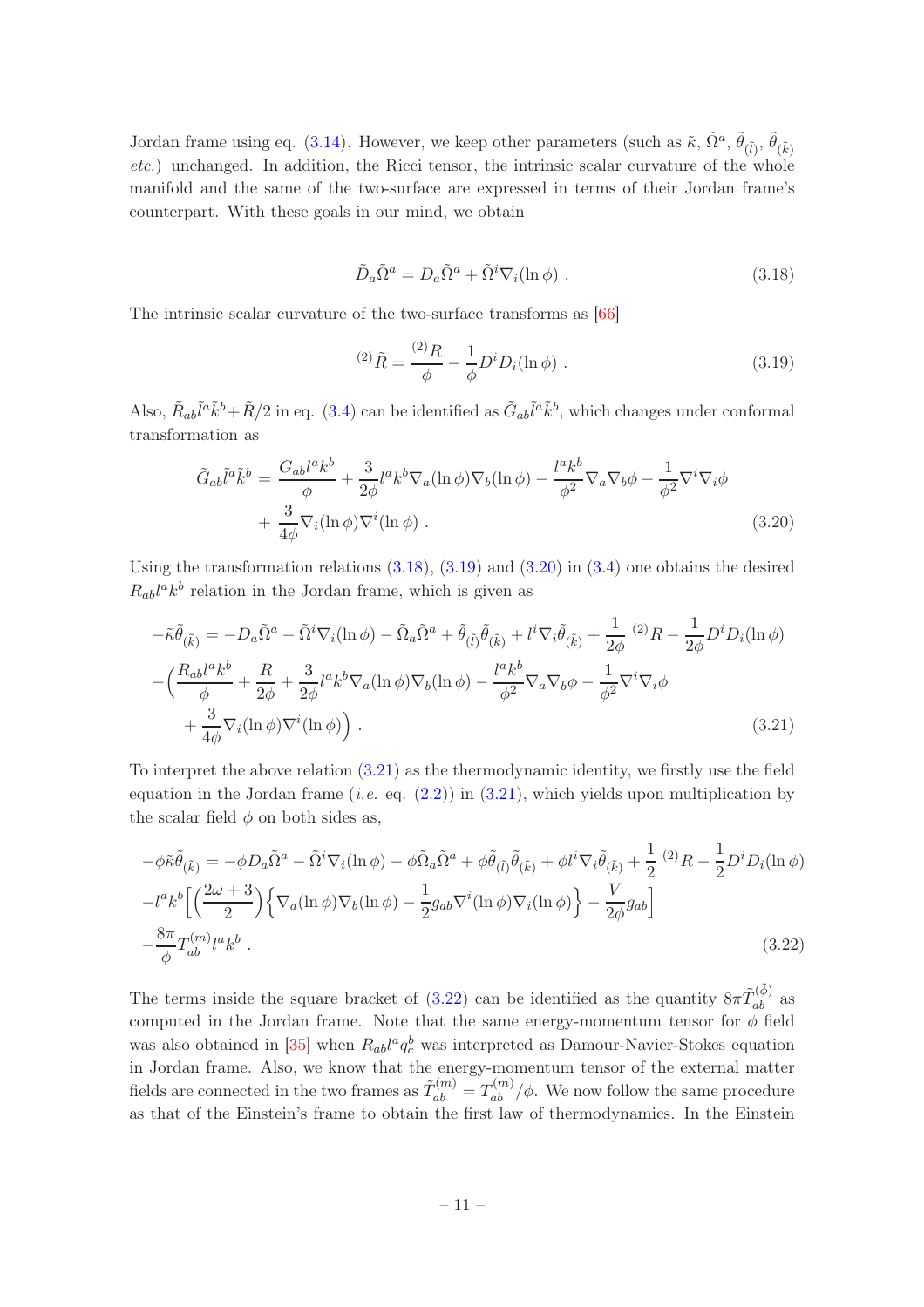Jordan frame using eq. (3.14). However, we keep other parameters (such as $\tilde{\kappa}$, $\tilde{\Omega}^a$, $\tilde{\theta}_{(\tilde{l})}$, $\tilde{\theta}_{(\tilde{k})}$ *etc.*) unchanged. In addition, the Ricci tensor, the intrinsic scalar curvature of the whole manifold and the same of the two-surface are expressed in terms of their Jordan frame's counterpart. With these goals in our mind, we obtain

$$\tilde{D}_a\tilde{\Omega}^a = D_a\tilde{\Omega}^a + \tilde{\Omega}^i\nabla_i(\ln\phi)~. \tag{3.18}$$

The intrinsic scalar curvature of the two-surface transforms as [66]

$${}^{(2)}\tilde{R} = \frac{{}^{(2)}R}{\phi} - \frac{1}{\phi}D^iD_i(\ln\phi)~. \tag{3.19}$$

Also, $\tilde{R}_{ab}\tilde{l}^a\tilde{k}^b + \tilde{R}/2$ in eq. (3.4) can be identified as $\tilde{G}_{ab}\tilde{l}^a\tilde{k}^b$, which changes under conformal transformation as

$$\begin{aligned}\tilde{G}_{ab}\tilde{l}^a\tilde{k}^b &= \frac{G_{ab}l^ak^b}{\phi} + \frac{3}{2\phi}l^ak^b\nabla_a(\ln\phi)\nabla_b(\ln\phi) - \frac{l^ak^b}{\phi^2}\nabla_a\nabla_b\phi - \frac{1}{\phi^2}\nabla^i\nabla_i\phi \\ &\quad + \frac{3}{4\phi}\nabla_i(\ln\phi)\nabla^i(\ln\phi)~.\end{aligned} \tag{3.20}$$

Using the transformation relations (3.18), (3.19) and (3.20) in (3.4) one obtains the desired $R_{ab}l^ak^b$ relation in the Jordan frame, which is given as

$$\begin{aligned}&-\tilde{\kappa}\tilde{\theta}_{(\tilde{k})} = -D_a\tilde{\Omega}^a - \tilde{\Omega}^i\nabla_i(\ln\phi) - \tilde{\Omega}_a\tilde{\Omega}^a + \tilde{\theta}_{(\tilde{l})}\tilde{\theta}_{(\tilde{k})} + l^i\nabla_i\tilde{\theta}_{(\tilde{k})} + \frac{1}{2\phi}\,{}^{(2)}R - \frac{1}{2\phi}D^iD_i(\ln\phi) \\ &-\Big(\frac{R_{ab}l^ak^b}{\phi} + \frac{R}{2\phi} + \frac{3}{2\phi}l^ak^b\nabla_a(\ln\phi)\nabla_b(\ln\phi) - \frac{l^ak^b}{\phi^2}\nabla_a\nabla_b\phi - \frac{1}{\phi^2}\nabla^i\nabla_i\phi \\ &\quad + \frac{3}{4\phi}\nabla_i(\ln\phi)\nabla^i(\ln\phi)\Big)~.\end{aligned} \tag{3.21}$$

To interpret the above relation (3.21) as the thermodynamic identity, we firstly use the field equation in the Jordan frame (*i.e.* eq. (2.2)) in (3.21), which yields upon multiplication by the scalar field $\phi$ on both sides as,

$$\begin{aligned}&-\phi\tilde{\kappa}\tilde{\theta}_{(\tilde{k})} = -\phi D_a\tilde{\Omega}^a - \tilde{\Omega}^i\nabla_i(\ln\phi) - \phi\tilde{\Omega}_a\tilde{\Omega}^a + \phi\tilde{\theta}_{(\tilde{l})}\tilde{\theta}_{(\tilde{k})} + \phi l^i\nabla_i\tilde{\theta}_{(\tilde{k})} + \frac{1}{2}\,{}^{(2)}R - \frac{1}{2}D^iD_i(\ln\phi) \\ &-l^ak^b\Big[\Big(\frac{2\omega+3}{2}\Big)\Big\{\nabla_a(\ln\phi)\nabla_b(\ln\phi) - \frac{1}{2}g_{ab}\nabla^i(\ln\phi)\nabla_i(\ln\phi)\Big\} - \frac{V}{2\phi}g_{ab}\Big] \\ &-\frac{8\pi}{\phi}T^{(m)}_{ab}l^ak^b~.\end{aligned} \tag{3.22}$$

The terms inside the square bracket of (3.22) can be identified as the quantity $8\pi\tilde{T}^{(\tilde{\phi})}_{ab}$ as computed in the Jordan frame. Note that the same energy-momentum tensor for $\phi$ field was also obtained in [35] when $R_{ab}l^aq^b_c$ was interpreted as Damour-Navier-Stokes equation in Jordan frame. Also, we know that the energy-momentum tensor of the external matter fields are connected in the two frames as $\tilde{T}^{(m)}_{ab} = T^{(m)}_{ab}/\phi$. We now follow the same procedure as that of the Einstein's frame to obtain the first law of thermodynamics. In the Einstein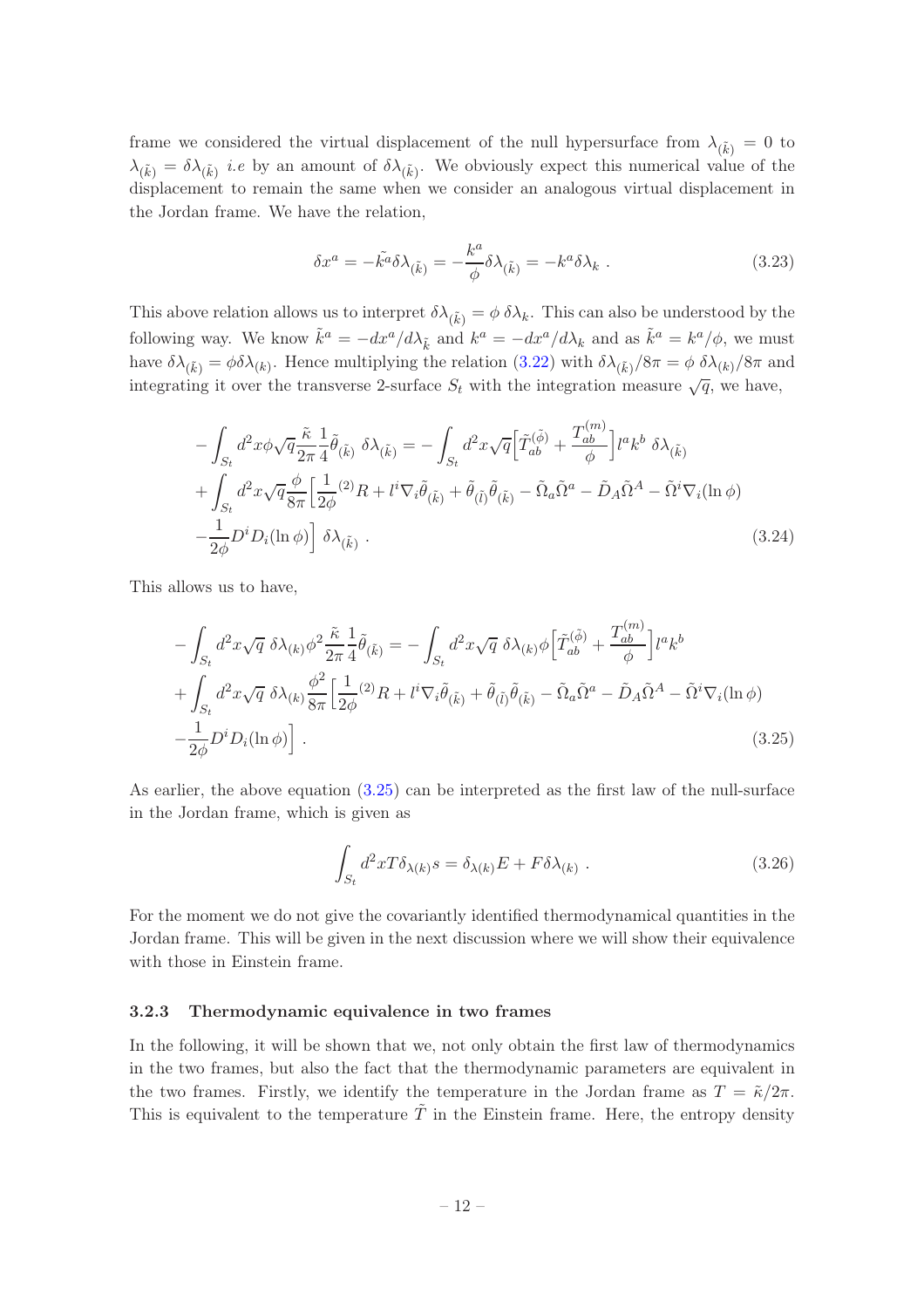frame we considered the virtual displacement of the null hypersurface from $\lambda_{(\tilde{k})} = 0$ to $\lambda_{(\tilde{k})} = \delta\lambda_{(\tilde{k})}$ *i.e* by an amount of $\delta\lambda_{(\tilde{k})}$. We obviously expect this numerical value of the displacement to remain the same when we consider an analogous virtual displacement in the Jordan frame. We have the relation,

$$\delta x^a = -\tilde{k^a}\delta\lambda_{(\tilde{k})} = -\frac{k^a}{\phi}\delta\lambda_{(\tilde{k})} = -k^a\delta\lambda_k \ . \tag{3.23}$$

This above relation allows us to interpret $\delta\lambda_{(\tilde{k})} = \phi\, \delta\lambda_k$. This can also be understood by the following way. We know $\tilde{k}^a = -dx^a/d\lambda_{\tilde{k}}$ and $k^a = -dx^a/d\lambda_k$ and as $\tilde{k}^a = k^a/\phi$, we must have $\delta\lambda_{(\tilde{k})} = \phi\delta\lambda_{(k)}$. Hence multiplying the relation (3.22) with $\delta\lambda_{(\tilde{k})}/8\pi = \phi\, \delta\lambda_{(k)}/8\pi$ and integrating it over the transverse 2-surface $S_t$ with the integration measure $\sqrt{q}$, we have,

$$\begin{aligned}
&-\int_{S_t} d^2x\phi\sqrt{q}\frac{\tilde{\kappa}}{2\pi}\frac{1}{4}\tilde{\theta}_{(\tilde{k})}\ \delta\lambda_{(\tilde{k})} = -\int_{S_t} d^2x\sqrt{q}\Big[\tilde{T}^{(\tilde{\phi})}_{ab} + \frac{T^{(m)}_{ab}}{\phi}\Big]l^a k^b\ \delta\lambda_{(\tilde{k})} \\
&+\int_{S_t} d^2x\sqrt{q}\frac{\phi}{8\pi}\Big[\frac{1}{2\phi}{}^{(2)}R + l^i\nabla_i\tilde{\theta}_{(\tilde{k})} + \tilde{\theta}_{(\tilde{l})}\tilde{\theta}_{(\tilde{k})} - \tilde{\Omega}_a\tilde{\Omega}^a - \tilde{D}_A\tilde{\Omega}^A - \tilde{\Omega}^i\nabla_i(\ln\phi) \\
&-\frac{1}{2\phi}D^iD_i(\ln\phi)\Big]\ \delta\lambda_{(\tilde{k})} \ .
\end{aligned} \tag{3.24}$$

This allows us to have,

$$\begin{aligned}
&-\int_{S_t} d^2x\sqrt{q}\ \delta\lambda_{(k)}\phi^2\frac{\tilde{\kappa}}{2\pi}\frac{1}{4}\tilde{\theta}_{(\tilde{k})} = -\int_{S_t} d^2x\sqrt{q}\ \delta\lambda_{(k)}\phi\Big[\tilde{T}^{(\tilde{\phi})}_{ab} + \frac{T^{(m)}_{ab}}{\phi}\Big]l^a k^b \\
&+\int_{S_t} d^2x\sqrt{q}\ \delta\lambda_{(k)}\frac{\phi^2}{8\pi}\Big[\frac{1}{2\phi}{}^{(2)}R + l^i\nabla_i\tilde{\theta}_{(\tilde{k})} + \tilde{\theta}_{(\tilde{l})}\tilde{\theta}_{(\tilde{k})} - \tilde{\Omega}_a\tilde{\Omega}^a - \tilde{D}_A\tilde{\Omega}^A - \tilde{\Omega}^i\nabla_i(\ln\phi) \\
&-\frac{1}{2\phi}D^iD_i(\ln\phi)\Big] \ .
\end{aligned} \tag{3.25}$$

As earlier, the above equation (3.25) can be interpreted as the first law of the null-surface in the Jordan frame, which is given as

$$\int_{S_t} d^2x T\delta_{\lambda(k)}s = \delta_{\lambda(k)}E + F\delta\lambda_{(k)} \ . \tag{3.26}$$

For the moment we do not give the covariantly identified thermodynamical quantities in the Jordan frame. This will be given in the next discussion where we will show their equivalence with those in Einstein frame.

### 3.2.3 Thermodynamic equivalence in two frames

In the following, it will be shown that we, not only obtain the first law of thermodynamics in the two frames, but also the fact that the thermodynamic parameters are equivalent in the two frames. Firstly, we identify the temperature in the Jordan frame as $T = \tilde{\kappa}/2\pi$. This is equivalent to the temperature $\tilde{T}$ in the Einstein frame. Here, the entropy density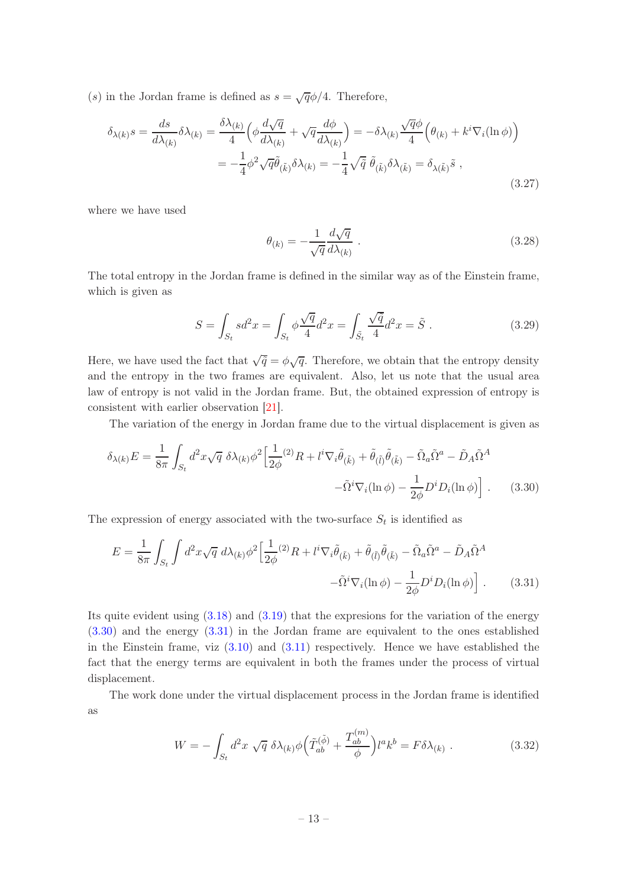$(s)$ in the Jordan frame is defined as $s = \sqrt{q}\phi/4$. Therefore,

$$
\begin{aligned}
\delta_{\lambda(k)} s = \frac{ds}{d\lambda_{(k)}}\delta\lambda_{(k)} &= \frac{\delta\lambda_{(k)}}{4}\Big(\phi\frac{d\sqrt{q}}{d\lambda_{(k)}} + \sqrt{q}\frac{d\phi}{d\lambda_{(k)}}\Big) = -\delta\lambda_{(k)}\frac{\sqrt{q}\phi}{4}\Big(\theta_{(k)} + k^i\nabla_i(\ln\phi)\Big) \\
&= -\frac{1}{4}\phi^2\sqrt{q}\tilde{\theta}_{(\tilde{k})}\delta\lambda_{(k)} = -\frac{1}{4}\sqrt{\tilde{q}}\ \tilde{\theta}_{(\tilde{k})}\delta\lambda_{(\tilde{k})} = \delta_{\lambda(\tilde{k})}\tilde{s}\ ,
\end{aligned}
\tag{3.27}
$$

where we have used

$$
\theta_{(k)} = -\frac{1}{\sqrt{q}}\frac{d\sqrt{q}}{d\lambda_{(k)}}\ . \tag{3.28}
$$

The total entropy in the Jordan frame is defined in the similar way as of the Einstein frame, which is given as

$$
S = \int_{S_t} s d^2x = \int_{S_t} \phi\frac{\sqrt{q}}{4}d^2x = \int_{\tilde{S}_t}\frac{\sqrt{\tilde{q}}}{4}d^2x = \tilde{S}\ . \tag{3.29}
$$

Here, we have used the fact that $\sqrt{\tilde{q}} = \phi\sqrt{q}$. Therefore, we obtain that the entropy density and the entropy in the two frames are equivalent. Also, let us note that the usual area law of entropy is not valid in the Jordan frame. But, the obtained expression of entropy is consistent with earlier observation [21].

The variation of the energy in Jordan frame due to the virtual displacement is given as

$$
\begin{aligned}
\delta_{\lambda(k)}E = \frac{1}{8\pi}\int_{S_t} d^2x\sqrt{q}\ \delta\lambda_{(k)}\phi^2\Big[&\frac{1}{2\phi}{}^{(2)}R + l^i\nabla_i\tilde{\theta}_{(\tilde{k})} + \tilde{\theta}_{(\tilde{l})}\tilde{\theta}_{(\tilde{k})} - \tilde{\Omega}_a\tilde{\Omega}^a - \tilde{D}_A\tilde{\Omega}^A \\
&-\tilde{\Omega}^i\nabla_i(\ln\phi) - \frac{1}{2\phi}D^iD_i(\ln\phi)\Big]\ .
\end{aligned}
\tag{3.30}
$$

The expression of energy associated with the two-surface $S_t$ is identified as

$$
\begin{aligned}
E = \frac{1}{8\pi}\int_{S_t}\int d^2x\sqrt{q}\ d\lambda_{(k)}\phi^2\Big[&\frac{1}{2\phi}{}^{(2)}R + l^i\nabla_i\tilde{\theta}_{(\tilde{k})} + \tilde{\theta}_{(\tilde{l})}\tilde{\theta}_{(\tilde{k})} - \tilde{\Omega}_a\tilde{\Omega}^a - \tilde{D}_A\tilde{\Omega}^A \\
&-\tilde{\Omega}^i\nabla_i(\ln\phi) - \frac{1}{2\phi}D^iD_i(\ln\phi)\Big]\ .
\end{aligned}
\tag{3.31}
$$

Its quite evident using (3.18) and (3.19) that the expresions for the variation of the energy (3.30) and the energy (3.31) in the Jordan frame are equivalent to the ones established in the Einstein frame, viz (3.10) and (3.11) respectively. Hence we have established the fact that the energy terms are equivalent in both the frames under the process of virtual displacement.

The work done under the virtual displacement process in the Jordan frame is identified as

$$
W = -\int_{S_t} d^2x\ \sqrt{q}\ \delta\lambda_{(k)}\phi\Big(\tilde{T}^{(\tilde{\phi})}_{ab} + \frac{T^{(m)}_{ab}}{\phi}\Big)l^a k^b = F\delta\lambda_{(k)}\ . \tag{3.32}
$$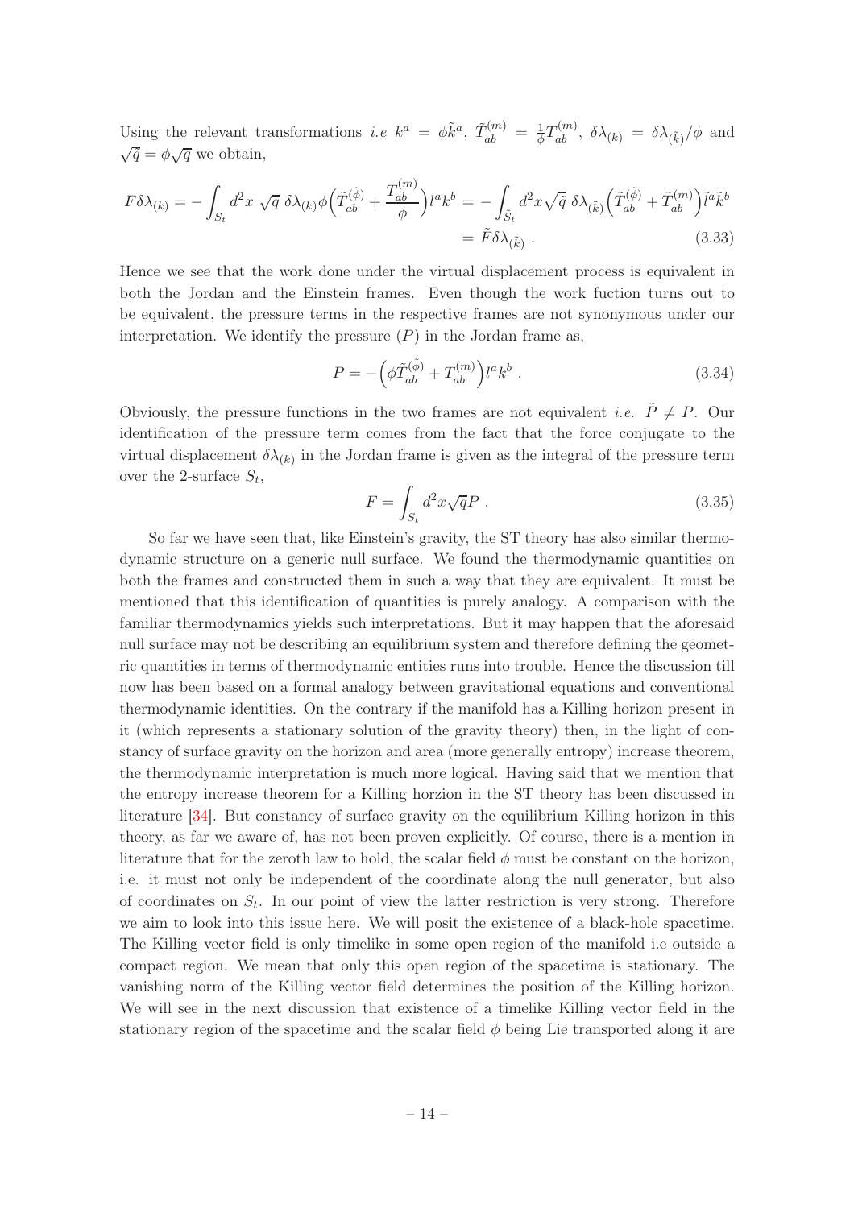Using the relevant transformations *i.e* $k^a = \phi \tilde{k}^a$, $\tilde{T}^{(m)}_{ab} = \frac{1}{\phi} T^{(m)}_{ab}$, $\delta\lambda_{(k)} = \delta\lambda_{(\tilde{k})}/\phi$ and $\sqrt{\tilde{q}} = \phi\sqrt{q}$ we obtain,

$$
\begin{aligned}
F\delta\lambda_{(k)} = -\int_{S_t} d^2x\ \sqrt{q}\ \delta\lambda_{(k)}\phi\Big(\tilde{T}^{(\tilde{\phi})}_{ab} + \frac{T^{(m)}_{ab}}{\phi}\Big)l^a k^b &= -\int_{\tilde{S}_t} d^2x\sqrt{\tilde{q}}\ \delta\lambda_{(\tilde{k})}\Big(\tilde{T}^{(\tilde{\phi})}_{ab} + \tilde{T}^{(m)}_{ab}\Big)\tilde{l}^a\tilde{k}^b \\
&= \tilde{F}\delta\lambda_{(\tilde{k})}\ .
\end{aligned}
\tag{3.33}
$$

Hence we see that the work done under the virtual displacement process is equivalent in both the Jordan and the Einstein frames. Even though the work fuction turns out to be equivalent, the pressure terms in the respective frames are not synonymous under our interpretation. We identify the pressure ($P$) in the Jordan frame as,

$$
P = -\Big(\phi\tilde{T}^{(\tilde{\phi})}_{ab} + T^{(m)}_{ab}\Big)l^a k^b\ . \tag{3.34}
$$

Obviously, the pressure functions in the two frames are not equivalent *i.e.* $\tilde{P} \neq P$. Our identification of the pressure term comes from the fact that the force conjugate to the virtual displacement $\delta\lambda_{(k)}$ in the Jordan frame is given as the integral of the pressure term over the 2-surface $S_t$,

$$
F = \int_{S_t} d^2x\sqrt{q}P\ . \tag{3.35}
$$

So far we have seen that, like Einstein's gravity, the ST theory has also similar thermodynamic structure on a generic null surface. We found the thermodynamic quantities on both the frames and constructed them in such a way that they are equivalent. It must be mentioned that this identification of quantities is purely analogy. A comparison with the familiar thermodynamics yields such interpretations. But it may happen that the aforesaid null surface may not be describing an equilibrium system and therefore defining the geometric quantities in terms of thermodynamic entities runs into trouble. Hence the discussion till now has been based on a formal analogy between gravitational equations and conventional thermodynamic identities. On the contrary if the manifold has a Killing horizon present in it (which represents a stationary solution of the gravity theory) then, in the light of constancy of surface gravity on the horizon and area (more generally entropy) increase theorem, the thermodynamic interpretation is much more logical. Having said that we mention that the entropy increase theorem for a Killing horzion in the ST theory has been discussed in literature [34]. But constancy of surface gravity on the equilibrium Killing horizon in this theory, as far we aware of, has not been proven explicitly. Of course, there is a mention in literature that for the zeroth law to hold, the scalar field $\phi$ must be constant on the horizon, i.e. it must not only be independent of the coordinate along the null generator, but also of coordinates on $S_t$. In our point of view the latter restriction is very strong. Therefore we aim to look into this issue here. We will posit the existence of a black-hole spacetime. The Killing vector field is only timelike in some open region of the manifold i.e outside a compact region. We mean that only this open region of the spacetime is stationary. The vanishing norm of the Killing vector field determines the position of the Killing horizon. We will see in the next discussion that existence of a timelike Killing vector field in the stationary region of the spacetime and the scalar field $\phi$ being Lie transported along it are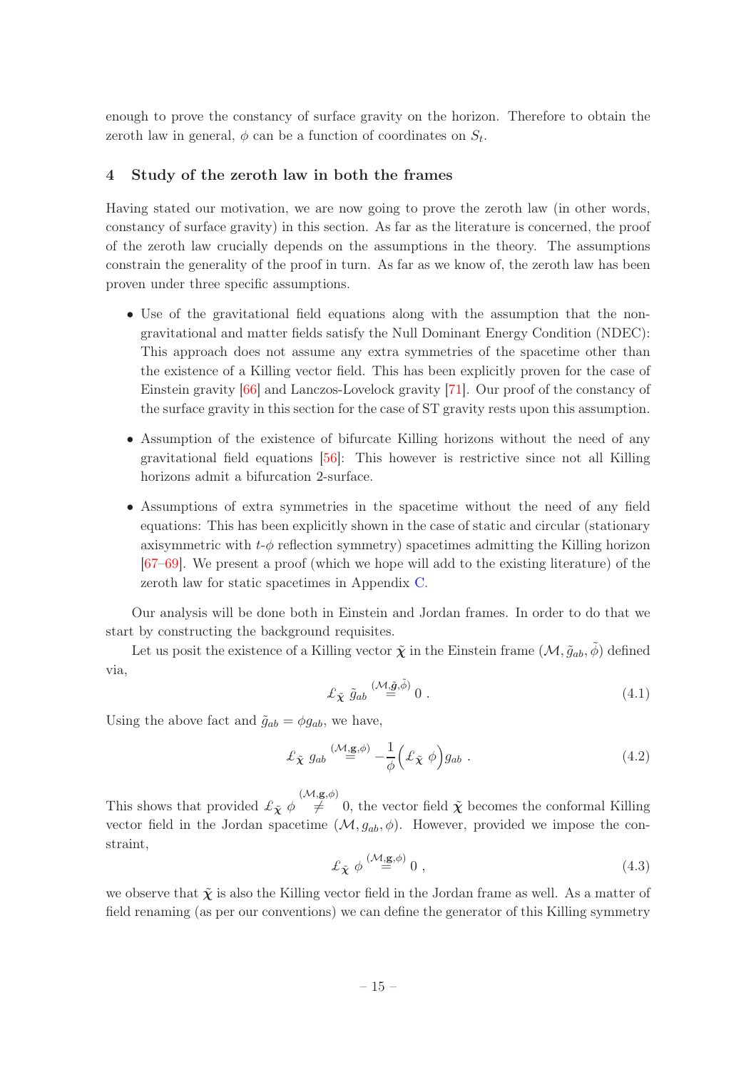enough to prove the constancy of surface gravity on the horizon. Therefore to obtain the zeroth law in general, $\phi$ can be a function of coordinates on $S_t$.

## 4 Study of the zeroth law in both the frames

Having stated our motivation, we are now going to prove the zeroth law (in other words, constancy of surface gravity) in this section. As far as the literature is concerned, the proof of the zeroth law crucially depends on the assumptions in the theory. The assumptions constrain the generality of the proof in turn. As far as we know of, the zeroth law has been proven under three specific assumptions.

- Use of the gravitational field equations along with the assumption that the non-gravitational and matter fields satisfy the Null Dominant Energy Condition (NDEC): This approach does not assume any extra symmetries of the spacetime other than the existence of a Killing vector field. This has been explicitly proven for the case of Einstein gravity [66] and Lanczos-Lovelock gravity [71]. Our proof of the constancy of the surface gravity in this section for the case of ST gravity rests upon this assumption.
- Assumption of the existence of bifurcate Killing horizons without the need of any gravitational field equations [56]: This however is restrictive since not all Killing horizons admit a bifurcation 2-surface.
- Assumptions of extra symmetries in the spacetime without the need of any field equations: This has been explicitly shown in the case of static and circular (stationary axisymmetric with $t$-$\phi$ reflection symmetry) spacetimes admitting the Killing horizon [67–69]. We present a proof (which we hope will add to the existing literature) of the zeroth law for static spacetimes in Appendix C.

Our analysis will be done both in Einstein and Jordan frames. In order to do that we start by constructing the background requisites.

Let us posit the existence of a Killing vector $\tilde{\chi}$ in the Einstein frame $(\mathcal{M}, \tilde{g}_{ab}, \tilde{\phi})$ defined via,

$$\pounds_{\tilde{\chi}}\, \tilde{g}_{ab} \overset{(\mathcal{M},\tilde{\mathbf{g}},\tilde{\phi})}{=} 0 \ . \tag{4.1}$$

Using the above fact and $\tilde{g}_{ab} = \phi g_{ab}$, we have,

$$\pounds_{\tilde{\chi}}\, g_{ab} \overset{(\mathcal{M},\mathbf{g},\phi)}{=} -\frac{1}{\phi}\Big(\pounds_{\tilde{\chi}}\, \phi\Big) g_{ab} \ . \tag{4.2}$$

This shows that provided $\pounds_{\tilde{\chi}}\, \phi \overset{(\mathcal{M},\mathbf{g},\phi)}{\neq} 0$, the vector field $\tilde{\chi}$ becomes the conformal Killing vector field in the Jordan spacetime $(\mathcal{M}, g_{ab}, \phi)$. However, provided we impose the constraint,

$$\pounds_{\tilde{\chi}}\, \phi \overset{(\mathcal{M},\mathbf{g},\phi)}{=} 0 \ , \tag{4.3}$$

we observe that $\tilde{\chi}$ is also the Killing vector field in the Jordan frame as well. As a matter of field renaming (as per our conventions) we can define the generator of this Killing symmetry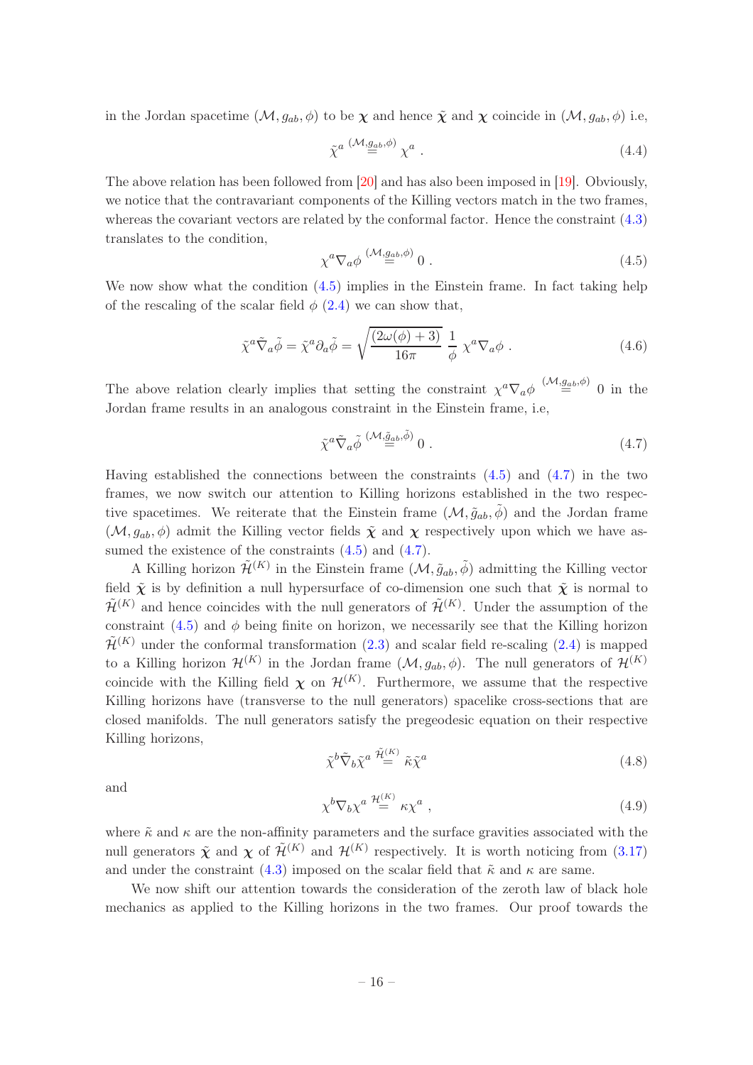in the Jordan spacetime $(\mathcal{M}, g_{ab}, \phi)$ to be $\boldsymbol{\chi}$ and hence $\tilde{\boldsymbol{\chi}}$ and $\boldsymbol{\chi}$ coincide in $(\mathcal{M}, g_{ab}, \phi)$ i.e,

$$\tilde{\chi}^a \overset{(\mathcal{M},g_{ab},\phi)}{=} \chi^a \ . \tag{4.4}$$

The above relation has been followed from [20] and has also been imposed in [19]. Obviously, we notice that the contravariant components of the Killing vectors match in the two frames, whereas the covariant vectors are related by the conformal factor. Hence the constraint (4.3) translates to the condition,

$$\chi^a \nabla_a \phi \overset{(\mathcal{M},g_{ab},\phi)}{=} 0 \ . \tag{4.5}$$

We now show what the condition (4.5) implies in the Einstein frame. In fact taking help of the rescaling of the scalar field $\phi$ (2.4) we can show that,

$$\tilde{\chi}^a \tilde{\nabla}_a \tilde{\phi} = \tilde{\chi}^a \partial_a \tilde{\phi} = \sqrt{\frac{(2\omega(\phi)+3)}{16\pi}} \ \frac{1}{\phi} \ \chi^a \nabla_a \phi \ . \tag{4.6}$$

The above relation clearly implies that setting the constraint $\chi^a \nabla_a \phi \overset{(\mathcal{M},g_{ab},\phi)}{=} 0$ in the Jordan frame results in an analogous constraint in the Einstein frame, i.e,

$$\tilde{\chi}^a \tilde{\nabla}_a \tilde{\phi} \overset{(\mathcal{M},\tilde{g}_{ab},\tilde{\phi})}{=} 0 \ . \tag{4.7}$$

Having established the connections between the constraints (4.5) and (4.7) in the two frames, we now switch our attention to Killing horizons established in the two respective spacetimes. We reiterate that the Einstein frame $(\mathcal{M}, \tilde{g}_{ab}, \tilde{\phi})$ and the Jordan frame $(\mathcal{M}, g_{ab}, \phi)$ admit the Killing vector fields $\tilde{\boldsymbol{\chi}}$ and $\boldsymbol{\chi}$ respectively upon which we have assumed the existence of the constraints (4.5) and (4.7).

A Killing horizon $\tilde{\mathcal{H}}^{(K)}$ in the Einstein frame $(\mathcal{M}, \tilde{g}_{ab}, \tilde{\phi})$ admitting the Killing vector field $\tilde{\boldsymbol{\chi}}$ is by definition a null hypersurface of co-dimension one such that $\tilde{\boldsymbol{\chi}}$ is normal to $\tilde{\mathcal{H}}^{(K)}$ and hence coincides with the null generators of $\tilde{\mathcal{H}}^{(K)}$. Under the assumption of the constraint (4.5) and $\phi$ being finite on horizon, we necessarily see that the Killing horizon $\tilde{\mathcal{H}}^{(K)}$ under the conformal transformation (2.3) and scalar field re-scaling (2.4) is mapped to a Killing horizon $\mathcal{H}^{(K)}$ in the Jordan frame $(\mathcal{M}, g_{ab}, \phi)$. The null generators of $\mathcal{H}^{(K)}$ coincide with the Killing field $\boldsymbol{\chi}$ on $\mathcal{H}^{(K)}$. Furthermore, we assume that the respective Killing horizons have (transverse to the null generators) spacelike cross-sections that are closed manifolds. The null generators satisfy the pregeodesic equation on their respective Killing horizons,

$$\tilde{\chi}^b \tilde{\nabla}_b \tilde{\chi}^a \overset{\tilde{\mathcal{H}}^{(K)}}{=} \tilde{\kappa} \tilde{\chi}^a \tag{4.8}$$

and

$$\chi^b \nabla_b \chi^a \overset{\mathcal{H}^{(K)}}{=} \kappa \chi^a \ , \tag{4.9}$$

where $\tilde{\kappa}$ and $\kappa$ are the non-affinity parameters and the surface gravities associated with the null generators $\tilde{\boldsymbol{\chi}}$ and $\boldsymbol{\chi}$ of $\tilde{\mathcal{H}}^{(K)}$ and $\mathcal{H}^{(K)}$ respectively. It is worth noticing from (3.17) and under the constraint (4.3) imposed on the scalar field that $\tilde{\kappa}$ and $\kappa$ are same.

We now shift our attention towards the consideration of the zeroth law of black hole mechanics as applied to the Killing horizons in the two frames. Our proof towards the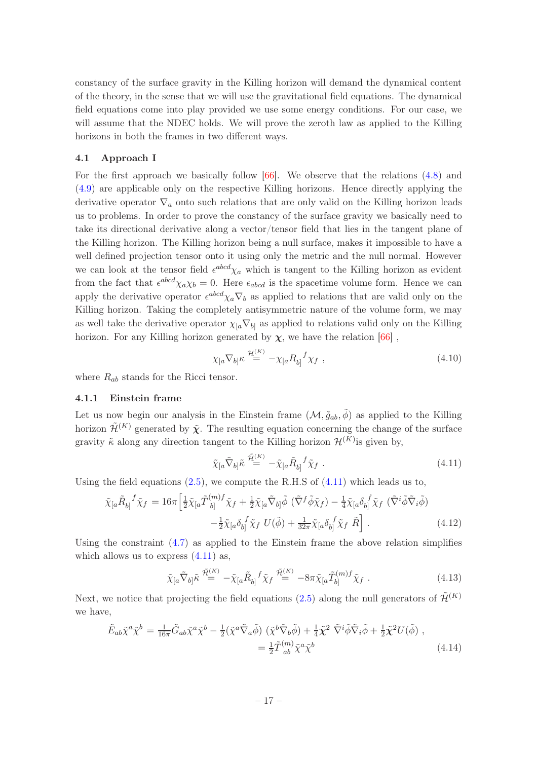constancy of the surface gravity in the Killing horizon will demand the dynamical content of the theory, in the sense that we will use the gravitational field equations. The dynamical field equations come into play provided we use some energy conditions. For our case, we will assume that the NDEC holds. We will prove the zeroth law as applied to the Killing horizons in both the frames in two different ways.

### 4.1 Approach I

For the first approach we basically follow [66]. We observe that the relations (4.8) and (4.9) are applicable only on the respective Killing horizons. Hence directly applying the derivative operator $\nabla_a$ onto such relations that are only valid on the Killing horizon leads us to problems. In order to prove the constancy of the surface gravity we basically need to take its directional derivative along a vector/tensor field that lies in the tangent plane of the Killing horizon. The Killing horizon being a null surface, makes it impossible to have a well defined projection tensor onto it using only the metric and the null normal. However we can look at the tensor field $\epsilon^{abcd}\chi_a$ which is tangent to the Killing horizon as evident from the fact that $\epsilon^{abcd}\chi_a\chi_b = 0$. Here $\epsilon_{abcd}$ is the spacetime volume form. Hence we can apply the derivative operator $\epsilon^{abcd}\chi_a\nabla_b$ as applied to relations that are valid only on the Killing horizon. Taking the completely antisymmetric nature of the volume form, we may as well take the derivative operator $\chi_{[a}\nabla_{b]}$ as applied to relations valid only on the Killing horizon. For any Killing horizon generated by $\boldsymbol{\chi}$, we have the relation [66] ,

$$\chi_{[a}\nabla_{b]}\kappa \overset{\mathcal{H}^{(K)}}{=} -\chi_{[a}R_{b]}{}^{f}\chi_f \ , \tag{4.10}$$

where $R_{ab}$ stands for the Ricci tensor.

#### 4.1.1 Einstein frame

Let us now begin our analysis in the Einstein frame $(\mathcal{M}, \tilde{g}_{ab}, \tilde{\phi})$ as applied to the Killing horizon $\tilde{\mathcal{H}}^{(K)}$ generated by $\tilde{\boldsymbol{\chi}}$. The resulting equation concerning the change of the surface gravity $\tilde{\kappa}$ along any direction tangent to the Killing horizon $\mathcal{H}^{(K)}$is given by,

$$\tilde{\chi}_{[a}\tilde{\nabla}_{b]}\tilde{\kappa} \overset{\tilde{\mathcal{H}}^{(K)}}{=} -\tilde{\chi}_{[a}\tilde{R}_{b]}{}^{f}\tilde{\chi}_f \ . \tag{4.11}$$

Using the field equations (2.5), we compute the R.H.S of (4.11) which leads us to,

$$\begin{aligned}\tilde{\chi}_{[a}\tilde{R}_{b]}{}^{f}\tilde{\chi}_f = 16\pi\Big[&\tfrac{1}{2}\tilde{\chi}_{[a}\tilde{T}^{(m)f}_{b]}\tilde{\chi}_f + \tfrac{1}{2}\tilde{\chi}_{[a}\tilde{\nabla}_{b]}\tilde{\phi}\ (\tilde{\nabla}^f\tilde{\phi}\tilde{\chi}_f) - \tfrac{1}{4}\tilde{\chi}_{[a}\delta_{b]}^{f}\tilde{\chi}_f\ (\tilde{\nabla}^i\tilde{\phi}\tilde{\nabla}_i\tilde{\phi}) \\ &-\tfrac{1}{2}\tilde{\chi}_{[a}\delta_{b]}^{f}\tilde{\chi}_f\ U(\tilde{\phi}) + \tfrac{1}{32\pi}\tilde{\chi}_{[a}\delta_{b]}^{f}\tilde{\chi}_f\ \tilde{R}\Big] \ . \end{aligned} \tag{4.12}$$

Using the constraint (4.7) as applied to the Einstein frame the above relation simplifies which allows us to express (4.11) as,

$$\tilde{\chi}_{[a}\tilde{\nabla}_{b]}\tilde{\kappa} \overset{\tilde{\mathcal{H}}^{(K)}}{=} -\tilde{\chi}_{[a}\tilde{R}_{b]}{}^{f}\tilde{\chi}_f \overset{\tilde{\mathcal{H}}^{(K)}}{=} -8\pi\tilde{\chi}_{[a}\tilde{T}^{(m)f}_{b]}\tilde{\chi}_f \ . \tag{4.13}$$

Next, we notice that projecting the field equations (2.5) along the null generators of $\tilde{\mathcal{H}}^{(K)}$ we have,

$$\begin{aligned}\tilde{E}_{ab}\tilde{\chi}^a\tilde{\chi}^b &= \tfrac{1}{16\pi}\tilde{G}_{ab}\tilde{\chi}^a\tilde{\chi}^b - \tfrac{1}{2}(\tilde{\chi}^a\tilde{\nabla}_a\tilde{\phi})\ (\tilde{\chi}^b\tilde{\nabla}_b\tilde{\phi}) + \tfrac{1}{4}\tilde{\boldsymbol{\chi}}^2\ \tilde{\nabla}^i\tilde{\phi}\tilde{\nabla}_i\tilde{\phi} + \tfrac{1}{2}\tilde{\boldsymbol{\chi}}^2 U(\tilde{\phi}) \ , \\ &= \tfrac{1}{2}\tilde{T}^{(m)}_{ab}\tilde{\chi}^a\tilde{\chi}^b \end{aligned} \tag{4.14}$$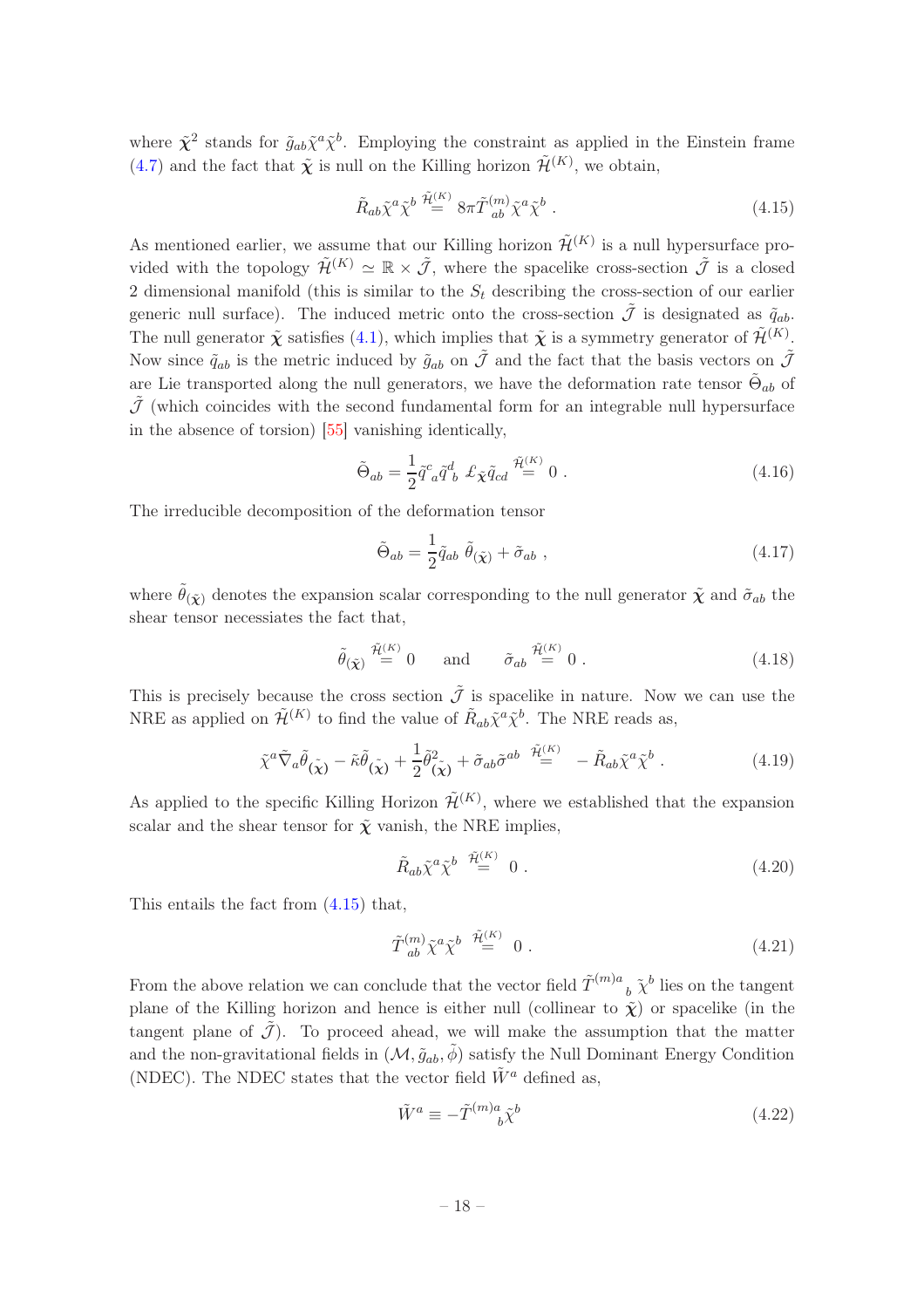where $\tilde{\boldsymbol{\chi}}^2$ stands for $\tilde{g}_{ab}\tilde{\chi}^a\tilde{\chi}^b$. Employing the constraint as applied in the Einstein frame (4.7) and the fact that $\tilde{\boldsymbol{\chi}}$ is null on the Killing horizon $\tilde{\mathcal{H}}^{(K)}$, we obtain,

$$\tilde{R}_{ab}\tilde{\chi}^a\tilde{\chi}^b \overset{\tilde{\mathcal{H}}^{(K)}}{=} 8\pi\tilde{T}^{(m)}_{ab}\tilde{\chi}^a\tilde{\chi}^b \; . \tag{4.15}$$

As mentioned earlier, we assume that our Killing horizon $\tilde{\mathcal{H}}^{(K)}$ is a null hypersurface provided with the topology $\tilde{\mathcal{H}}^{(K)} \simeq \mathbb{R} \times \tilde{\mathcal{J}}$, where the spacelike cross-section $\tilde{\mathcal{J}}$ is a closed 2 dimensional manifold (this is similar to the $S_t$ describing the cross-section of our earlier generic null surface). The induced metric onto the cross-section $\tilde{\mathcal{J}}$ is designated as $\tilde{q}_{ab}$. The null generator $\tilde{\boldsymbol{\chi}}$ satisfies (4.1), which implies that $\tilde{\boldsymbol{\chi}}$ is a symmetry generator of $\tilde{\mathcal{H}}^{(K)}$. Now since $\tilde{q}_{ab}$ is the metric induced by $\tilde{g}_{ab}$ on $\tilde{\mathcal{J}}$ and the fact that the basis vectors on $\tilde{\mathcal{J}}$ are Lie transported along the null generators, we have the deformation rate tensor $\tilde{\Theta}_{ab}$ of $\tilde{\mathcal{J}}$ (which coincides with the second fundamental form for an integrable null hypersurface in the absence of torsion) [55] vanishing identically,

$$\tilde{\Theta}_{ab} = \frac{1}{2}\tilde{q}^c{}_a\tilde{q}^d{}_b\; \pounds_{\tilde{\boldsymbol{\chi}}}\tilde{q}_{cd} \overset{\tilde{\mathcal{H}}^{(K)}}{=} 0 \; . \tag{4.16}$$

The irreducible decomposition of the deformation tensor

$$\tilde{\Theta}_{ab} = \frac{1}{2}\tilde{q}_{ab}\; \tilde{\theta}_{(\tilde{\boldsymbol{\chi}})} + \tilde{\sigma}_{ab} \; , \tag{4.17}$$

where $\tilde{\theta}_{(\tilde{\boldsymbol{\chi}})}$ denotes the expansion scalar corresponding to the null generator $\tilde{\boldsymbol{\chi}}$ and $\tilde{\sigma}_{ab}$ the shear tensor necessiates the fact that,

$$\tilde{\theta}_{(\tilde{\boldsymbol{\chi}})} \overset{\tilde{\mathcal{H}}^{(K)}}{=} 0 \qquad \text{and} \qquad \tilde{\sigma}_{ab} \overset{\tilde{\mathcal{H}}^{(K)}}{=} 0 \; . \tag{4.18}$$

This is precisely because the cross section $\tilde{\mathcal{J}}$ is spacelike in nature. Now we can use the NRE as applied on $\tilde{\mathcal{H}}^{(K)}$ to find the value of $\tilde{R}_{ab}\tilde{\chi}^a\tilde{\chi}^b$. The NRE reads as,

$$\tilde{\chi}^a\tilde{\nabla}_a\tilde{\theta}_{(\tilde{\boldsymbol{\chi}})} - \tilde{\kappa}\tilde{\theta}_{(\tilde{\boldsymbol{\chi}})} + \frac{1}{2}\tilde{\theta}^2_{(\tilde{\boldsymbol{\chi}})} + \tilde{\sigma}_{ab}\tilde{\sigma}^{ab} \overset{\tilde{\mathcal{H}}^{(K)}}{=} -\tilde{R}_{ab}\tilde{\chi}^a\tilde{\chi}^b \; . \tag{4.19}$$

As applied to the specific Killing Horizon $\tilde{\mathcal{H}}^{(K)}$, where we established that the expansion scalar and the shear tensor for $\tilde{\boldsymbol{\chi}}$ vanish, the NRE implies,

$$\tilde{R}_{ab}\tilde{\chi}^a\tilde{\chi}^b \overset{\tilde{\mathcal{H}}^{(K)}}{=} 0 \; . \tag{4.20}$$

This entails the fact from (4.15) that,

$$\tilde{T}^{(m)}_{ab}\tilde{\chi}^a\tilde{\chi}^b \overset{\tilde{\mathcal{H}}^{(K)}}{=} 0 \; . \tag{4.21}$$

From the above relation we can conclude that the vector field $\tilde{T}^{(m)a}{}_b\,\tilde{\chi}^b$ lies on the tangent plane of the Killing horizon and hence is either null (collinear to $\tilde{\boldsymbol{\chi}}$) or spacelike (in the tangent plane of $\tilde{\mathcal{J}}$). To proceed ahead, we will make the assumption that the matter and the non-gravitational fields in $(\mathcal{M}, \tilde{g}_{ab}, \tilde{\phi})$ satisfy the Null Dominant Energy Condition (NDEC). The NDEC states that the vector field $\tilde{W}^a$ defined as,

$$\tilde{W}^a \equiv -\tilde{T}^{(m)a}{}_b\tilde{\chi}^b \tag{4.22}$$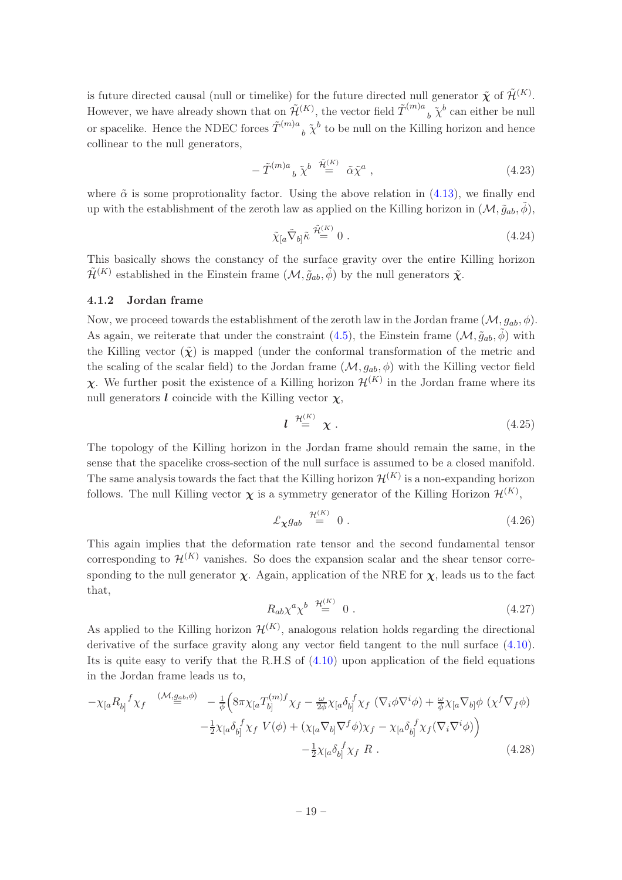is future directed causal (null or timelike) for the future directed null generator $\tilde{\boldsymbol{\chi}}$ of $\tilde{\mathcal{H}}^{(K)}$. However, we have already shown that on $\tilde{\mathcal{H}}^{(K)}$, the vector field $\tilde{T}^{(m)a}{}_{b}\,\tilde{\chi}^b$ can either be null or spacelike. Hence the NDEC forces $\tilde{T}^{(m)a}{}_{b}\,\tilde{\chi}^b$ to be null on the Killing horizon and hence collinear to the null generators,

$$-\,\tilde{T}^{(m)a}{}_{b}\,\tilde{\chi}^b \;\stackrel{\tilde{\mathcal{H}}^{(K)}}{=}\; \tilde{\alpha}\tilde{\chi}^a\;, \tag{4.23}$$

where $\tilde{\alpha}$ is some proprotionality factor. Using the above relation in (4.13), we finally end up with the establishment of the zeroth law as applied on the Killing horizon in $(\mathcal{M},\tilde{g}_{ab},\tilde{\phi})$,

$$\tilde{\chi}_{[a}\tilde{\nabla}_{b]}\tilde{\kappa} \;\stackrel{\tilde{\mathcal{H}}^{(K)}}{=}\; 0\;. \tag{4.24}$$

This basically shows the constancy of the surface gravity over the entire Killing horizon $\tilde{\mathcal{H}}^{(K)}$ established in the Einstein frame $(\mathcal{M},\tilde{g}_{ab},\tilde{\phi})$ by the null generators $\tilde{\boldsymbol{\chi}}$.

### 4.1.2 Jordan frame

Now, we proceed towards the establishment of the zeroth law in the Jordan frame $(\mathcal{M},g_{ab},\phi)$. As again, we reiterate that under the constraint (4.5), the Einstein frame $(\mathcal{M},\tilde{g}_{ab},\tilde{\phi})$ with the Killing vector $(\tilde{\boldsymbol{\chi}})$ is mapped (under the conformal transformation of the metric and the scaling of the scalar field) to the Jordan frame $(\mathcal{M},g_{ab},\phi)$ with the Killing vector field $\boldsymbol{\chi}$. We further posit the existence of a Killing horizon $\mathcal{H}^{(K)}$ in the Jordan frame where its null generators $\boldsymbol{l}$ coincide with the Killing vector $\boldsymbol{\chi}$,

$$\boldsymbol{l} \;\stackrel{\mathcal{H}^{(K)}}{=}\; \boldsymbol{\chi}\;. \tag{4.25}$$

The topology of the Killing horizon in the Jordan frame should remain the same, in the sense that the spacelike cross-section of the null surface is assumed to be a closed manifold. The same analysis towards the fact that the Killing horizon $\mathcal{H}^{(K)}$ is a non-expanding horizon follows. The null Killing vector $\boldsymbol{\chi}$ is a symmetry generator of the Killing Horizon $\mathcal{H}^{(K)}$,

$$\pounds_{\boldsymbol{\chi}}g_{ab} \;\stackrel{\mathcal{H}^{(K)}}{=}\; 0\;. \tag{4.26}$$

This again implies that the deformation rate tensor and the second fundamental tensor corresponding to $\mathcal{H}^{(K)}$ vanishes. So does the expansion scalar and the shear tensor corresponding to the null generator $\boldsymbol{\chi}$. Again, application of the NRE for $\boldsymbol{\chi}$, leads us to the fact that,

$$R_{ab}\chi^a\chi^b \;\stackrel{\mathcal{H}^{(K)}}{=}\; 0\;. \tag{4.27}$$

As applied to the Killing horizon $\mathcal{H}^{(K)}$, analogous relation holds regarding the directional derivative of the surface gravity along any vector field tangent to the null surface (4.10). Its is quite easy to verify that the R.H.S of (4.10) upon application of the field equations in the Jordan frame leads us to,

$$\begin{aligned}
-\chi_{[a}R_{b]}{}^{f}\chi_f \;\stackrel{(\mathcal{M},g_{ab},\phi)}{=}\; &-\tfrac{1}{\phi}\Big(8\pi\chi_{[a}T^{(m)f}_{b]}\chi_f - \tfrac{\omega}{2\phi}\chi_{[a}\delta_{b]}^{\;f}\chi_f\;(\nabla_i\phi\nabla^i\phi) + \tfrac{\omega}{\phi}\chi_{[a}\nabla_{b]}\phi\;(\chi^f\nabla_f\phi)\\
&-\tfrac{1}{2}\chi_{[a}\delta_{b]}^{\;f}\chi_f\;V(\phi) + (\chi_{[a}\nabla_{b]}\nabla^f\phi)\chi_f - \chi_{[a}\delta_{b]}^{\;f}\chi_f(\nabla_i\nabla^i\phi)\Big)\\
&-\tfrac{1}{2}\chi_{[a}\delta_{b]}^{\;f}\chi_f\;R\;.
\end{aligned} \tag{4.28}$$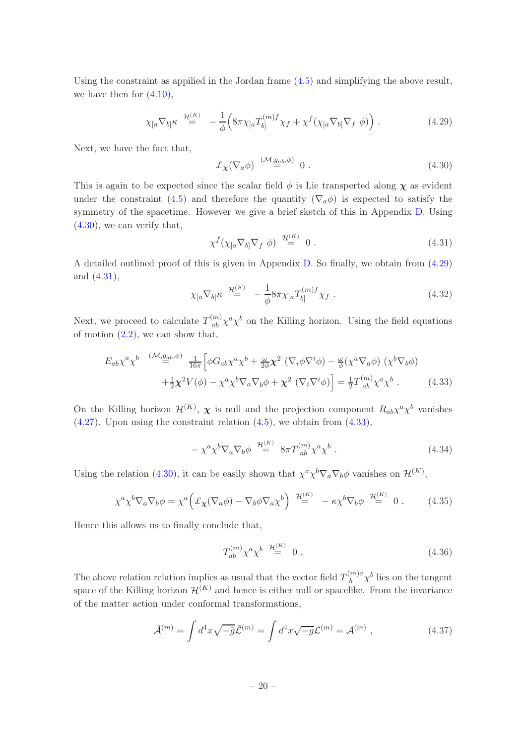Using the constraint as appilied in the Jordan frame (4.5) and simplifying the above result, we have then for (4.10),

$$\chi_{[a}\nabla_{b]}\kappa \overset{\mathcal{H}^{(K)}}{=} -\frac{1}{\phi}\Big(8\pi\chi_{[a}T^{(m)f}_{b]}\chi_f + \chi^f(\chi_{[a}\nabla_{b]}\nabla_f\ \phi)\Big) \ . \tag{4.29}$$

Next, we have the fact that,

$$\pounds_{\boldsymbol{\chi}}(\nabla_a\phi) \overset{(\mathcal{M},g_{ab},\phi)}{=} 0 \ . \tag{4.30}$$

This is again to be expected since the scalar field $\phi$ is Lie transperted along $\boldsymbol{\chi}$ as evident under the constraint (4.5) and therefore the quantity $(\nabla_a\phi)$ is expected to satisfy the symmetry of the spacetime. However we give a brief sketch of this in Appendix D. Using (4.30), we can verify that,

$$\chi^f(\chi_{[a}\nabla_{b]}\nabla_f\ \phi) \overset{\mathcal{H}^{(K)}}{=} 0 \ . \tag{4.31}$$

A detailed outlined proof of this is given in Appendix D. So finally, we obtain from (4.29) and (4.31),

$$\chi_{[a}\nabla_{b]}\kappa \overset{\mathcal{H}^{(K)}}{=} -\frac{1}{\phi}8\pi\chi_{[a}T^{(m)f}_{b]}\chi_f \ . \tag{4.32}$$

Next, we proceed to calculate $T^{(m)}_{ab}\chi^a\chi^b$ on the Killing horizon. Using the field equations of motion (2.2), we can show that,

$$\begin{aligned} E_{ab}\chi^a\chi^b \overset{(\mathcal{M},g_{ab},\phi)}{=} &\ \tfrac{1}{16\pi}\Big[\phi G_{ab}\chi^a\chi^b + \tfrac{\omega}{2\phi}\boldsymbol{\chi}^2\ (\nabla_i\phi\nabla^i\phi) - \tfrac{\omega}{\phi}(\chi^a\nabla_a\phi)\ (\chi^b\nabla_b\phi) \\ &+\tfrac{1}{2}\boldsymbol{\chi}^2V(\phi) - \chi^a\chi^b\nabla_a\nabla_b\phi + \boldsymbol{\chi}^2\ (\nabla_i\nabla^i\phi)\Big] = \tfrac{1}{2}T^{(m)}_{ab}\chi^a\chi^b \ . \end{aligned} \tag{4.33}$$

On the Killing horizon $\mathcal{H}^{(K)}$, $\boldsymbol{\chi}$ is null and the projection component $R_{ab}\chi^a\chi^b$ vanishes (4.27). Upon using the constraint relation (4.5), we obtain from (4.33),

$$-\chi^a\chi^b\nabla_a\nabla_b\phi \overset{\mathcal{H}^{(K)}}{=} 8\pi T^{(m)}_{ab}\chi^a\chi^b \ . \tag{4.34}$$

Using the relation (4.30), it can be easily shown that $\chi^a\chi^b\nabla_a\nabla_b\phi$ vanishes on $\mathcal{H}^{(K)}$,

$$\chi^a\chi^b\nabla_a\nabla_b\phi = \chi^a\Big(\pounds_{\boldsymbol{\chi}}(\nabla_a\phi) - \nabla_b\phi\nabla_a\chi^b\Big) \overset{\mathcal{H}^{(K)}}{=} -\kappa\chi^b\nabla_b\phi \overset{\mathcal{H}^{(K)}}{=} 0 \ . \tag{4.35}$$

Hence this allows us to finally conclude that,

$$T^{(m)}_{ab}\chi^a\chi^b \overset{\mathcal{H}^{(K)}}{=} 0 \ . \tag{4.36}$$

The above relation relation implies as usual that the vector field $T^{(m)a}_{b}\chi^b$ lies on the tangent space of the Killing horizon $\mathcal{H}^{(K)}$ and hence is either null or spacelike. From the invariance of the matter action under conformal transformations,

$$\tilde{\mathcal{A}}^{(m)} = \int d^4x\sqrt{-\tilde{g}}\tilde{\mathcal{L}}^{(m)} = \int d^4x\sqrt{-g}\mathcal{L}^{(m)} = \mathcal{A}^{(m)} \ , \tag{4.37}$$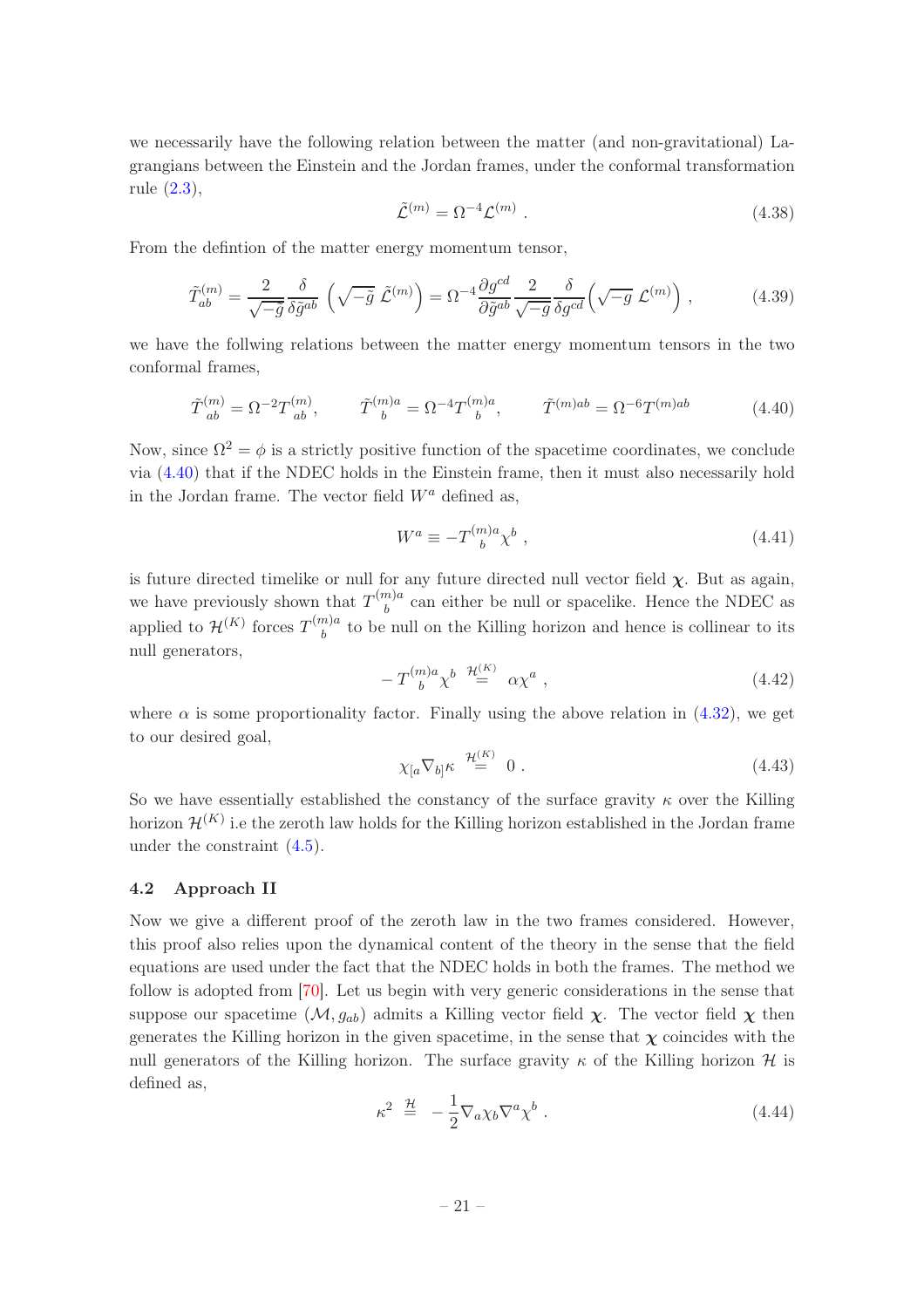we necessarily have the following relation between the matter (and non-gravitational) Lagrangians between the Einstein and the Jordan frames, under the conformal transformation rule (2.3),

$$\tilde{\mathcal{L}}^{(m)} = \Omega^{-4} \mathcal{L}^{(m)} \ . \tag{4.38}$$

From the defintion of the matter energy momentum tensor,

$$\tilde{T}^{(m)}_{ab} = \frac{2}{\sqrt{-\tilde{g}}} \frac{\delta}{\delta \tilde{g}^{ab}} \left( \sqrt{-\tilde{g}} \ \tilde{\mathcal{L}}^{(m)} \right) = \Omega^{-4} \frac{\partial g^{cd}}{\partial \tilde{g}^{ab}} \frac{2}{\sqrt{-g}} \frac{\delta}{\delta g^{cd}} \left( \sqrt{-g} \ \mathcal{L}^{(m)} \right) \ , \tag{4.39}$$

we have the follwing relations between the matter energy momentum tensors in the two conformal frames,

$$\tilde{T}^{(m)}_{\ \ ab} = \Omega^{-2} T^{(m)}_{\ \ ab}, \qquad \tilde{T}^{(m)a}_{\ \ \ \ b} = \Omega^{-4} T^{(m)a}_{\ \ \ \ b}, \qquad \tilde{T}^{(m)ab} = \Omega^{-6} T^{(m)ab} \tag{4.40}$$

Now, since $\Omega^2 = \phi$ is a strictly positive function of the spacetime coordinates, we conclude via (4.40) that if the NDEC holds in the Einstein frame, then it must also necessarily hold in the Jordan frame. The vector field $W^a$ defined as,

$$W^a \equiv -T^{(m)a}_{\ \ \ \ b} \chi^b \ , \tag{4.41}$$

is future directed timelike or null for any future directed null vector field $\boldsymbol{\chi}$. But as again, we have previously shown that $T^{(m)a}_{\ \ \ \ b}$ can either be null or spacelike. Hence the NDEC as applied to $\mathcal{H}^{(K)}$ forces $T^{(m)a}_{\ \ \ \ b}$ to be null on the Killing horizon and hence is collinear to its null generators,

$$-T^{(m)a}_{\ \ \ \ b} \chi^b \overset{\mathcal{H}^{(K)}}{=} \alpha \chi^a \ , \tag{4.42}$$

where $\alpha$ is some proportionality factor. Finally using the above relation in (4.32), we get to our desired goal,

$$\chi_{[a} \nabla_{b]} \kappa \overset{\mathcal{H}^{(K)}}{=} 0 \ . \tag{4.43}$$

So we have essentially established the constancy of the surface gravity $\kappa$ over the Killing horizon $\mathcal{H}^{(K)}$ i.e the zeroth law holds for the Killing horizon established in the Jordan frame under the constraint (4.5).

### 4.2 Approach II

Now we give a different proof of the zeroth law in the two frames considered. However, this proof also relies upon the dynamical content of the theory in the sense that the field equations are used under the fact that the NDEC holds in both the frames. The method we follow is adopted from [70]. Let us begin with very generic considerations in the sense that suppose our spacetime $(\mathcal{M}, g_{ab})$ admits a Killing vector field $\boldsymbol{\chi}$. The vector field $\boldsymbol{\chi}$ then generates the Killing horizon in the given spacetime, in the sense that $\boldsymbol{\chi}$ coincides with the null generators of the Killing horizon. The surface gravity $\kappa$ of the Killing horizon $\mathcal{H}$ is defined as,

$$\kappa^2 \overset{\mathcal{H}}{=} -\frac{1}{2} \nabla_a \chi_b \nabla^a \chi^b \ . \tag{4.44}$$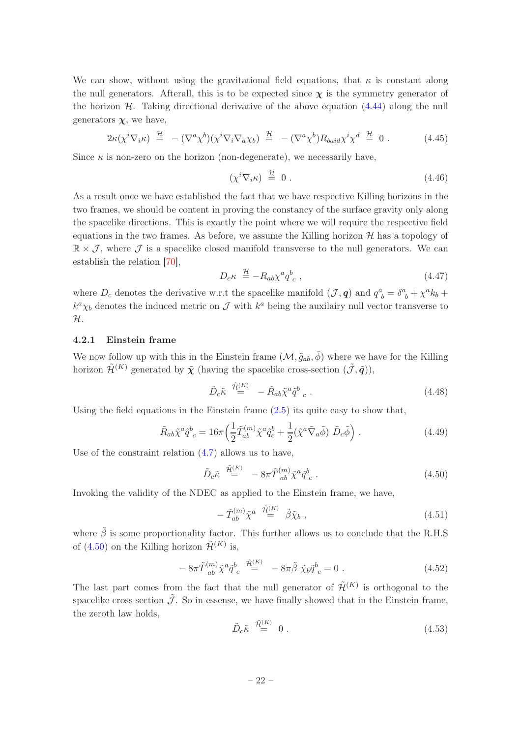We can show, without using the gravitational field equations, that $\kappa$ is constant along the null generators. Afterall, this is to be expected since $\boldsymbol{\chi}$ is the symmetry generator of the horizon $\mathcal{H}$. Taking directional derivative of the above equation (4.44) along the null generators $\boldsymbol{\chi}$, we have,

$$2\kappa(\chi^i\nabla_i\kappa) \overset{\mathcal{H}}{=} -(\nabla^a\chi^b)(\chi^i\nabla_i\nabla_a\chi_b) \overset{\mathcal{H}}{=} -(\nabla^a\chi^b)R_{baid}\chi^i\chi^d \overset{\mathcal{H}}{=} 0 \,. \tag{4.45}$$

Since $\kappa$ is non-zero on the horizon (non-degenerate), we necessarily have,

$$(\chi^i\nabla_i\kappa) \overset{\mathcal{H}}{=} 0 \,. \tag{4.46}$$

As a result once we have established the fact that we have respective Killing horizons in the two frames, we should be content in proving the constancy of the surface gravity only along the spacelike directions. This is exactly the point where we will require the respective field equations in the two frames. As before, we assume the Killing horizon $\mathcal{H}$ has a topology of $\mathbb{R}\times\mathcal{J}$, where $\mathcal{J}$ is a spacelike closed manifold transverse to the null generators. We can establish the relation [70],

$$D_c\kappa \overset{\mathcal{H}}{=} -R_{ab}\chi^a q^b_{\ c} \,, \tag{4.47}$$

where $D_c$ denotes the derivative w.r.t the spacelike manifold $(\mathcal{J},\boldsymbol{q})$ and $q^a_{\ b} = \delta^a_{\ b} + \chi^a k_b + k^a\chi_b$ denotes the induced metric on $\mathcal{J}$ with $k^a$ being the auxilairy null vector transverse to $\mathcal{H}$.

### 4.2.1 Einstein frame

We now follow up with this in the Einstein frame $(\mathcal{M},\tilde{g}_{ab},\tilde{\phi})$ where we have for the Killing horizon $\tilde{\mathcal{H}}^{(K)}$ generated by $\tilde{\boldsymbol{\chi}}$ (having the spacelike cross-section $(\tilde{\mathcal{J}},\tilde{\boldsymbol{q}})$),

$$\tilde{D}_c\tilde{\kappa} \overset{\tilde{\mathcal{H}}^{(K)}}{=} -\tilde{R}_{ab}\tilde{\chi}^a\tilde{q}^b_{\ c} \,. \tag{4.48}$$

Using the field equations in the Einstein frame (2.5) its quite easy to show that,

$$\tilde{R}_{ab}\tilde{\chi}^a\tilde{q}^b_{\ c} = 16\pi\Big(\frac{1}{2}\tilde{T}^{(m)}_{ab}\tilde{\chi}^a\tilde{q}^b_c + \frac{1}{2}(\tilde{\chi}^a\tilde{\nabla}_a\tilde{\phi})\ \tilde{D}_c\tilde{\phi}\Big) \,. \tag{4.49}$$

Use of the constraint relation (4.7) allows us to have,

$$\tilde{D}_c\tilde{\kappa} \overset{\tilde{\mathcal{H}}^{(K)}}{=} -8\pi\tilde{T}^{(m)}_{ab}\tilde{\chi}^a\tilde{q}^b_{\ c} \,. \tag{4.50}$$

Invoking the validity of the NDEC as applied to the Einstein frame, we have,

$$-\tilde{T}^{(m)}_{ab}\tilde{\chi}^a \overset{\tilde{\mathcal{H}}^{(K)}}{=} \tilde{\beta}\tilde{\chi}_b \,, \tag{4.51}$$

where $\tilde{\beta}$ is some proportionality factor. This further allows us to conclude that the R.H.S of (4.50) on the Killing horizon $\tilde{\mathcal{H}}^{(K)}$ is,

$$-8\pi\tilde{T}^{(m)}_{ab}\tilde{\chi}^a\tilde{q}^b_{\ c} \overset{\tilde{\mathcal{H}}^{(K)}}{=} -8\pi\tilde{\beta}\ \tilde{\chi}_b\tilde{q}^b_{\ c} = 0 \,. \tag{4.52}$$

The last part comes from the fact that the null generator of $\tilde{\mathcal{H}}^{(K)}$ is orthogonal to the spacelike cross section $\tilde{\mathcal{J}}$. So in essense, we have finally showed that in the Einstein frame, the zeroth law holds,

$$\tilde{D}_c\tilde{\kappa} \overset{\tilde{\mathcal{H}}^{(K)}}{=} 0 \,. \tag{4.53}$$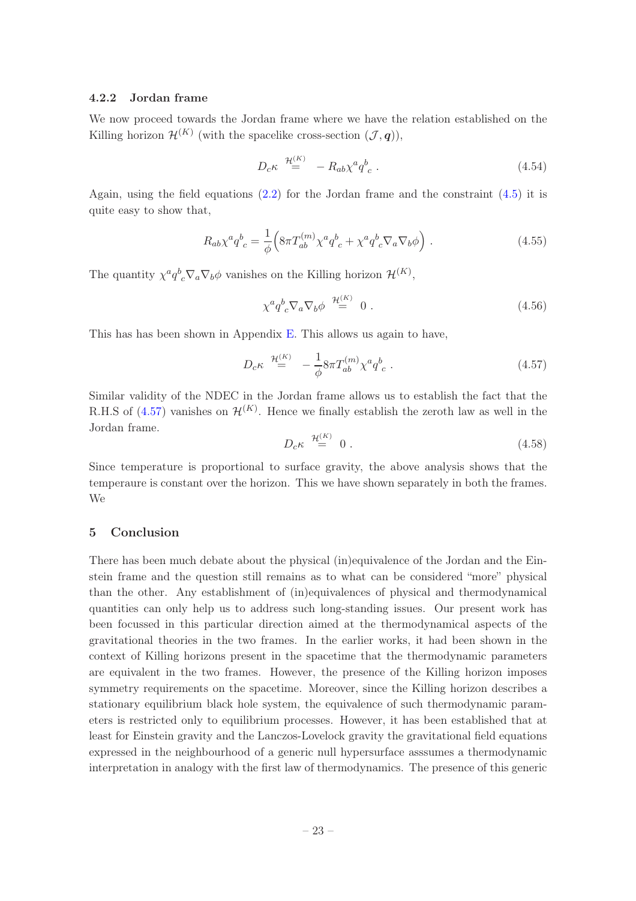### 4.2.2 Jordan frame

We now proceed towards the Jordan frame where we have the relation established on the Killing horizon $\mathcal{H}^{(K)}$ (with the spacelike cross-section $(\mathcal{J}, \boldsymbol{q})$),

$$D_c\kappa \overset{\mathcal{H}^{(K)}}{=} -R_{ab}\chi^a q^b{}_c \ . \tag{4.54}$$

Again, using the field equations (2.2) for the Jordan frame and the constraint (4.5) it is quite easy to show that,

$$R_{ab}\chi^a q^b{}_c = \frac{1}{\phi}\Big(8\pi T^{(m)}_{ab}\chi^a q^b{}_c + \chi^a q^b{}_c \nabla_a \nabla_b \phi\Big) \ . \tag{4.55}$$

The quantity $\chi^a q^b{}_c \nabla_a \nabla_b \phi$ vanishes on the Killing horizon $\mathcal{H}^{(K)}$,

$$\chi^a q^b{}_c \nabla_a \nabla_b \phi \overset{\mathcal{H}^{(K)}}{=} 0 \ . \tag{4.56}$$

This has has been shown in Appendix E. This allows us again to have,

$$D_c\kappa \overset{\mathcal{H}^{(K)}}{=} -\frac{1}{\phi} 8\pi T^{(m)}_{ab}\chi^a q^b{}_c \ . \tag{4.57}$$

Similar validity of the NDEC in the Jordan frame allows us to establish the fact that the R.H.S of (4.57) vanishes on $\mathcal{H}^{(K)}$. Hence we finally establish the zeroth law as well in the Jordan frame.

$$D_c\kappa \overset{\mathcal{H}^{(K)}}{=} 0 \ . \tag{4.58}$$

Since temperature is proportional to surface gravity, the above analysis shows that the temperaure is constant over the horizon. This we have shown separately in both the frames. We

## 5 Conclusion

There has been much debate about the physical (in)equivalence of the Jordan and the Einstein frame and the question still remains as to what can be considered "more" physical than the other. Any establishment of (in)equivalences of physical and thermodynamical quantities can only help us to address such long-standing issues. Our present work has been focussed in this particular direction aimed at the thermodynamical aspects of the gravitational theories in the two frames. In the earlier works, it had been shown in the context of Killing horizons present in the spacetime that the thermodynamic parameters are equivalent in the two frames. However, the presence of the Killing horizon imposes symmetry requirements on the spacetime. Moreover, since the Killing horizon describes a stationary equilibrium black hole system, the equivalence of such thermodynamic parameters is restricted only to equilibrium processes. However, it has been established that at least for Einstein gravity and the Lanczos-Lovelock gravity the gravitational field equations expressed in the neighbourhood of a generic null hypersurface asssumes a thermodynamic interpretation in analogy with the first law of thermodynamics. The presence of this generic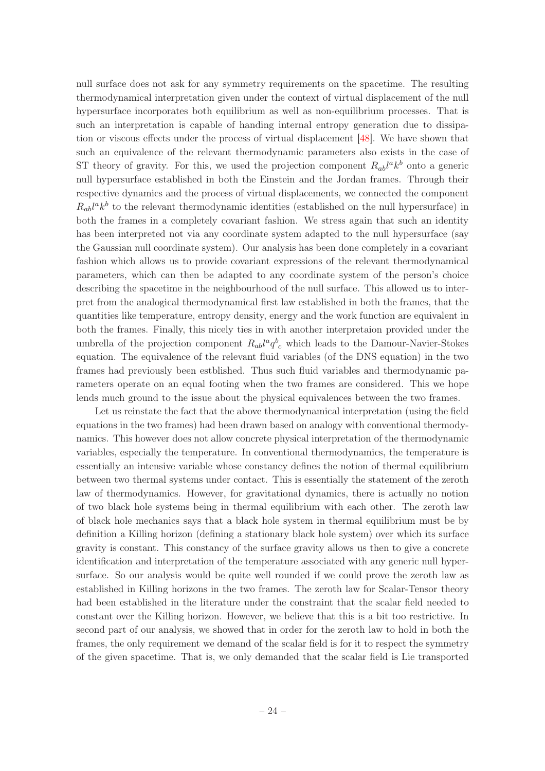null surface does not ask for any symmetry requirements on the spacetime. The resulting thermodynamical interpretation given under the context of virtual displacement of the null hypersurface incorporates both equilibrium as well as non-equilibrium processes. That is such an interpretation is capable of handing internal entropy generation due to dissipation or viscous effects under the process of virtual displacement [48]. We have shown that such an equivalence of the relevant thermodynamic parameters also exists in the case of ST theory of gravity. For this, we used the projection component $R_{ab}l^a k^b$ onto a generic null hypersurface established in both the Einstein and the Jordan frames. Through their respective dynamics and the process of virtual displacements, we connected the component $R_{ab}l^a k^b$ to the relevant thermodynamic identities (established on the null hypersurface) in both the frames in a completely covariant fashion. We stress again that such an identity has been interpreted not via any coordinate system adapted to the null hypersurface (say the Gaussian null coordinate system). Our analysis has been done completely in a covariant fashion which allows us to provide covariant expressions of the relevant thermodynamical parameters, which can then be adapted to any coordinate system of the person's choice describing the spacetime in the neighbourhood of the null surface. This allowed us to interpret from the analogical thermodynamical first law established in both the frames, that the quantities like temperature, entropy density, energy and the work function are equivalent in both the frames. Finally, this nicely ties in with another interpretaion provided under the umbrella of the projection component $R_{ab}l^a q^b{}_c$ which leads to the Damour-Navier-Stokes equation. The equivalence of the relevant fluid variables (of the DNS equation) in the two frames had previously been estblished. Thus such fluid variables and thermodynamic parameters operate on an equal footing when the two frames are considered. This we hope lends much ground to the issue about the physical equivalences between the two frames.

Let us reinstate the fact that the above thermodynamical interpretation (using the field equations in the two frames) had been drawn based on analogy with conventional thermodynamics. This however does not allow concrete physical interpretation of the thermodynamic variables, especially the temperature. In conventional thermodynamics, the temperature is essentially an intensive variable whose constancy defines the notion of thermal equilibrium between two thermal systems under contact. This is essentially the statement of the zeroth law of thermodynamics. However, for gravitational dynamics, there is actually no notion of two black hole systems being in thermal equilibrium with each other. The zeroth law of black hole mechanics says that a black hole system in thermal equilibrium must be by definition a Killing horizon (defining a stationary black hole system) over which its surface gravity is constant. This constancy of the surface gravity allows us then to give a concrete identification and interpretation of the temperature associated with any generic null hypersurface. So our analysis would be quite well rounded if we could prove the zeroth law as established in Killing horizons in the two frames. The zeroth law for Scalar-Tensor theory had been established in the literature under the constraint that the scalar field needed to constant over the Killing horizon. However, we believe that this is a bit too restrictive. In second part of our analysis, we showed that in order for the zeroth law to hold in both the frames, the only requirement we demand of the scalar field is for it to respect the symmetry of the given spacetime. That is, we only demanded that the scalar field is Lie transported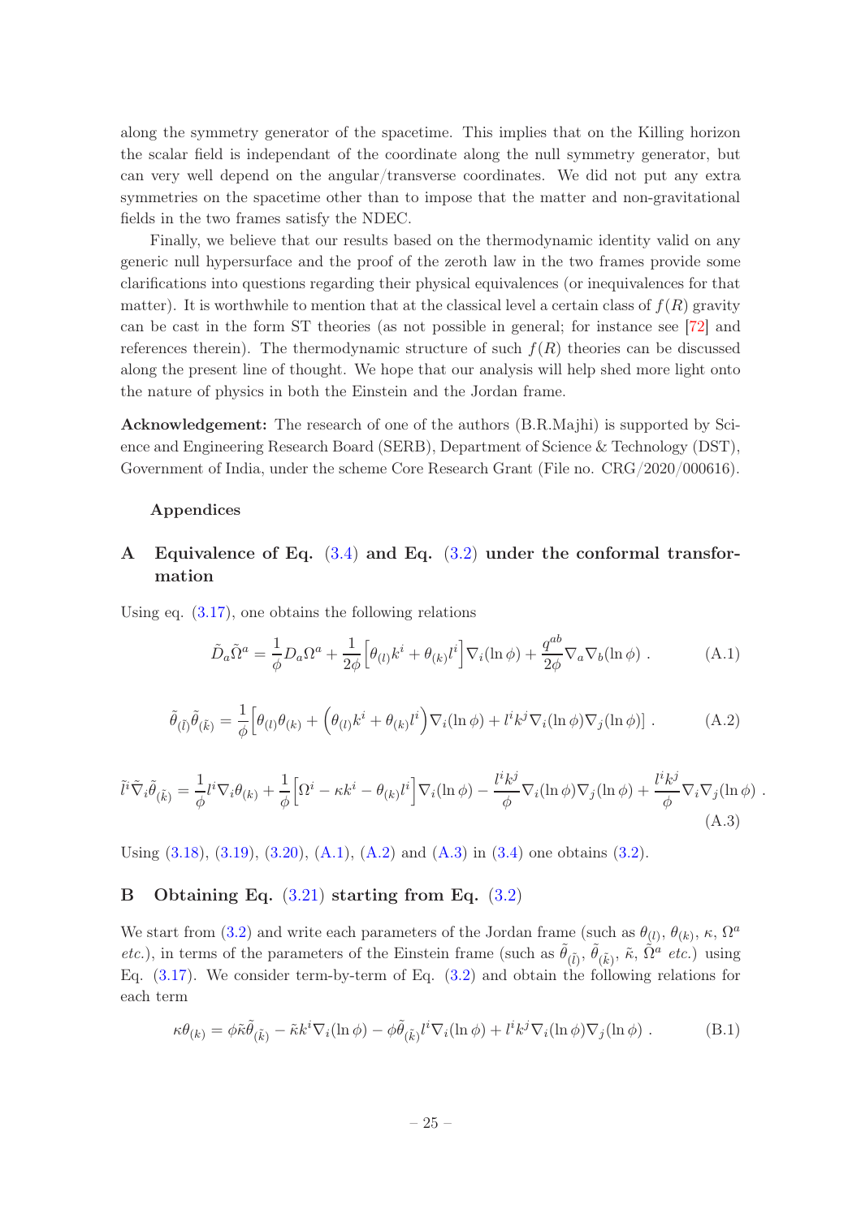along the symmetry generator of the spacetime. This implies that on the Killing horizon the scalar field is independant of the coordinate along the null symmetry generator, but can very well depend on the angular/transverse coordinates. We did not put any extra symmetries on the spacetime other than to impose that the matter and non-gravitational fields in the two frames satisfy the NDEC.

Finally, we believe that our results based on the thermodynamic identity valid on any generic null hypersurface and the proof of the zeroth law in the two frames provide some clarifications into questions regarding their physical equivalences (or inequivalences for that matter). It is worthwhile to mention that at the classical level a certain class of $f(R)$ gravity can be cast in the form ST theories (as not possible in general; for instance see [72] and references therein). The thermodynamic structure of such $f(R)$ theories can be discussed along the present line of thought. We hope that our analysis will help shed more light onto the nature of physics in both the Einstein and the Jordan frame.

**Acknowledgement:** The research of one of the authors (B.R.Majhi) is supported by Science and Engineering Research Board (SERB), Department of Science & Technology (DST), Government of India, under the scheme Core Research Grant (File no. CRG/2020/000616).

### Appendices

## A Equivalence of Eq. (3.4) and Eq. (3.2) under the conformal transformation

Using eq. (3.17), one obtains the following relations

$$\tilde{D}_a\tilde{\Omega}^a = \frac{1}{\phi}D_a\Omega^a + \frac{1}{2\phi}\Big[\theta_{(l)}k^i + \theta_{(k)}l^i\Big]\nabla_i(\ln\phi) + \frac{q^{ab}}{2\phi}\nabla_a\nabla_b(\ln\phi)\ . \tag{A.1}$$

$$\tilde{\theta}_{(\tilde{l})}\tilde{\theta}_{(\tilde{k})} = \frac{1}{\phi}\Big[\theta_{(l)}\theta_{(k)} + \Big(\theta_{(l)}k^i + \theta_{(k)}l^i\Big)\nabla_i(\ln\phi) + l^ik^j\nabla_i(\ln\phi)\nabla_j(\ln\phi)\Big]\ . \tag{A.2}$$

$$\tilde{l}^i\tilde{\nabla}_i\tilde{\theta}_{(\tilde{k})} = \frac{1}{\phi}l^i\nabla_i\theta_{(k)} + \frac{1}{\phi}\Big[\Omega^i - \kappa k^i - \theta_{(k)}l^i\Big]\nabla_i(\ln\phi) - \frac{l^ik^j}{\phi}\nabla_i(\ln\phi)\nabla_j(\ln\phi) + \frac{l^ik^j}{\phi}\nabla_i\nabla_j(\ln\phi)\ . \tag{A.3}$$

Using (3.18), (3.19), (3.20), (A.1), (A.2) and (A.3) in (3.4) one obtains (3.2).

## B Obtaining Eq. (3.21) starting from Eq. (3.2)

We start from (3.2) and write each parameters of the Jordan frame (such as $\theta_{(l)}$, $\theta_{(k)}$, $\kappa$, $\Omega^a$ *etc.*), in terms of the parameters of the Einstein frame (such as $\tilde{\theta}_{(\tilde{l})}$, $\tilde{\theta}_{(\tilde{k})}$, $\tilde{\kappa}$, $\tilde{\Omega}^a$ *etc.*) using Eq. (3.17). We consider term-by-term of Eq. (3.2) and obtain the following relations for each term

$$\kappa\theta_{(k)} = \phi\tilde{\kappa}\tilde{\theta}_{(\tilde{k})} - \tilde{\kappa}k^i\nabla_i(\ln\phi) - \phi\tilde{\theta}_{(\tilde{k})}l^i\nabla_i(\ln\phi) + l^ik^j\nabla_i(\ln\phi)\nabla_j(\ln\phi)\ . \tag{B.1}$$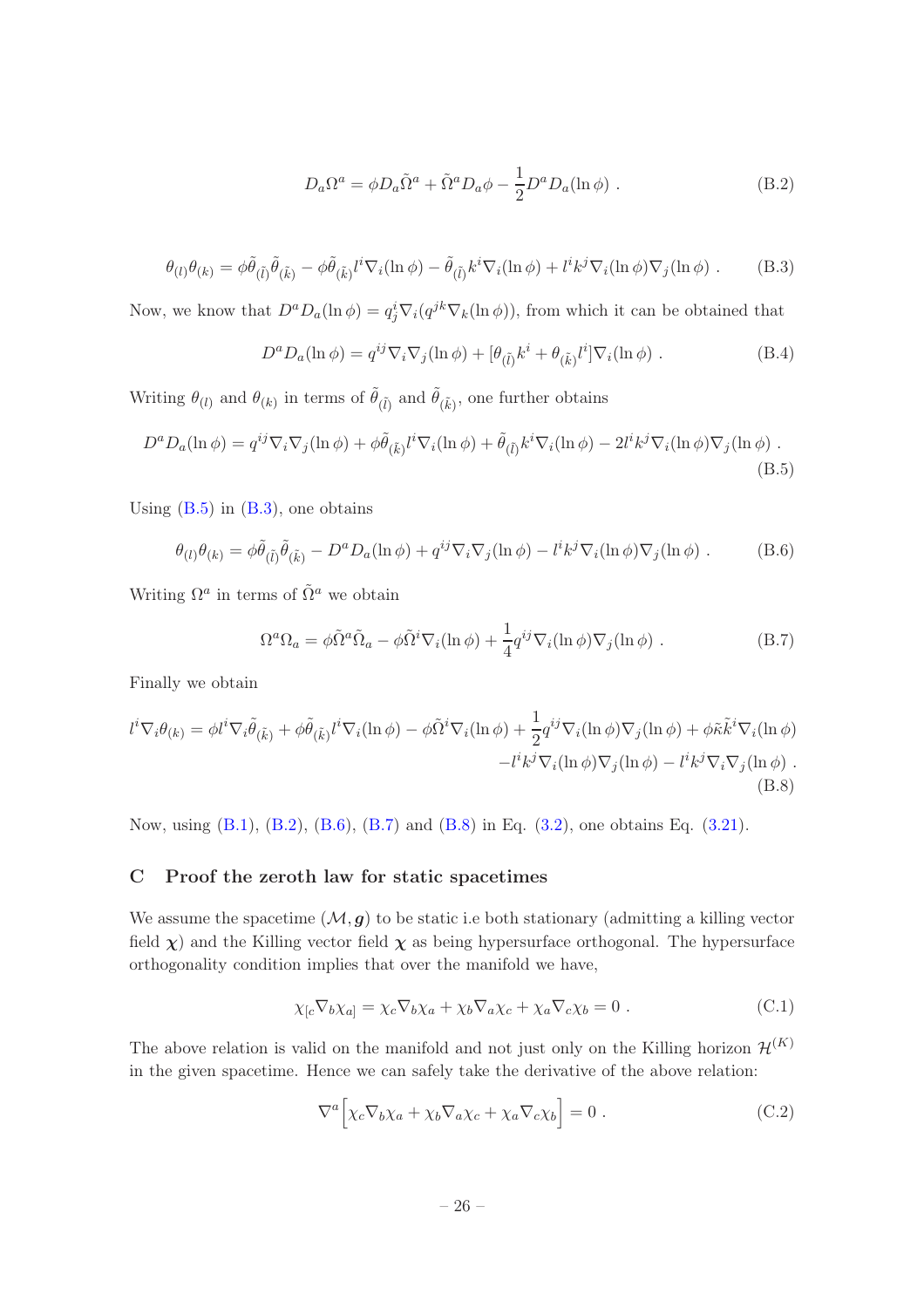$$D_a\Omega^a = \phi D_a\tilde{\Omega}^a + \tilde{\Omega}^a D_a\phi - \frac{1}{2}D^a D_a(\ln\phi)\ . \tag{B.2}$$

$$\theta_{(l)}\theta_{(k)} = \phi\tilde{\theta}_{(\tilde{l})}\tilde{\theta}_{(\tilde{k})} - \phi\tilde{\theta}_{(\tilde{k})}l^i\nabla_i(\ln\phi) - \tilde{\theta}_{(\tilde{l})}k^i\nabla_i(\ln\phi) + l^ik^j\nabla_i(\ln\phi)\nabla_j(\ln\phi)\ . \tag{B.3}$$

Now, we know that $D^aD_a(\ln\phi) = q^i_j\nabla_i(q^{jk}\nabla_k(\ln\phi))$, from which it can be obtained that

$$D^aD_a(\ln\phi) = q^{ij}\nabla_i\nabla_j(\ln\phi) + [\theta_{(\tilde{l})}k^i + \theta_{(\tilde{k})}l^i]\nabla_i(\ln\phi)\ . \tag{B.4}$$

Writing $\theta_{(l)}$ and $\theta_{(k)}$ in terms of $\tilde{\theta}_{(\tilde{l})}$ and $\tilde{\theta}_{(\tilde{k})}$, one further obtains

$$D^aD_a(\ln\phi) = q^{ij}\nabla_i\nabla_j(\ln\phi) + \phi\tilde{\theta}_{(\tilde{k})}l^i\nabla_i(\ln\phi) + \tilde{\theta}_{(\tilde{l})}k^i\nabla_i(\ln\phi) - 2l^ik^j\nabla_i(\ln\phi)\nabla_j(\ln\phi)\ . \tag{B.5}$$

Using (B.5) in (B.3), one obtains

$$\theta_{(l)}\theta_{(k)} = \phi\tilde{\theta}_{(\tilde{l})}\tilde{\theta}_{(\tilde{k})} - D^aD_a(\ln\phi) + q^{ij}\nabla_i\nabla_j(\ln\phi) - l^ik^j\nabla_i(\ln\phi)\nabla_j(\ln\phi)\ . \tag{B.6}$$

Writing $\Omega^a$ in terms of $\tilde{\Omega}^a$ we obtain

$$\Omega^a\Omega_a = \phi\tilde{\Omega}^a\tilde{\Omega}_a - \phi\tilde{\Omega}^i\nabla_i(\ln\phi) + \frac{1}{4}q^{ij}\nabla_i(\ln\phi)\nabla_j(\ln\phi)\ . \tag{B.7}$$

Finally we obtain

$$\begin{aligned} l^i\nabla_i\theta_{(k)} = \phi l^i\nabla_i\tilde{\theta}_{(\tilde{k})} + \phi\tilde{\theta}_{(\tilde{k})}l^i\nabla_i(\ln\phi) - \phi\tilde{\Omega}^i\nabla_i(\ln\phi) + \frac{1}{2}q^{ij}\nabla_i(\ln\phi)\nabla_j(\ln\phi) + \phi\tilde{\kappa}\tilde{k}^i\nabla_i(\ln\phi) \\ - l^ik^j\nabla_i(\ln\phi)\nabla_j(\ln\phi) - l^ik^j\nabla_i\nabla_j(\ln\phi)\ . \end{aligned} \tag{B.8}$$

Now, using (B.1), (B.2), (B.6), (B.7) and (B.8) in Eq. (3.2), one obtains Eq. (3.21).

## C Proof the zeroth law for static spacetimes

We assume the spacetime $(\mathcal{M}, \boldsymbol{g})$ to be static i.e both stationary (admitting a killing vector field $\boldsymbol{\chi}$) and the Killing vector field $\boldsymbol{\chi}$ as being hypersurface orthogonal. The hypersurface orthogonality condition implies that over the manifold we have,

$$\chi_{[c}\nabla_b\chi_{a]} = \chi_c\nabla_b\chi_a + \chi_b\nabla_a\chi_c + \chi_a\nabla_c\chi_b = 0\ . \tag{C.1}$$

The above relation is valid on the manifold and not just only on the Killing horizon $\mathcal{H}^{(K)}$ in the given spacetime. Hence we can safely take the derivative of the above relation:

$$\nabla^a\Big[\chi_c\nabla_b\chi_a + \chi_b\nabla_a\chi_c + \chi_a\nabla_c\chi_b\Big] = 0\ . \tag{C.2}$$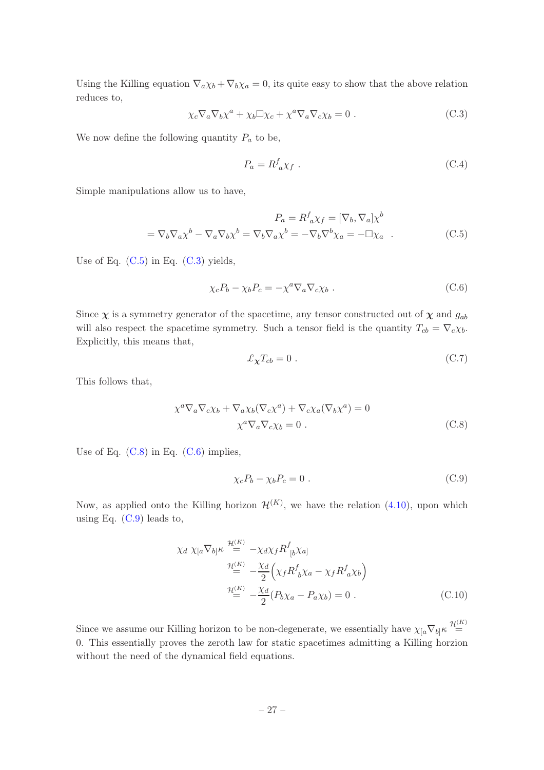Using the Killing equation $\nabla_a \chi_b + \nabla_b \chi_a = 0$, its quite easy to show that the above relation reduces to,

$$\chi_c \nabla_a \nabla_b \chi^a + \chi_b \Box \chi_c + \chi^a \nabla_a \nabla_c \chi_b = 0 \ . \tag{C.3}$$

We now define the following quantity $P_a$ to be,

$$P_a = R^f{}_a \chi_f \ . \tag{C.4}$$

Simple manipulations allow us to have,

$$\begin{aligned} P_a = R^f{}_a \chi_f = [\nabla_b, \nabla_a] \chi^b \\ = \nabla_b \nabla_a \chi^b - \nabla_a \nabla_b \chi^b = \nabla_b \nabla_a \chi^b = -\nabla_b \nabla^b \chi_a = -\Box \chi_a \ . \end{aligned} \tag{C.5}$$

Use of Eq. (C.5) in Eq. (C.3) yields,

$$\chi_c P_b - \chi_b P_c = -\chi^a \nabla_a \nabla_c \chi_b \ . \tag{C.6}$$

Since $\boldsymbol{\chi}$ is a symmetry generator of the spacetime, any tensor constructed out of $\boldsymbol{\chi}$ and $g_{ab}$ will also respect the spacetime symmetry. Such a tensor field is the quantity $T_{cb} = \nabla_c \chi_b$. Explicitly, this means that,

$$\pounds_{\boldsymbol{\chi}} T_{cb} = 0 \ . \tag{C.7}$$

This follows that,

$$\begin{aligned} \chi^a \nabla_a \nabla_c \chi_b + \nabla_a \chi_b (\nabla_c \chi^a) + \nabla_c \chi_a (\nabla_b \chi^a) = 0 \\ \chi^a \nabla_a \nabla_c \chi_b = 0 \ . \end{aligned} \tag{C.8}$$

Use of Eq. (C.8) in Eq. (C.6) implies,

$$\chi_c P_b - \chi_b P_c = 0 \ . \tag{C.9}$$

Now, as applied onto the Killing horizon $\mathcal{H}^{(K)}$, we have the relation (4.10), upon which using Eq. (C.9) leads to,

$$\begin{aligned} \chi_d \ \chi_{[a} \nabla_{b]} \kappa &\overset{\mathcal{H}^{(K)}}{=} -\chi_d \chi_f R^f{}_{[b} \chi_{a]} \\ &\overset{\mathcal{H}^{(K)}}{=} -\frac{\chi_d}{2} \Big( \chi_f R^f{}_b \chi_a - \chi_f R^f{}_a \chi_b \Big) \\ &\overset{\mathcal{H}^{(K)}}{=} -\frac{\chi_d}{2} (P_b \chi_a - P_a \chi_b) = 0 \ . \end{aligned} \tag{C.10}$$

Since we assume our Killing horizon to be non-degenerate, we essentially have $\chi_{[a} \nabla_{b]} \kappa \overset{\mathcal{H}^{(K)}}{=} 0$. This essentially proves the zeroth law for static spacetimes admitting a Killing horzion without the need of the dynamical field equations.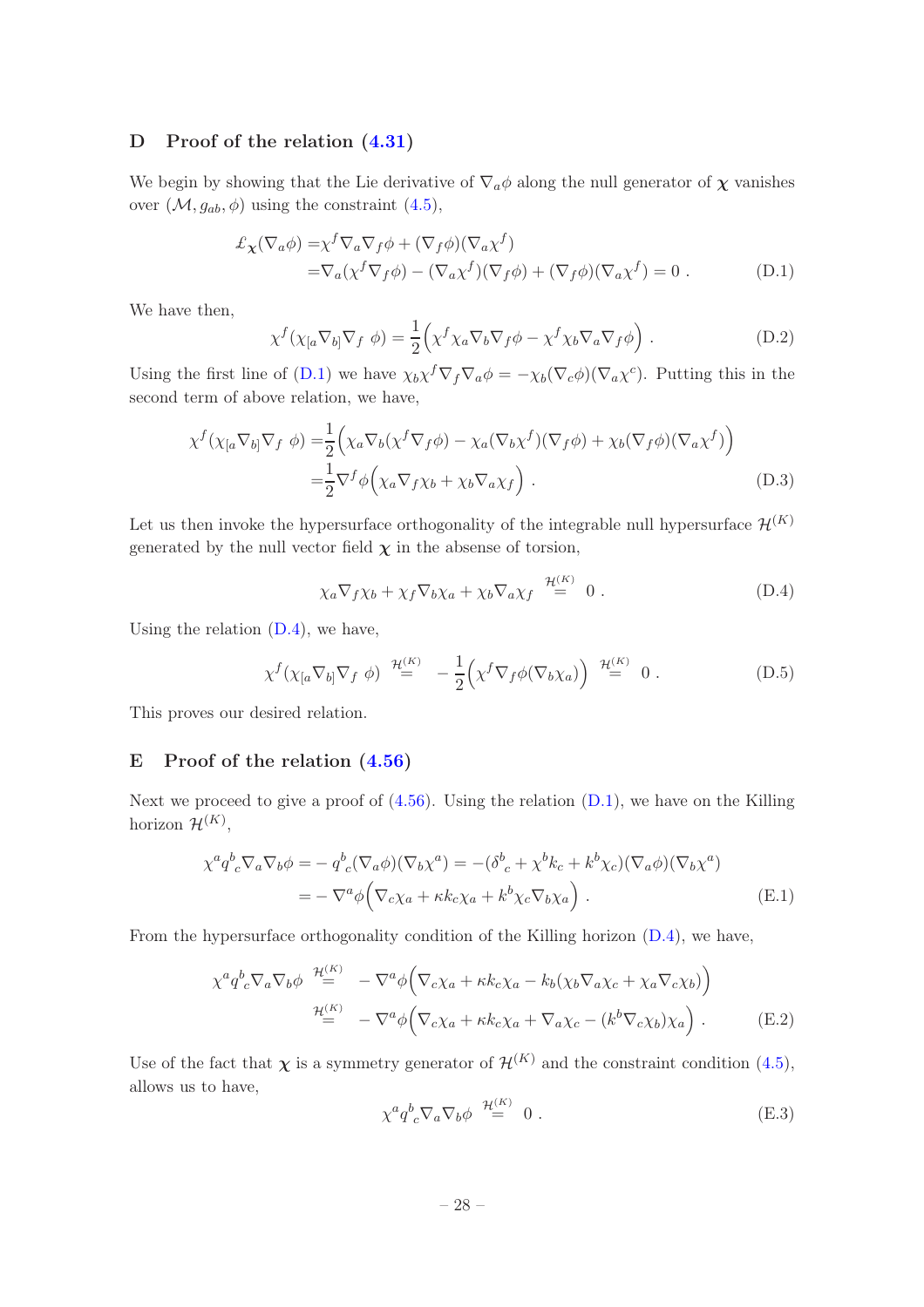## D Proof of the relation (4.31)

We begin by showing that the Lie derivative of $\nabla_a \phi$ along the null generator of $\boldsymbol{\chi}$ vanishes over $(\mathcal{M}, g_{ab}, \phi)$ using the constraint (4.5),

$$
\begin{aligned}
\pounds_{\boldsymbol{\chi}}(\nabla_a\phi) =& \chi^f \nabla_a \nabla_f \phi + (\nabla_f\phi)(\nabla_a \chi^f) \\
=& \nabla_a(\chi^f \nabla_f \phi) - (\nabla_a \chi^f)(\nabla_f \phi) + (\nabla_f\phi)(\nabla_a\chi^f) = 0 \ .
\end{aligned} \tag{D.1}
$$

We have then,

$$
\chi^f(\chi_{[a}\nabla_{b]}\nabla_f \ \phi) = \frac{1}{2}\Big(\chi^f\chi_a\nabla_b\nabla_f\phi - \chi^f\chi_b\nabla_a\nabla_f\phi\Big) \ . \tag{D.2}
$$

Using the first line of (D.1) we have $\chi_b\chi^f\nabla_f\nabla_a\phi = -\chi_b(\nabla_c\phi)(\nabla_a\chi^c)$. Putting this in the second term of above relation, we have,

$$
\begin{aligned}
\chi^f(\chi_{[a}\nabla_{b]}\nabla_f \ \phi) =& \frac{1}{2}\Big(\chi_a\nabla_b(\chi^f\nabla_f\phi) - \chi_a(\nabla_b\chi^f)(\nabla_f\phi) + \chi_b(\nabla_f\phi)(\nabla_a\chi^f)\Big) \\
=& \frac{1}{2}\nabla^f\phi\Big(\chi_a\nabla_f\chi_b + \chi_b\nabla_a\chi_f\Big) \ .
\end{aligned} \tag{D.3}
$$

Let us then invoke the hypersurface orthogonality of the integrable null hypersurface $\mathcal{H}^{(K)}$ generated by the null vector field $\boldsymbol{\chi}$ in the absense of torsion,

$$
\chi_a\nabla_f\chi_b + \chi_f\nabla_b\chi_a + \chi_b\nabla_a\chi_f \overset{\mathcal{H}^{(K)}}{=} 0 \ . \tag{D.4}
$$

Using the relation (D.4), we have,

$$
\chi^f(\chi_{[a}\nabla_{b]}\nabla_f \ \phi) \overset{\mathcal{H}^{(K)}}{=} -\frac{1}{2}\Big(\chi^f\nabla_f\phi(\nabla_b\chi_a)\Big) \overset{\mathcal{H}^{(K)}}{=} 0 \ . \tag{D.5}
$$

This proves our desired relation.

## E Proof of the relation (4.56)

Next we proceed to give a proof of (4.56). Using the relation (D.1), we have on the Killing horizon $\mathcal{H}^{(K)}$,

$$
\begin{aligned}
\chi^a q^b{}_c\nabla_a\nabla_b\phi =& -q^b{}_c(\nabla_a\phi)(\nabla_b\chi^a) = -(\delta^b{}_c + \chi^b k_c + k^b\chi_c)(\nabla_a\phi)(\nabla_b\chi^a) \\
=& -\nabla^a\phi\Big(\nabla_c\chi_a + \kappa k_c\chi_a + k^b\chi_c\nabla_b\chi_a\Big) \ .
\end{aligned} \tag{E.1}
$$

From the hypersurface orthogonality condition of the Killing horizon (D.4), we have,

$$
\begin{aligned}
\chi^a q^b{}_c\nabla_a\nabla_b\phi \overset{\mathcal{H}^{(K)}}{=}& -\nabla^a\phi\Big(\nabla_c\chi_a + \kappa k_c\chi_a - k_b(\chi_b\nabla_a\chi_c + \chi_a\nabla_c\chi_b)\Big) \\
\overset{\mathcal{H}^{(K)}}{=}& -\nabla^a\phi\Big(\nabla_c\chi_a + \kappa k_c\chi_a + \nabla_a\chi_c - (k^b\nabla_c\chi_b)\chi_a\Big) \ .
\end{aligned} \tag{E.2}
$$

Use of the fact that $\boldsymbol{\chi}$ is a symmetry generator of $\mathcal{H}^{(K)}$ and the constraint condition (4.5), allows us to have,

$$
\chi^a q^b{}_c\nabla_a\nabla_b\phi \overset{\mathcal{H}^{(K)}}{=} 0 \ . \tag{E.3}
$$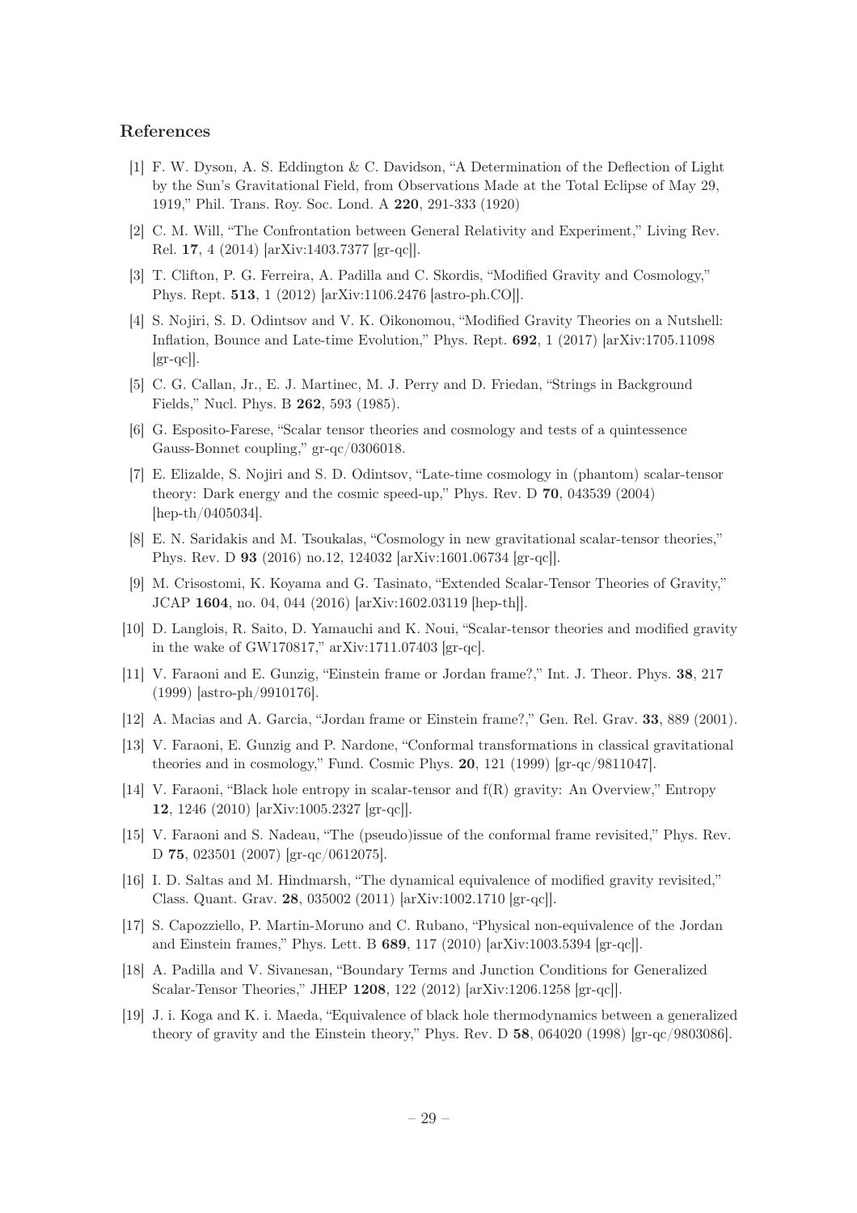## References

[1] F. W. Dyson, A. S. Eddington & C. Davidson, "A Determination of the Deflection of Light by the Sun's Gravitational Field, from Observations Made at the Total Eclipse of May 29, 1919," Phil. Trans. Roy. Soc. Lond. A **220**, 291-333 (1920)

[2] C. M. Will, "The Confrontation between General Relativity and Experiment," Living Rev. Rel. **17**, 4 (2014) [arXiv:1403.7377 [gr-qc]].

[3] T. Clifton, P. G. Ferreira, A. Padilla and C. Skordis, "Modified Gravity and Cosmology," Phys. Rept. **513**, 1 (2012) [arXiv:1106.2476 [astro-ph.CO]].

[4] S. Nojiri, S. D. Odintsov and V. K. Oikonomou, "Modified Gravity Theories on a Nutshell: Inflation, Bounce and Late-time Evolution," Phys. Rept. **692**, 1 (2017) [arXiv:1705.11098 [gr-qc]].

[5] C. G. Callan, Jr., E. J. Martinec, M. J. Perry and D. Friedan, "Strings in Background Fields," Nucl. Phys. B **262**, 593 (1985).

[6] G. Esposito-Farese, "Scalar tensor theories and cosmology and tests of a quintessence Gauss-Bonnet coupling," gr-qc/0306018.

[7] E. Elizalde, S. Nojiri and S. D. Odintsov, "Late-time cosmology in (phantom) scalar-tensor theory: Dark energy and the cosmic speed-up," Phys. Rev. D **70**, 043539 (2004) [hep-th/0405034].

[8] E. N. Saridakis and M. Tsoukalas, "Cosmology in new gravitational scalar-tensor theories," Phys. Rev. D **93** (2016) no.12, 124032 [arXiv:1601.06734 [gr-qc]].

[9] M. Crisostomi, K. Koyama and G. Tasinato, "Extended Scalar-Tensor Theories of Gravity," JCAP **1604**, no. 04, 044 (2016) [arXiv:1602.03119 [hep-th]].

[10] D. Langlois, R. Saito, D. Yamauchi and K. Noui, "Scalar-tensor theories and modified gravity in the wake of GW170817," arXiv:1711.07403 [gr-qc].

[11] V. Faraoni and E. Gunzig, "Einstein frame or Jordan frame?," Int. J. Theor. Phys. **38**, 217 (1999) [astro-ph/9910176].

[12] A. Macias and A. Garcia, "Jordan frame or Einstein frame?," Gen. Rel. Grav. **33**, 889 (2001).

[13] V. Faraoni, E. Gunzig and P. Nardone, "Conformal transformations in classical gravitational theories and in cosmology," Fund. Cosmic Phys. **20**, 121 (1999) [gr-qc/9811047].

[14] V. Faraoni, "Black hole entropy in scalar-tensor and f(R) gravity: An Overview," Entropy **12**, 1246 (2010) [arXiv:1005.2327 [gr-qc]].

[15] V. Faraoni and S. Nadeau, "The (pseudo)issue of the conformal frame revisited," Phys. Rev. D **75**, 023501 (2007) [gr-qc/0612075].

[16] I. D. Saltas and M. Hindmarsh, "The dynamical equivalence of modified gravity revisited," Class. Quant. Grav. **28**, 035002 (2011) [arXiv:1002.1710 [gr-qc]].

[17] S. Capozziello, P. Martin-Moruno and C. Rubano, "Physical non-equivalence of the Jordan and Einstein frames," Phys. Lett. B **689**, 117 (2010) [arXiv:1003.5394 [gr-qc]].

[18] A. Padilla and V. Sivanesan, "Boundary Terms and Junction Conditions for Generalized Scalar-Tensor Theories," JHEP **1208**, 122 (2012) [arXiv:1206.1258 [gr-qc]].

[19] J. i. Koga and K. i. Maeda, "Equivalence of black hole thermodynamics between a generalized theory of gravity and the Einstein theory," Phys. Rev. D **58**, 064020 (1998) [gr-qc/9803086].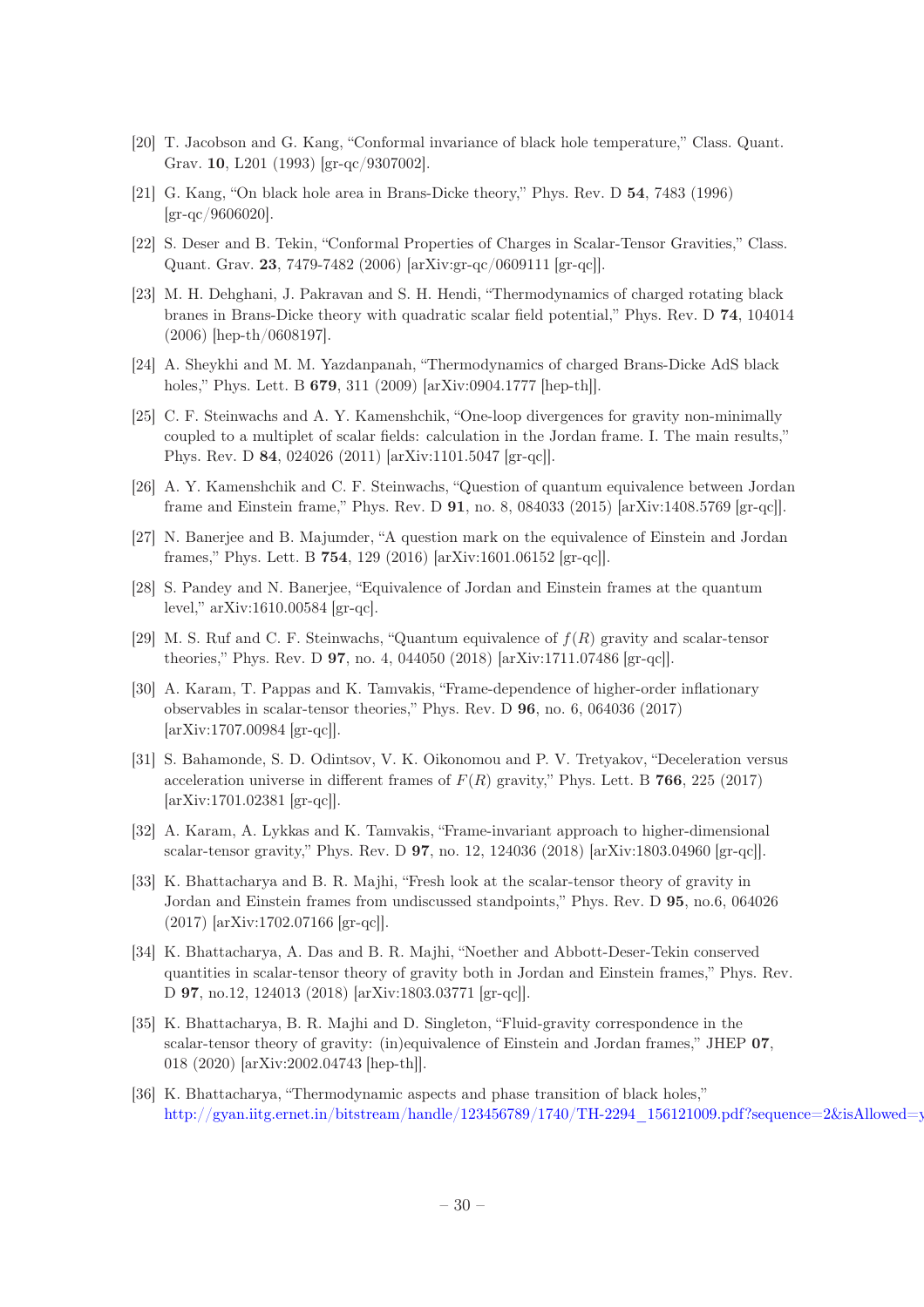[20] T. Jacobson and G. Kang, "Conformal invariance of black hole temperature," Class. Quant. Grav. **10**, L201 (1993) [gr-qc/9307002].

[21] G. Kang, "On black hole area in Brans-Dicke theory," Phys. Rev. D **54**, 7483 (1996) [gr-qc/9606020].

[22] S. Deser and B. Tekin, "Conformal Properties of Charges in Scalar-Tensor Gravities," Class. Quant. Grav. **23**, 7479-7482 (2006) [arXiv:gr-qc/0609111 [gr-qc]].

[23] M. H. Dehghani, J. Pakravan and S. H. Hendi, "Thermodynamics of charged rotating black branes in Brans-Dicke theory with quadratic scalar field potential," Phys. Rev. D **74**, 104014 (2006) [hep-th/0608197].

[24] A. Sheykhi and M. M. Yazdanpanah, "Thermodynamics of charged Brans-Dicke AdS black holes," Phys. Lett. B **679**, 311 (2009) [arXiv:0904.1777 [hep-th]].

[25] C. F. Steinwachs and A. Y. Kamenshchik, "One-loop divergences for gravity non-minimally coupled to a multiplet of scalar fields: calculation in the Jordan frame. I. The main results," Phys. Rev. D **84**, 024026 (2011) [arXiv:1101.5047 [gr-qc]].

[26] A. Y. Kamenshchik and C. F. Steinwachs, "Question of quantum equivalence between Jordan frame and Einstein frame," Phys. Rev. D **91**, no. 8, 084033 (2015) [arXiv:1408.5769 [gr-qc]].

[27] N. Banerjee and B. Majumder, "A question mark on the equivalence of Einstein and Jordan frames," Phys. Lett. B **754**, 129 (2016) [arXiv:1601.06152 [gr-qc]].

[28] S. Pandey and N. Banerjee, "Equivalence of Jordan and Einstein frames at the quantum level," arXiv:1610.00584 [gr-qc].

[29] M. S. Ruf and C. F. Steinwachs, "Quantum equivalence of $f(R)$ gravity and scalar-tensor theories," Phys. Rev. D **97**, no. 4, 044050 (2018) [arXiv:1711.07486 [gr-qc]].

[30] A. Karam, T. Pappas and K. Tamvakis, "Frame-dependence of higher-order inflationary observables in scalar-tensor theories," Phys. Rev. D **96**, no. 6, 064036 (2017) [arXiv:1707.00984 [gr-qc]].

[31] S. Bahamonde, S. D. Odintsov, V. K. Oikonomou and P. V. Tretyakov, "Deceleration versus acceleration universe in different frames of $F(R)$ gravity," Phys. Lett. B **766**, 225 (2017) [arXiv:1701.02381 [gr-qc]].

[32] A. Karam, A. Lykkas and K. Tamvakis, "Frame-invariant approach to higher-dimensional scalar-tensor gravity," Phys. Rev. D **97**, no. 12, 124036 (2018) [arXiv:1803.04960 [gr-qc]].

[33] K. Bhattacharya and B. R. Majhi, "Fresh look at the scalar-tensor theory of gravity in Jordan and Einstein frames from undiscussed standpoints," Phys. Rev. D **95**, no.6, 064026 (2017) [arXiv:1702.07166 [gr-qc]].

[34] K. Bhattacharya, A. Das and B. R. Majhi, "Noether and Abbott-Deser-Tekin conserved quantities in scalar-tensor theory of gravity both in Jordan and Einstein frames," Phys. Rev. D **97**, no.12, 124013 (2018) [arXiv:1803.03771 [gr-qc]].

[35] K. Bhattacharya, B. R. Majhi and D. Singleton, "Fluid-gravity correspondence in the scalar-tensor theory of gravity: (in)equivalence of Einstein and Jordan frames," JHEP **07**, 018 (2020) [arXiv:2002.04743 [hep-th]].

[36] K. Bhattacharya, "Thermodynamic aspects and phase transition of black holes," http://gyan.iitg.ernet.in/bitstream/handle/123456789/1740/TH-2294_156121009.pdf?sequence=2&isAllowed=y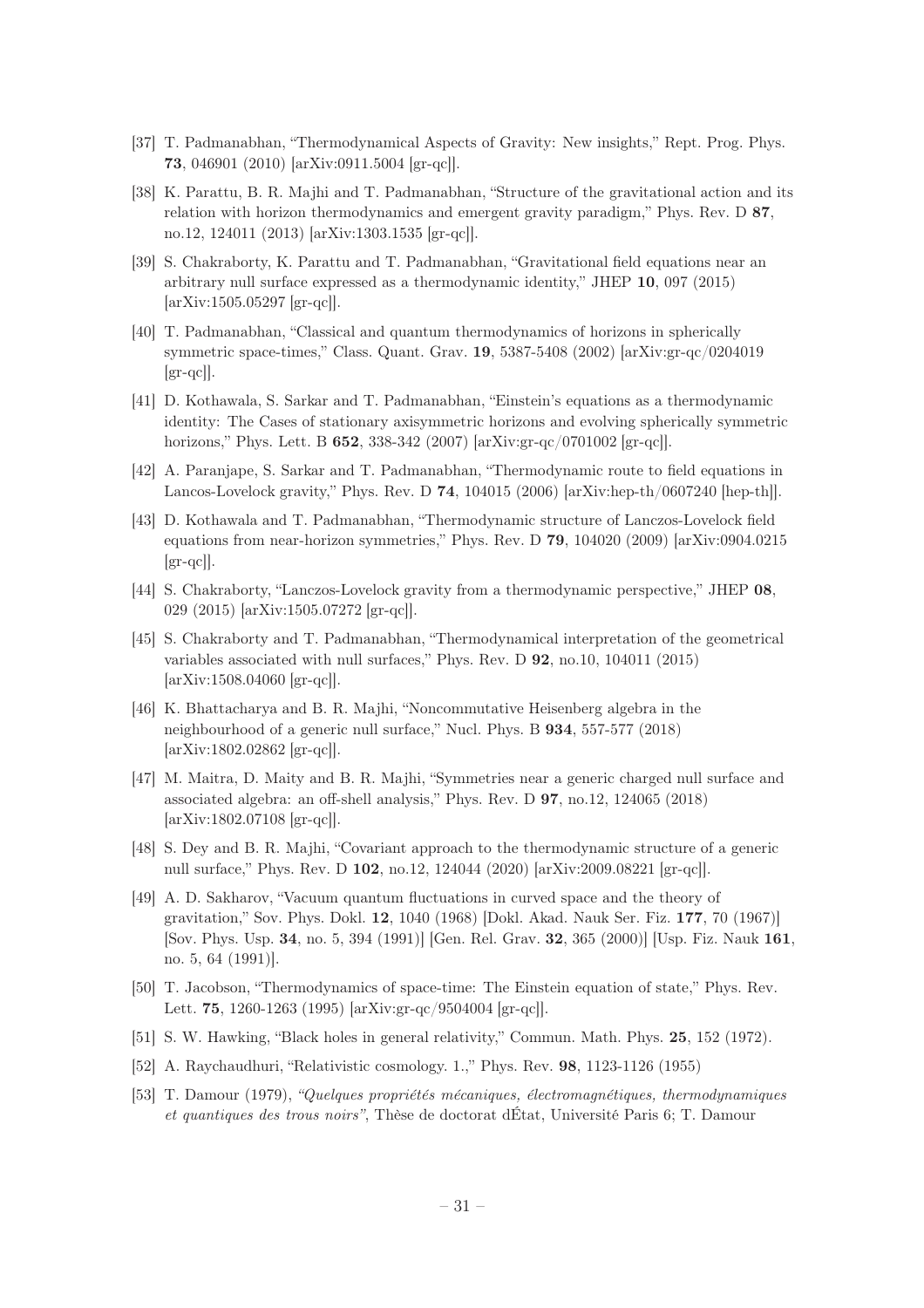[37] T. Padmanabhan, "Thermodynamical Aspects of Gravity: New insights," Rept. Prog. Phys. **73**, 046901 (2010) [arXiv:0911.5004 [gr-qc]].

[38] K. Parattu, B. R. Majhi and T. Padmanabhan, "Structure of the gravitational action and its relation with horizon thermodynamics and emergent gravity paradigm," Phys. Rev. D **87**, no.12, 124011 (2013) [arXiv:1303.1535 [gr-qc]].

[39] S. Chakraborty, K. Parattu and T. Padmanabhan, "Gravitational field equations near an arbitrary null surface expressed as a thermodynamic identity," JHEP **10**, 097 (2015) [arXiv:1505.05297 [gr-qc]].

[40] T. Padmanabhan, "Classical and quantum thermodynamics of horizons in spherically symmetric space-times," Class. Quant. Grav. **19**, 5387-5408 (2002) [arXiv:gr-qc/0204019 [gr-qc]].

[41] D. Kothawala, S. Sarkar and T. Padmanabhan, "Einstein's equations as a thermodynamic identity: The Cases of stationary axisymmetric horizons and evolving spherically symmetric horizons," Phys. Lett. B **652**, 338-342 (2007) [arXiv:gr-qc/0701002 [gr-qc]].

[42] A. Paranjape, S. Sarkar and T. Padmanabhan, "Thermodynamic route to field equations in Lancos-Lovelock gravity," Phys. Rev. D **74**, 104015 (2006) [arXiv:hep-th/0607240 [hep-th]].

[43] D. Kothawala and T. Padmanabhan, "Thermodynamic structure of Lanczos-Lovelock field equations from near-horizon symmetries," Phys. Rev. D **79**, 104020 (2009) [arXiv:0904.0215 [gr-qc]].

[44] S. Chakraborty, "Lanczos-Lovelock gravity from a thermodynamic perspective," JHEP **08**, 029 (2015) [arXiv:1505.07272 [gr-qc]].

[45] S. Chakraborty and T. Padmanabhan, "Thermodynamical interpretation of the geometrical variables associated with null surfaces," Phys. Rev. D **92**, no.10, 104011 (2015) [arXiv:1508.04060 [gr-qc]].

[46] K. Bhattacharya and B. R. Majhi, "Noncommutative Heisenberg algebra in the neighbourhood of a generic null surface," Nucl. Phys. B **934**, 557-577 (2018) [arXiv:1802.02862 [gr-qc]].

[47] M. Maitra, D. Maity and B. R. Majhi, "Symmetries near a generic charged null surface and associated algebra: an off-shell analysis," Phys. Rev. D **97**, no.12, 124065 (2018) [arXiv:1802.07108 [gr-qc]].

[48] S. Dey and B. R. Majhi, "Covariant approach to the thermodynamic structure of a generic null surface," Phys. Rev. D **102**, no.12, 124044 (2020) [arXiv:2009.08221 [gr-qc]].

[49] A. D. Sakharov, "Vacuum quantum fluctuations in curved space and the theory of gravitation," Sov. Phys. Dokl. **12**, 1040 (1968) [Dokl. Akad. Nauk Ser. Fiz. **177**, 70 (1967)] [Sov. Phys. Usp. **34**, no. 5, 394 (1991)] [Gen. Rel. Grav. **32**, 365 (2000)] [Usp. Fiz. Nauk **161**, no. 5, 64 (1991)].

[50] T. Jacobson, "Thermodynamics of space-time: The Einstein equation of state," Phys. Rev. Lett. **75**, 1260-1263 (1995) [arXiv:gr-qc/9504004 [gr-qc]].

[51] S. W. Hawking, "Black holes in general relativity," Commun. Math. Phys. **25**, 152 (1972).

[52] A. Raychaudhuri, "Relativistic cosmology. 1.," Phys. Rev. **98**, 1123-1126 (1955)

[53] T. Damour (1979), *"Quelques propriétés mécaniques, électromagnétiques, thermodynamiques et quantiques des trous noirs"*, Thèse de doctorat dÉtat, Université Paris 6; T. Damour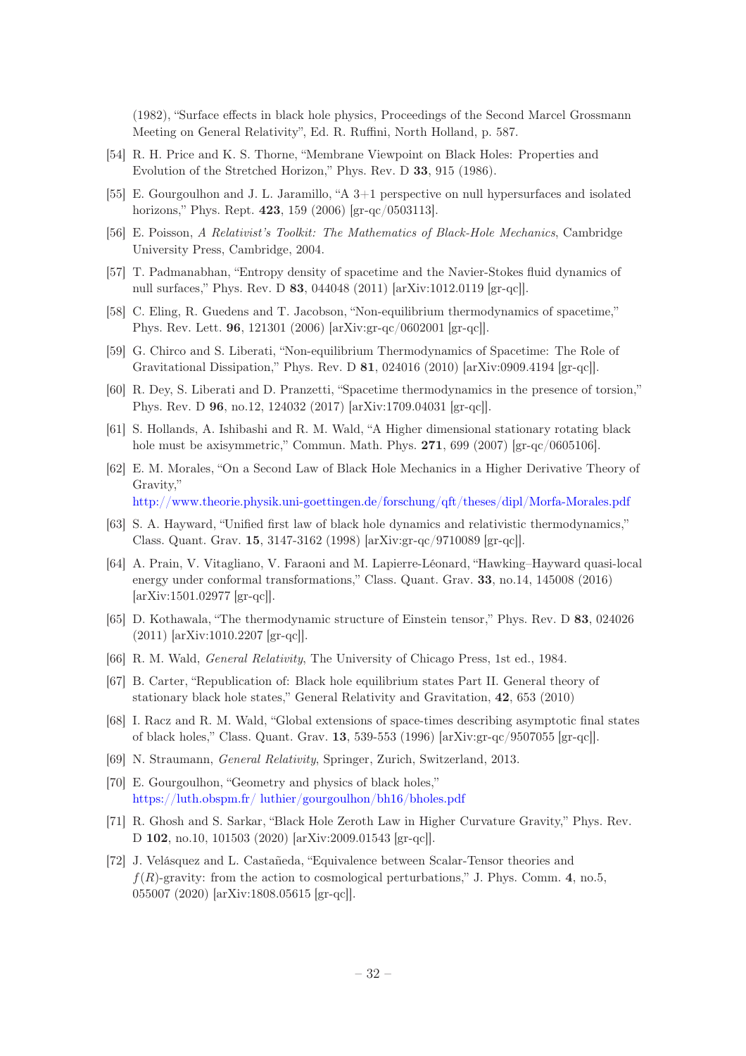(1982), "Surface effects in black hole physics, Proceedings of the Second Marcel Grossmann Meeting on General Relativity", Ed. R. Ruffini, North Holland, p. 587.

[54] R. H. Price and K. S. Thorne, "Membrane Viewpoint on Black Holes: Properties and Evolution of the Stretched Horizon," Phys. Rev. D **33**, 915 (1986).

[55] E. Gourgoulhon and J. L. Jaramillo, "A 3+1 perspective on null hypersurfaces and isolated horizons," Phys. Rept. **423**, 159 (2006) [gr-qc/0503113].

[56] E. Poisson, *A Relativist's Toolkit: The Mathematics of Black-Hole Mechanics*, Cambridge University Press, Cambridge, 2004.

[57] T. Padmanabhan, "Entropy density of spacetime and the Navier-Stokes fluid dynamics of null surfaces," Phys. Rev. D **83**, 044048 (2011) [arXiv:1012.0119 [gr-qc]].

[58] C. Eling, R. Guedens and T. Jacobson, "Non-equilibrium thermodynamics of spacetime," Phys. Rev. Lett. **96**, 121301 (2006) [arXiv:gr-qc/0602001 [gr-qc]].

[59] G. Chirco and S. Liberati, "Non-equilibrium Thermodynamics of Spacetime: The Role of Gravitational Dissipation," Phys. Rev. D **81**, 024016 (2010) [arXiv:0909.4194 [gr-qc]].

[60] R. Dey, S. Liberati and D. Pranzetti, "Spacetime thermodynamics in the presence of torsion," Phys. Rev. D **96**, no.12, 124032 (2017) [arXiv:1709.04031 [gr-qc]].

[61] S. Hollands, A. Ishibashi and R. M. Wald, "A Higher dimensional stationary rotating black hole must be axisymmetric," Commun. Math. Phys. **271**, 699 (2007) [gr-qc/0605106].

[62] E. M. Morales, "On a Second Law of Black Hole Mechanics in a Higher Derivative Theory of Gravity," http://www.theorie.physik.uni-goettingen.de/forschung/qft/theses/dipl/Morfa-Morales.pdf

[63] S. A. Hayward, "Unified first law of black hole dynamics and relativistic thermodynamics," Class. Quant. Grav. **15**, 3147-3162 (1998) [arXiv:gr-qc/9710089 [gr-qc]].

[64] A. Prain, V. Vitagliano, V. Faraoni and M. Lapierre-Léonard, "Hawking–Hayward quasi-local energy under conformal transformations," Class. Quant. Grav. **33**, no.14, 145008 (2016) [arXiv:1501.02977 [gr-qc]].

[65] D. Kothawala, "The thermodynamic structure of Einstein tensor," Phys. Rev. D **83**, 024026 (2011) [arXiv:1010.2207 [gr-qc]].

[66] R. M. Wald, *General Relativity*, The University of Chicago Press, 1st ed., 1984.

[67] B. Carter, "Republication of: Black hole equilibrium states Part II. General theory of stationary black hole states," General Relativity and Gravitation, **42**, 653 (2010)

[68] I. Racz and R. M. Wald, "Global extensions of space-times describing asymptotic final states of black holes," Class. Quant. Grav. **13**, 539-553 (1996) [arXiv:gr-qc/9507055 [gr-qc]].

[69] N. Straumann, *General Relativity*, Springer, Zurich, Switzerland, 2013.

[70] E. Gourgoulhon, "Geometry and physics of black holes," https://luth.obspm.fr/ luthier/gourgoulhon/bh16/bholes.pdf

[71] R. Ghosh and S. Sarkar, "Black Hole Zeroth Law in Higher Curvature Gravity," Phys. Rev. D **102**, no.10, 101503 (2020) [arXiv:2009.01543 [gr-qc]].

[72] J. Velásquez and L. Castañeda, "Equivalence between Scalar-Tensor theories and $f(R)$-gravity: from the action to cosmological perturbations," J. Phys. Comm. **4**, no.5, 055007 (2020) [arXiv:1808.05615 [gr-qc]].